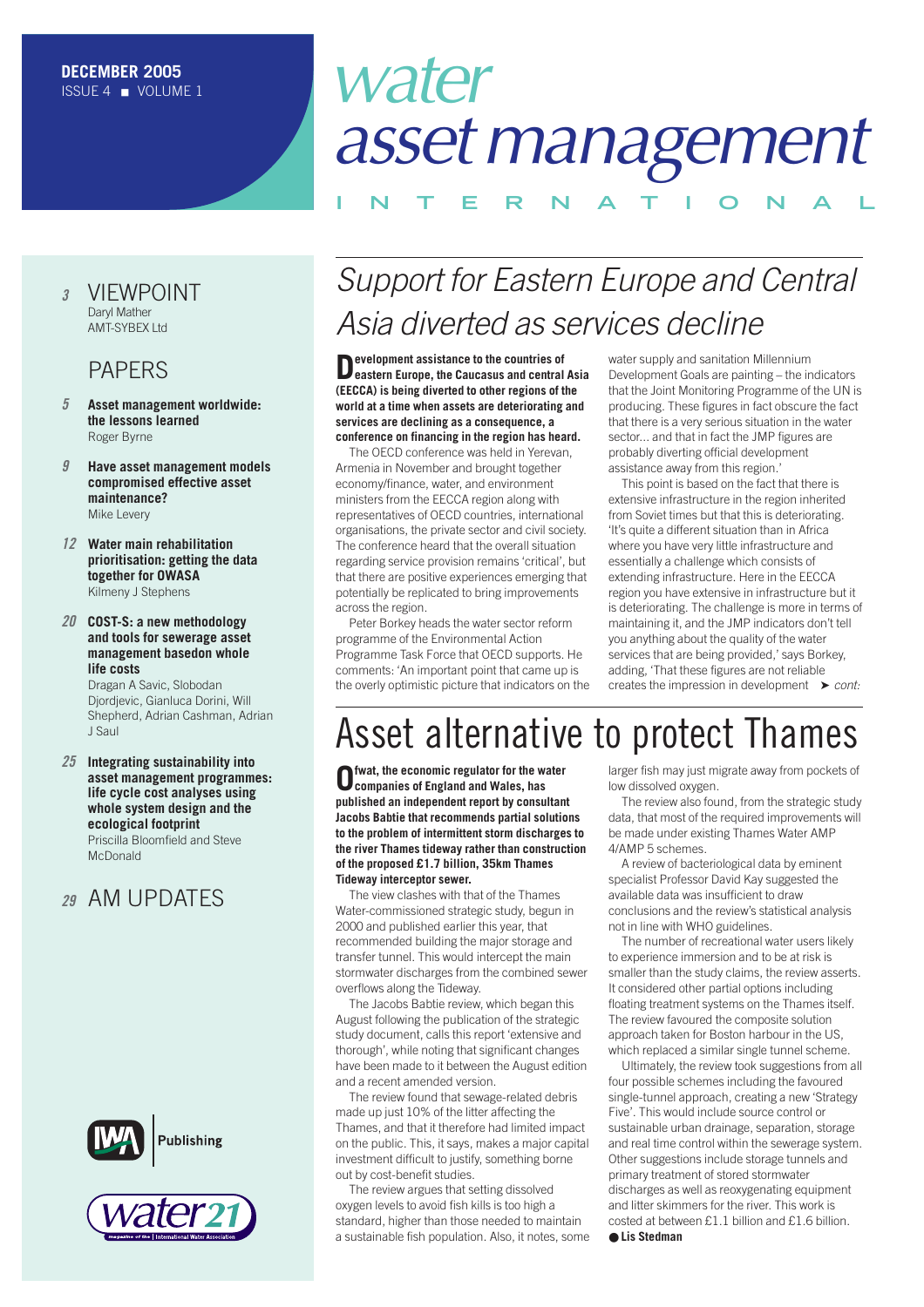DECEMBER 2005
ISSUE 4 ■ VOLUME 1

# water asset management INTERNATIONAL

3 VIEWPOINT
Daryl Mather
AMT-SYBEX Ltd

PAPERS

5 **Asset management worldwide: the lessons learned**
Roger Byrne

9 **Have asset management models compromised effective asset maintenance?**
Mike Levery

12 **Water main rehabilitation prioritisation: getting the data together for OWASA**
Kilmeny J Stephens

20 **COST-S: a new methodology and tools for sewerage asset management basedon whole life costs**
Dragan A Savic, Slobodan Djordjevic, Gianluca Dorini, Will Shepherd, Adrian Cashman, Adrian J Saul

25 **Integrating sustainability into asset management programmes: life cycle cost analyses using whole system design and the ecological footprint**
Priscilla Bloomfield and Steve McDonald

29 AM UPDATES

IWA Publishing

water21

## Support for Eastern Europe and Central Asia diverted as services decline

**Development assistance to the countries of eastern Europe, the Caucasus and central Asia (EECCA) is being diverted to other regions of the world at a time when assets are deteriorating and services are declining as a consequence, a conference on financing in the region has heard.**

The OECD conference was held in Yerevan, Armenia in November and brought together economy/finance, water, and environment ministers from the EECCA region along with representatives of OECD countries, international organisations, the private sector and civil society. The conference heard that the overall situation regarding service provision remains 'critical', but that there are positive experiences emerging that potentially be replicated to bring improvements across the region.

Peter Borkey heads the water sector reform programme of the Environmental Action Programme Task Force that OECD supports. He comments: 'An important point that came up is the overly optimistic picture that indicators on the water supply and sanitation Millennium Development Goals are painting – the indicators that the Joint Monitoring Programme of the UN is producing. These figures in fact obscure the fact that there is a very serious situation in the water sector... and that in fact the JMP figures are probably diverting official development assistance away from this region.'

This point is based on the fact that there is extensive infrastructure in the region inherited from Soviet times but that this is deteriorating. 'It's quite a different situation than in Africa where you have very little infrastructure and essentially a challenge which consists of extending infrastructure. Here in the EECCA region you have extensive in infrastructure but it is deteriorating. The challenge is more in terms of maintaining it, and the JMP indicators don't tell you anything about the quality of the water services that are being provided,' says Borkey, adding, 'That these figures are not reliable creates the impression in development ➤ *cont:*

## Asset alternative to protect Thames

**Ofwat, the economic regulator for the water companies of England and Wales, has published an independent report by consultant Jacobs Babtie that recommends partial solutions to the problem of intermittent storm discharges to the river Thames tideway rather than construction of the proposed £1.7 billion, 35km Thames Tideway interceptor sewer.**

The view clashes with that of the Thames Water-commissioned strategic study, begun in 2000 and published earlier this year, that recommended building the major storage and transfer tunnel. This would intercept the main stormwater discharges from the combined sewer overflows along the Tideway.

The Jacobs Babtie review, which began this August following the publication of the strategic study document, calls this report 'extensive and thorough', while noting that significant changes have been made to it between the August edition and a recent amended version.

The review found that sewage-related debris made up just 10% of the litter affecting the Thames, and that it therefore had limited impact on the public. This, it says, makes a major capital investment difficult to justify, something borne out by cost-benefit studies.

The review argues that setting dissolved oxygen levels to avoid fish kills is too high a standard, higher than those needed to maintain a sustainable fish population. Also, it notes, some larger fish may just migrate away from pockets of low dissolved oxygen.

The review also found, from the strategic study data, that most of the required improvements will be made under existing Thames Water AMP 4/AMP 5 schemes.

A review of bacteriological data by eminent specialist Professor David Kay suggested the available data was insufficient to draw conclusions and the review's statistical analysis not in line with WHO guidelines.

The number of recreational water users likely to experience immersion and to be at risk is smaller than the study claims, the review asserts. It considered other partial options including floating treatment systems on the Thames itself. The review favoured the composite solution approach taken for Boston harbour in the US, which replaced a similar single tunnel scheme.

Ultimately, the review took suggestions from all four possible schemes including the favoured single-tunnel approach, creating a new 'Strategy Five'. This would include source control or sustainable urban drainage, separation, storage and real time control within the sewerage system. Other suggestions include storage tunnels and primary treatment of stored stormwater discharges as well as reoxygenating equipment and litter skimmers for the river. This work is costed at between £1.1 billion and £1.6 billion.
● **Lis Stedman**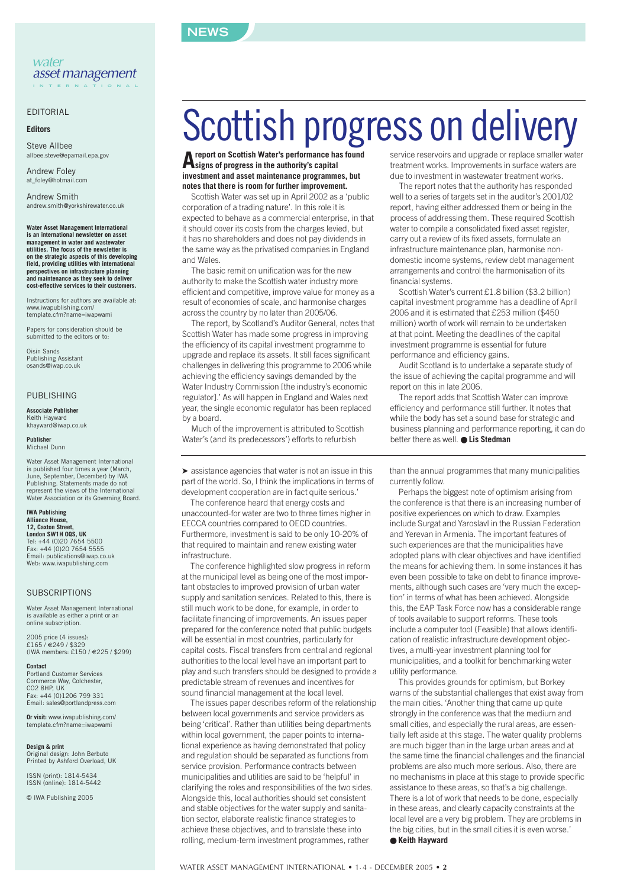**NEWS**

*water asset management* INTERNATIONAL

## EDITORIAL

**Editors**

Steve Allbee
allbee.steve@epamail.epa.gov

Andrew Foley
at_foley@hotmail.com

Andrew Smith
andrew.smith@yorkshirewater.co.uk

**Water Asset Management International is an international newsletter on asset management in water and wastewater utilities. The focus of the newsletter is on the strategic aspects of this developing field, providing utilities with international perspectives on infrastructure planning and maintenance as they seek to deliver cost-effective services to their customers.**

Instructions for authors are available at: www.iwapublishing.com/template.cfm?name=iwapwami

Papers for consideration should be submitted to the editors or to:

Oisin Sands
Publishing Assistant
osands@iwap.co.uk

## PUBLISHING

**Associate Publisher**
Keith Hayward
khayward@iwap.co.uk

**Publisher**
Michael Dunn

Water Asset Management International is published four times a year (March, June, September, December) by IWA Publishing. Statements made do not represent the views of the International Water Association or its Governing Board.

**IWA Publishing**
**Alliance House,**
**12, Caxton Street,**
**London SW1H 0QS, UK**
Tel: +44 (0)20 7654 5500
Fax: +44 (0)20 7654 5555
Email: publications@iwap.co.uk
Web: www.iwapublishing.com

## SUBSCRIPTIONS

Water Asset Management International is available as either a print or an online subscription.

2005 price (4 issues):
£165 / €249 / $329
(IWA members: £150 / €225 / $299)

**Contact**
Portland Customer Services
Commerce Way, Colchester,
CO2 8HP, UK
Fax: +44 (0)1206 799 331
Email: sales@portlandpress.com

**Or visit:** www.iwapublishing.com/template.cfm?name=iwapwami

**Design & print**
Original design: John Berbuto
Printed by Ashford Overload, UK

ISSN (print): 1814-5434
ISSN (online): 1814-5442

© IWA Publishing 2005

# Scottish progress on delivery

**A report on Scottish Water's performance has found signs of progress in the authority's capital investment and asset maintenance programmes, but notes that there is room for further improvement.**

Scottish Water was set up in April 2002 as a 'public corporation of a trading nature'. In this role it is expected to behave as a commercial enterprise, in that it should cover its costs from the charges levied, but it has no shareholders and does not pay dividends in the same way as the privatised companies in England and Wales.

The basic remit on unification was for the new authority to make the Scottish water industry more efficient and competitive, improve value for money as a result of economies of scale, and harmonise charges across the country by no later than 2005/06.

The report, by Scotland's Auditor General, notes that Scottish Water has made some progress in improving the efficiency of its capital investment programme to upgrade and replace its assets. It still faces significant challenges in delivering this programme to 2006 while achieving the efficiency savings demanded by the Water Industry Commission [the industry's economic regulator].' As will happen in England and Wales next year, the single economic regulator has been replaced by a board.

Much of the improvement is attributed to Scottish Water's (and its predecessors') efforts to refurbish service reservoirs and upgrade or replace smaller water treatment works. Improvements in surface waters are due to investment in wastewater treatment works.

The report notes that the authority has responded well to a series of targets set in the auditor's 2001/02 report, having either addressed them or being in the process of addressing them. These required Scottish water to compile a consolidated fixed asset register, carry out a review of its fixed assets, formulate an infrastructure maintenance plan, harmonise non-domestic income systems, review debt management arrangements and control the harmonisation of its financial systems.

Scottish Water's current £1.8 billion ($3.2 billion) capital investment programme has a deadline of April 2006 and it is estimated that £253 million ($450 million) worth of work will remain to be undertaken at that point. Meeting the deadlines of the capital investment programme is essential for future performance and efficiency gains.

Audit Scotland is to undertake a separate study of the issue of achieving the capital programme and will report on this in late 2006.

The report adds that Scottish Water can improve efficiency and performance still further. It notes that while the body has set a sound base for strategic and business planning and performance reporting, it can do better there as well. ● **Lis Stedman**

---

➤ assistance agencies that water is not an issue in this part of the world. So, I think the implications in terms of development cooperation are in fact quite serious.'

The conference heard that energy costs and unaccounted-for water are two to three times higher in EECCA countries compared to OECD countries. Furthermore, investment is said to be only 10-20% of that required to maintain and renew existing water infrastructure.

The conference highlighted slow progress in reform at the municipal level as being one of the most important obstacles to improved provision of urban water supply and sanitation services. Related to this, there is still much work to be done, for example, in order to facilitate financing of improvements. An issues paper prepared for the conference noted that public budgets will be essential in most countries, particularly for capital costs. Fiscal transfers from central and regional authorities to the local level have an important part to play and such transfers should be designed to provide a predictable stream of revenues and incentives for sound financial management at the local level.

The issues paper describes reform of the relationship between local governments and service providers as being 'critical'. Rather than utilities being departments within local government, the paper points to international experience as having demonstrated that policy and regulation should be separated as functions from service provision. Performance contracts between municipalities and utilities are said to be 'helpful' in clarifying the roles and responsibilities of the two sides. Alongside this, local authorities should set consistent and stable objectives for the water supply and sanitation sector, elaborate realistic finance strategies to achieve these objectives, and to translate these into rolling, medium-term investment programmes, rather than the annual programmes that many municipalities currently follow.

Perhaps the biggest note of optimism arising from the conference is that there is an increasing number of positive experiences on which to draw. Examples include Surgat and Yaroslavl in the Russian Federation and Yerevan in Armenia. The important features of such experiences are that the municipalities have adopted plans with clear objectives and have identified the means for achieving them. In some instances it has even been possible to take on debt to finance improvements, although such cases are 'very much the exception' in terms of what has been achieved. Alongside this, the EAP Task Force now has a considerable range of tools available to support reforms. These tools include a computer tool (Feasible) that allows identification of realistic infrastructure development objectives, a multi-year investment planning tool for municipalities, and a toolkit for benchmarking water utility performance.

This provides grounds for optimism, but Borkey warns of the substantial challenges that exist away from the main cities. 'Another thing that came up quite strongly in the conference was that the medium and small cities, and especially the rural areas, are essentially left aside at this stage. The water quality problems are much bigger than in the large urban areas and at the same time the financial challenges and the financial problems are also much more serious. Also, there are no mechanisms in place at this stage to provide specific assistance to these areas, so that's a big challenge. There is a lot of work that needs to be done, especially in these areas, and clearly capacity constraints at the local level are a very big problem. They are problems in the big cities, but in the small cities it is even worse.'
● **Keith Hayward**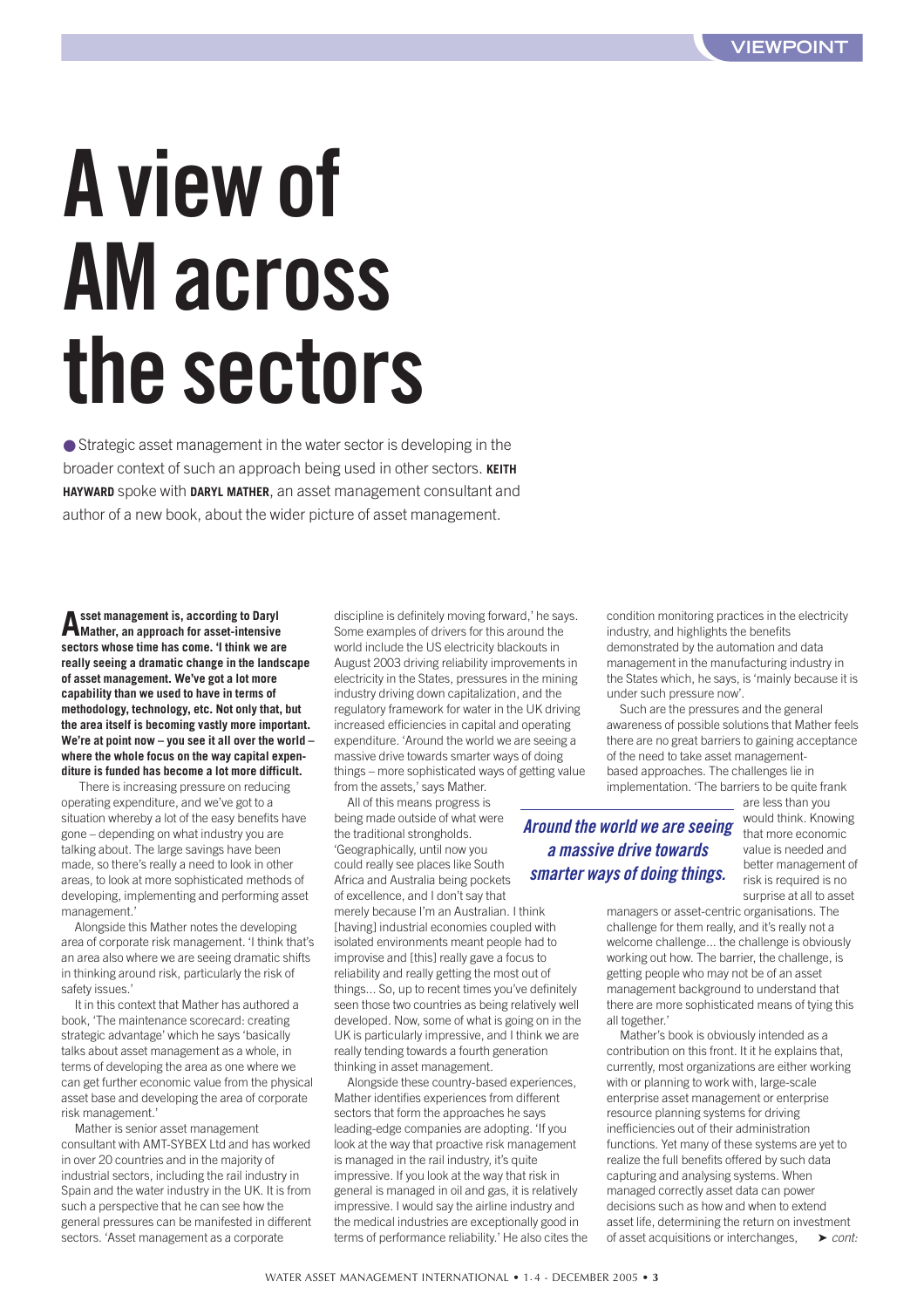# A view of AM across the sectors

Strategic asset management in the water sector is developing in the broader context of such an approach being used in other sectors. **KEITH HAYWARD** spoke with **DARYL MATHER**, an asset management consultant and author of a new book, about the wider picture of asset management.

**Asset management is, according to Daryl Mather, an approach for asset-intensive sectors whose time has come. 'I think we are really seeing a dramatic change in the landscape of asset management. We've got a lot more capability than we used to have in terms of methodology, technology, etc. Not only that, but the area itself is becoming vastly more important. We're at point now – you see it all over the world – where the whole focus on the way capital expenditure is funded has become a lot more difficult.**

There is increasing pressure on reducing operating expenditure, and we've got to a situation whereby a lot of the easy benefits have gone – depending on what industry you are talking about. The large savings have been made, so there's really a need to look in other areas, to look at more sophisticated methods of developing, implementing and performing asset management.'

Alongside this Mather notes the developing area of corporate risk management. 'I think that's an area also where we are seeing dramatic shifts in thinking around risk, particularly the risk of safety issues.'

It in this context that Mather has authored a book, 'The maintenance scorecard: creating strategic advantage' which he says 'basically talks about asset management as a whole, in terms of developing the area as one where we can get further economic value from the physical asset base and developing the area of corporate risk management.'

Mather is senior asset management consultant with AMT-SYBEX Ltd and has worked in over 20 countries and in the majority of industrial sectors, including the rail industry in Spain and the water industry in the UK. It is from such a perspective that he can see how the general pressures can be manifested in different sectors. 'Asset management as a corporate discipline is definitely moving forward,' he says. Some examples of drivers for this around the world include the US electricity blackouts in August 2003 driving reliability improvements in electricity in the States, pressures in the mining industry driving down capitalization, and the regulatory framework for water in the UK driving increased efficiencies in capital and operating expenditure. 'Around the world we are seeing a massive drive towards smarter ways of doing things – more sophisticated ways of getting value from the assets,' says Mather.

All of this means progress is being made outside of what were the traditional strongholds. 'Geographically, until now you could really see places like South Africa and Australia being pockets of excellence, and I don't say that merely because I'm an Australian. I think [having] industrial economies coupled with isolated environments meant people had to improvise and [this] really gave a focus to reliability and really getting the most out of things... So, up to recent times you've definitely seen those two countries as being relatively well developed. Now, some of what is going on in the UK is particularly impressive, and I think we are really tending towards a fourth generation thinking in asset management.

*Around the world we are seeing a massive drive towards smarter ways of doing things.*

Alongside these country-based experiences, Mather identifies experiences from different sectors that form the approaches he says leading-edge companies are adopting. 'If you look at the way that proactive risk management is managed in the rail industry, it's quite impressive. If you look at the way that risk in general is managed in oil and gas, it is relatively impressive. I would say the airline industry and the medical industries are exceptionally good in terms of performance reliability.' He also cites the condition monitoring practices in the electricity industry, and highlights the benefits demonstrated by the automation and data management in the manufacturing industry in the States which, he says, is 'mainly because it is under such pressure now'.

Such are the pressures and the general awareness of possible solutions that Mather feels there are no great barriers to gaining acceptance of the need to take asset management-based approaches. The challenges lie in implementation. 'The barriers to be quite frank are less than you would think. Knowing that more economic value is needed and better management of risk is required is no surprise at all to asset managers or asset-centric organisations. The challenge for them really, and it's really not a welcome challenge... the challenge is obviously working out how. The barrier, the challenge, is getting people who may not be of an asset management background to understand that there are more sophisticated means of tying this all together.'

Mather's book is obviously intended as a contribution on this front. It it he explains that, currently, most organizations are either working with or planning to work with, large-scale enterprise asset management or enterprise resource planning systems for driving inefficiencies out of their administration functions. Yet many of these systems are yet to realize the full benefits offered by such data capturing and analysing systems. When managed correctly asset data can power decisions such as how and when to extend asset life, determining the return on investment of asset acquisitions or interchanges, ➤ *cont:*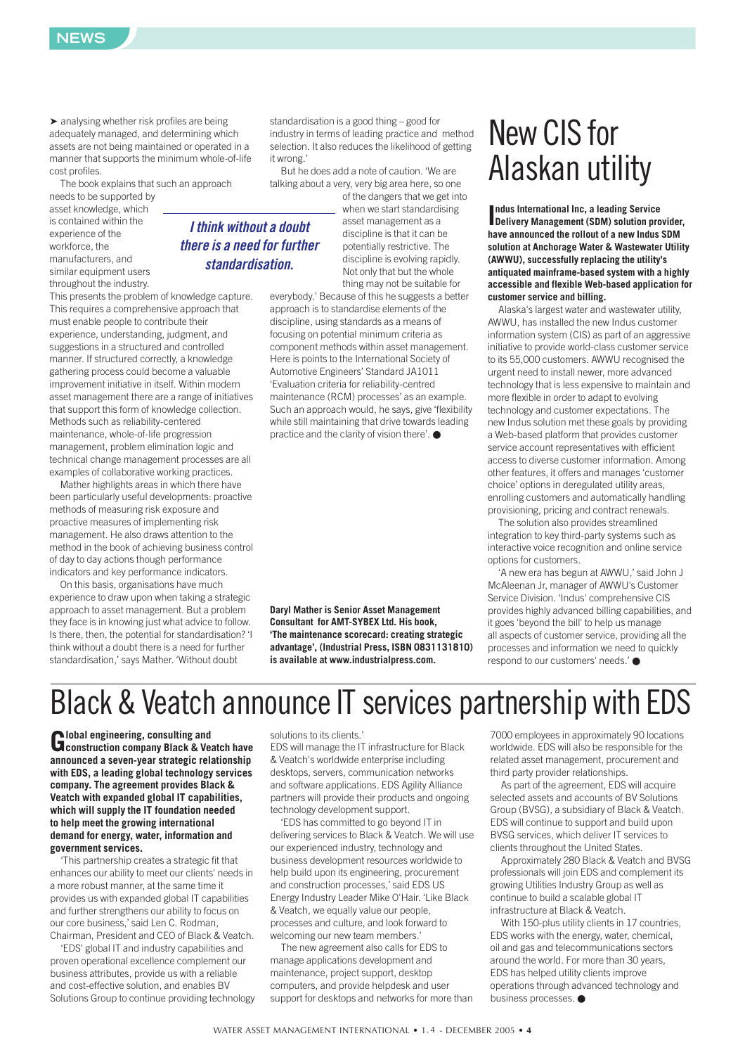➤ analysing whether risk profiles are being adequately managed, and determining which assets are not being maintained or operated in a manner that supports the minimum whole-of-life cost profiles.

The book explains that such an approach needs to be supported by asset knowledge, which is contained within the experience of the workforce, the manufacturers, and similar equipment users throughout the industry. This presents the problem of knowledge capture. This requires a comprehensive approach that must enable people to contribute their experience, understanding, judgment, and suggestions in a structured and controlled manner. If structured correctly, a knowledge gathering process could become a valuable improvement initiative in itself. Within modern asset management there are a range of initiatives that support this form of knowledge collection. Methods such as reliability-centered maintenance, whole-of-life progression management, problem elimination logic and technical change management processes are all examples of collaborative working practices.

Mather highlights areas in which there have been particularly useful developments: proactive methods of measuring risk exposure and proactive measures of implementing risk management. He also draws attention to the method in the book of achieving business control of day to day actions though performance indicators and key performance indicators.

On this basis, organisations have much experience to draw upon when taking a strategic approach to asset management. But a problem they face is in knowing just what advice to follow. Is there, then, the potential for standardisation? 'I think without a doubt there is a need for further standardisation,' says Mather. 'Without doubt standardisation is a good thing – good for industry in terms of leading practice and method selection. It also reduces the likelihood of getting it wrong.'

*I think without a doubt there is a need for further standardisation.*

But he does add a note of caution. 'We are talking about a very, very big area here, so one of the dangers that we get into when we start standardising asset management as a discipline is that it can be potentially restrictive. The discipline is evolving rapidly. Not only that but the whole thing may not be suitable for everybody.' Because of this he suggests a better approach is to standardise elements of the discipline, using standards as a means of focusing on potential minimum criteria as component methods within asset management. Here is points to the International Society of Automotive Engineers' Standard JA1011 'Evaluation criteria for reliability-centred maintenance (RCM) processes' as an example. Such an approach would, he says, give 'flexibility while still maintaining that drive towards leading practice and the clarity of vision there'. ●

**Daryl Mather is Senior Asset Management Consultant for AMT-SYBEX Ltd. His book, 'The maintenance scorecard: creating strategic advantage', (Industrial Press, ISBN 0831131810) is available at www.industrialpress.com.**

# New CIS for Alaskan utility

**Indus International Inc, a leading Service Delivery Management (SDM) solution provider, have announced the rollout of a new Indus SDM solution at Anchorage Water & Wastewater Utility (AWWU), successfully replacing the utility's antiquated mainframe-based system with a highly accessible and flexible Web-based application for customer service and billing.**

Alaska's largest water and wastewater utility, AWWU, has installed the new Indus customer information system (CIS) as part of an aggressive initiative to provide world-class customer service to its 55,000 customers. AWWU recognised the urgent need to install newer, more advanced technology that is less expensive to maintain and more flexible in order to adapt to evolving technology and customer expectations. The new Indus solution met these goals by providing a Web-based platform that provides customer service account representatives with efficient access to diverse customer information. Among other features, it offers and manages 'customer choice' options in deregulated utility areas, enrolling customers and automatically handling provisioning, pricing and contract renewals.

The solution also provides streamlined integration to key third-party systems such as interactive voice recognition and online service options for customers.

'A new era has begun at AWWU,' said John J McAleenan Jr, manager of AWWU's Customer Service Division. 'Indus' comprehensive CIS provides highly advanced billing capabilities, and it goes 'beyond the bill' to help us manage all aspects of customer service, providing all the processes and information we need to quickly respond to our customers' needs.' ●

# Black & Veatch announce IT services partnership with EDS

**Global engineering, consulting and construction company Black & Veatch have announced a seven-year strategic relationship with EDS, a leading global technology services company. The agreement provides Black & Veatch with expanded global IT capabilities, which will supply the IT foundation needed to help meet the growing international demand for energy, water, information and government services.**

'This partnership creates a strategic fit that enhances our ability to meet our clients' needs in a more robust manner, at the same time it provides us with expanded global IT capabilities and further strengthens our ability to focus on our core business,' said Len C. Rodman, Chairman, President and CEO of Black & Veatch.

'EDS' global IT and industry capabilities and proven operational excellence complement our business attributes, provide us with a reliable and cost-effective solution, and enables BV Solutions Group to continue providing technology solutions to its clients.'

EDS will manage the IT infrastructure for Black & Veatch's worldwide enterprise including desktops, servers, communication networks and software applications. EDS Agility Alliance partners will provide their products and ongoing technology development support.

'EDS has committed to go beyond IT in delivering services to Black & Veatch. We will use our experienced industry, technology and business development resources worldwide to help build upon its engineering, procurement and construction processes,' said EDS US Energy Industry Leader Mike O'Hair. 'Like Black & Veatch, we equally value our people, processes and culture, and look forward to welcoming our new team members.'

The new agreement also calls for EDS to manage applications development and maintenance, project support, desktop computers, and provide helpdesk and user support for desktops and networks for more than 7000 employees in approximately 90 locations worldwide. EDS will also be responsible for the related asset management, procurement and third party provider relationships.

As part of the agreement, EDS will acquire selected assets and accounts of BV Solutions Group (BVSG), a subsidiary of Black & Veatch. EDS will continue to support and build upon BVSG services, which deliver IT services to clients throughout the United States.

Approximately 280 Black & Veatch and BVSG professionals will join EDS and complement its growing Utilities Industry Group as well as continue to build a scalable global IT infrastructure at Black & Veatch.

With 150-plus utility clients in 17 countries, EDS works with the energy, water, chemical, oil and gas and telecommunications sectors around the world. For more than 30 years, EDS has helped utility clients improve operations through advanced technology and business processes. ●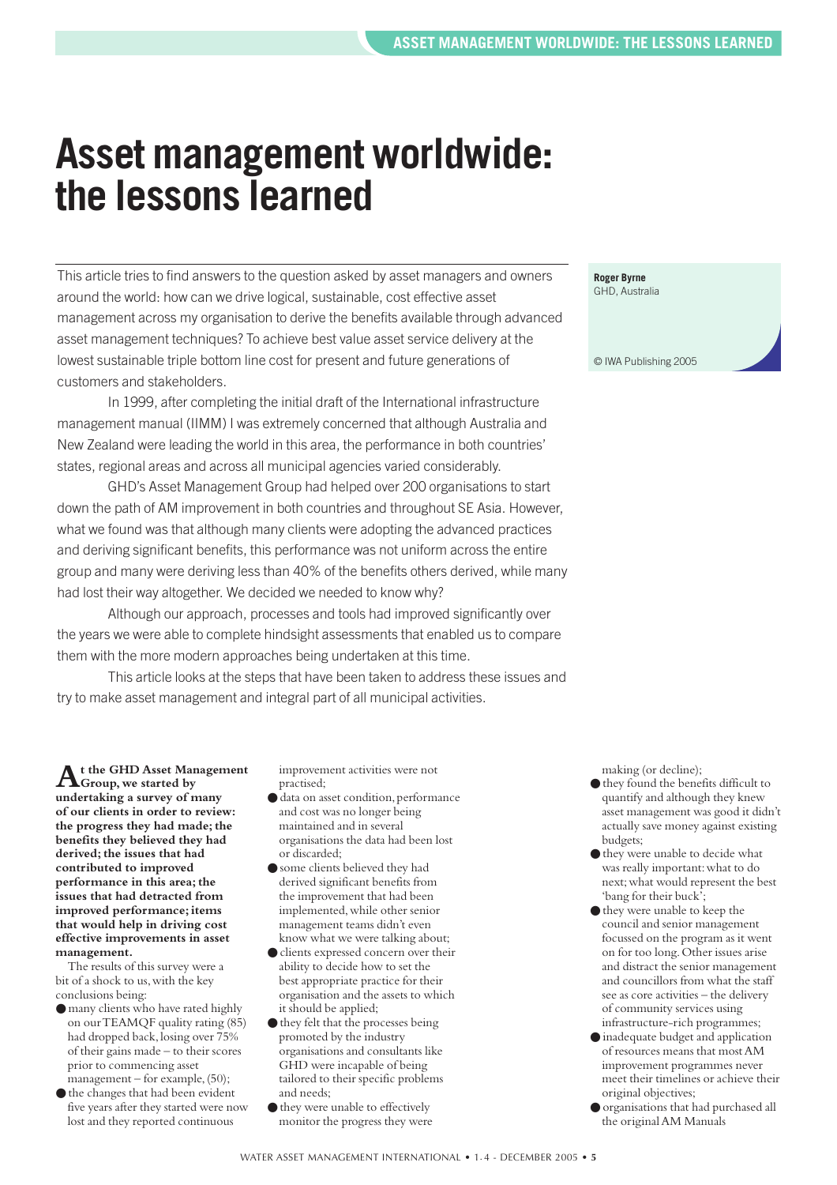# Asset management worldwide: the lessons learned

This article tries to find answers to the question asked by asset managers and owners around the world: how can we drive logical, sustainable, cost effective asset management across my organisation to derive the benefits available through advanced asset management techniques? To achieve best value asset service delivery at the lowest sustainable triple bottom line cost for present and future generations of customers and stakeholders.

In 1999, after completing the initial draft of the International infrastructure management manual (IIMM) I was extremely concerned that although Australia and New Zealand were leading the world in this area, the performance in both countries' states, regional areas and across all municipal agencies varied considerably.

GHD's Asset Management Group had helped over 200 organisations to start down the path of AM improvement in both countries and throughout SE Asia. However, what we found was that although many clients were adopting the advanced practices and deriving significant benefits, this performance was not uniform across the entire group and many were deriving less than 40% of the benefits others derived, while many had lost their way altogether. We decided we needed to know why?

Although our approach, processes and tools had improved significantly over the years we were able to complete hindsight assessments that enabled us to compare them with the more modern approaches being undertaken at this time.

This article looks at the steps that have been taken to address these issues and try to make asset management and integral part of all municipal activities.

**Roger Byrne**
GHD, Australia

© IWA Publishing 2005

**At the GHD Asset Management Group, we started by undertaking a survey of many of our clients in order to review: the progress they had made; the benefits they believed they had derived; the issues that had contributed to improved performance in this area; the issues that had detracted from improved performance; items that would help in driving cost effective improvements in asset management.**

The results of this survey were a bit of a shock to us, with the key conclusions being:

- many clients who have rated highly on our TEAMQF quality rating (85) had dropped back, losing over 75% of their gains made – to their scores prior to commencing asset management – for example, (50);
- the changes that had been evident five years after they started were now lost and they reported continuous improvement activities were not practised;
- data on asset condition, performance and cost was no longer being maintained and in several organisations the data had been lost or discarded;
- some clients believed they had derived significant benefits from the improvement that had been implemented, while other senior management teams didn't even know what we were talking about;
- clients expressed concern over their ability to decide how to set the best appropriate practice for their organisation and the assets to which it should be applied;
- they felt that the processes being promoted by the industry organisations and consultants like GHD were incapable of being tailored to their specific problems and needs;
- they were unable to effectively monitor the progress they were making (or decline);
- they found the benefits difficult to quantify and although they knew asset management was good it didn't actually save money against existing budgets;
- they were unable to decide what was really important: what to do next; what would represent the best 'bang for their buck';
- they were unable to keep the council and senior management focussed on the program as it went on for too long. Other issues arise and distract the senior management and councillors from what the staff see as core activities – the delivery of community services using infrastructure-rich programmes;
- inadequate budget and application of resources means that most AM improvement programmes never meet their timelines or achieve their original objectives;
- organisations that had purchased all the original AM Manuals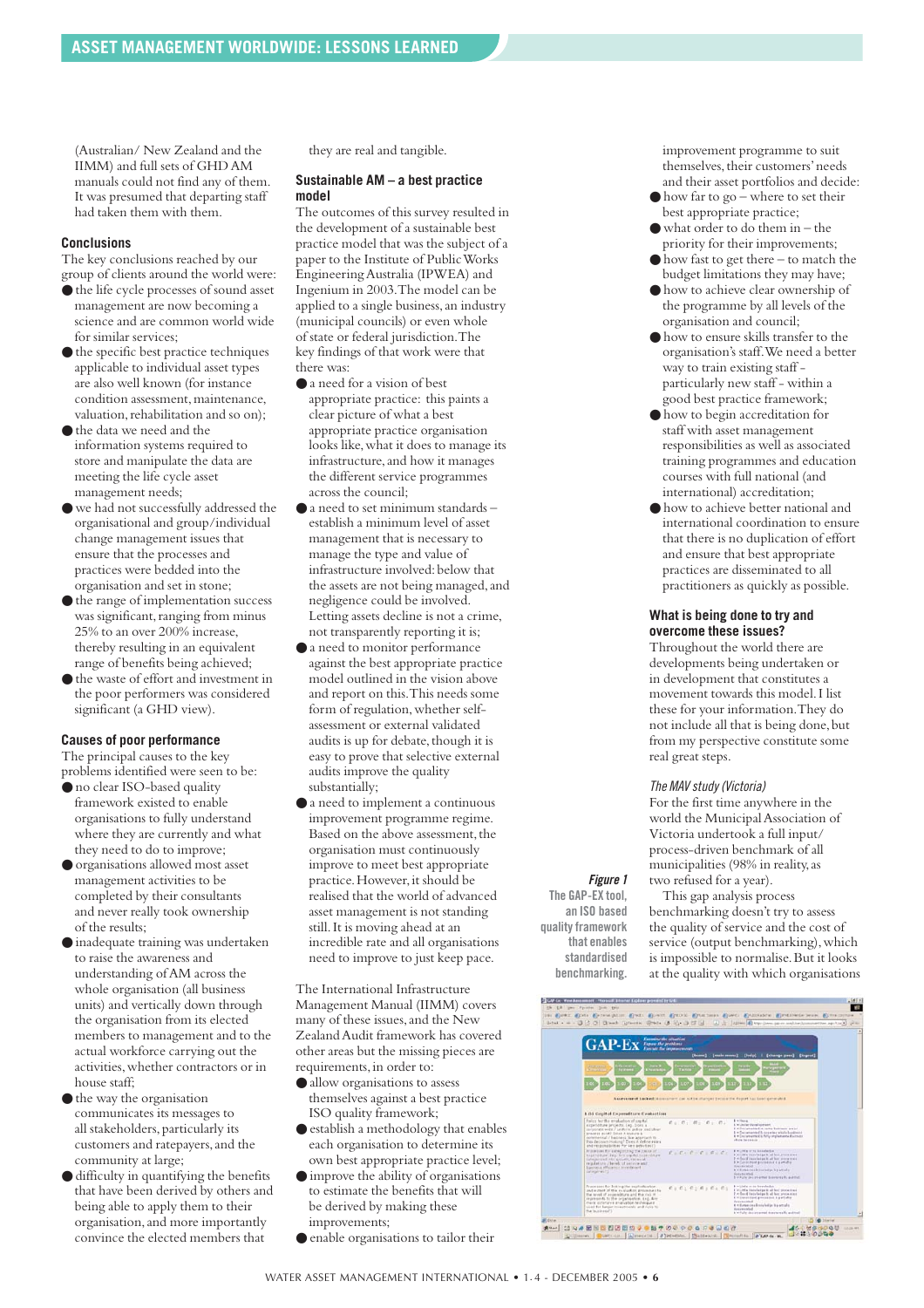(Australian/ New Zealand and the IIMM) and full sets of GHD AM manuals could not find any of them. It was presumed that departing staff had taken them with them.

### Conclusions

The key conclusions reached by our group of clients around the world were:

- the life cycle processes of sound asset management are now becoming a science and are common world wide for similar services;
- the specific best practice techniques applicable to individual asset types are also well known (for instance condition assessment, maintenance, valuation, rehabilitation and so on);
- the data we need and the information systems required to store and manipulate the data are meeting the life cycle asset management needs;
- we had not successfully addressed the organisational and group/individual change management issues that ensure that the processes and practices were bedded into the organisation and set in stone;
- the range of implementation success was significant, ranging from minus 25% to an over 200% increase, thereby resulting in an equivalent range of benefits being achieved;
- the waste of effort and investment in the poor performers was considered significant (a GHD view).

### Causes of poor performance

The principal causes to the key problems identified were seen to be:

- no clear ISO-based quality framework existed to enable organisations to fully understand where they are currently and what they need to do to improve;
- organisations allowed most asset management activities to be completed by their consultants and never really took ownership of the results;
- inadequate training was undertaken to raise the awareness and understanding of AM across the whole organisation (all business units) and vertically down through the organisation from its elected members to management and to the actual workforce carrying out the activities, whether contractors or in house staff;
- the way the organisation communicates its messages to all stakeholders, particularly its customers and ratepayers, and the community at large;
- difficulty in quantifying the benefits that have been derived by others and being able to apply them to their organisation, and more importantly convince the elected members that they are real and tangible.

### Sustainable AM – a best practice model

The outcomes of this survey resulted in the development of a sustainable best practice model that was the subject of a paper to the Institute of Public Works Engineering Australia (IPWEA) and Ingenium in 2003. The model can be applied to a single business, an industry (municipal councils) or even whole of state or federal jurisdiction. The key findings of that work were that there was:

- a need for a vision of best appropriate practice: this paints a clear picture of what a best appropriate practice organisation looks like, what it does to manage its infrastructure, and how it manages the different service programmes across the council;
- a need to set minimum standards – establish a minimum level of asset management that is necessary to manage the type and value of infrastructure involved: below that the assets are not being managed, and negligence could be involved. Letting assets decline is not a crime, not transparently reporting it is;
- a need to monitor performance against the best appropriate practice model outlined in the vision above and report on this. This needs some form of regulation, whether self-assessment or external validated audits is up for debate, though it is easy to prove that selective external audits improve the quality substantially;
- a need to implement a continuous improvement programme regime. Based on the above assessment, the organisation must continuously improve to meet best appropriate practice. However, it should be realised that the world of advanced asset management is not standing still. It is moving ahead at an incredible rate and all organisations need to improve to just keep pace.

The International Infrastructure Management Manual (IIMM) covers many of these issues, and the New Zealand Audit framework has covered other areas but the missing pieces are requirements, in order to:

- allow organisations to assess themselves against a best practice ISO quality framework;
- establish a methodology that enables each organisation to determine its own best appropriate practice level;
- improve the ability of organisations to estimate the benefits that will be derived by making these improvements;
- enable organisations to tailor their improvement programme to suit themselves, their customers' needs and their asset portfolios and decide:
- how far to go – where to set their best appropriate practice;
- what order to do them in – the priority for their improvements;
- how fast to get there – to match the budget limitations they may have;
- how to achieve clear ownership of the programme by all levels of the organisation and council;
- how to ensure skills transfer to the organisation's staff. We need a better way to train existing staff - particularly new staff - within a good best practice framework;
- how to begin accreditation for staff with asset management responsibilities as well as associated training programmes and education courses with full national (and international) accreditation;
- how to achieve better national and international coordination to ensure that there is no duplication of effort and ensure that best appropriate practices are disseminated to all practitioners as quickly as possible.

### What is being done to try and overcome these issues?

Throughout the world there are developments being undertaken or in development that constitutes a movement towards this model. I list these for your information. They do not include all that is being done, but from my perspective constitute some real great steps.

#### *The MAV study (Victoria)*

For the first time anywhere in the world the Municipal Association of Victoria undertook a full input/process-driven benchmark of all municipalities (98% in reality, as two refused for a year).

This gap analysis process benchmarking doesn't try to assess the quality of service and the cost of service (output benchmarking), which is impossible to normalise. But it looks at the quality with which organisations

*Figure 1* The GAP-EX tool, an ISO based quality framework that enables standardised benchmarking.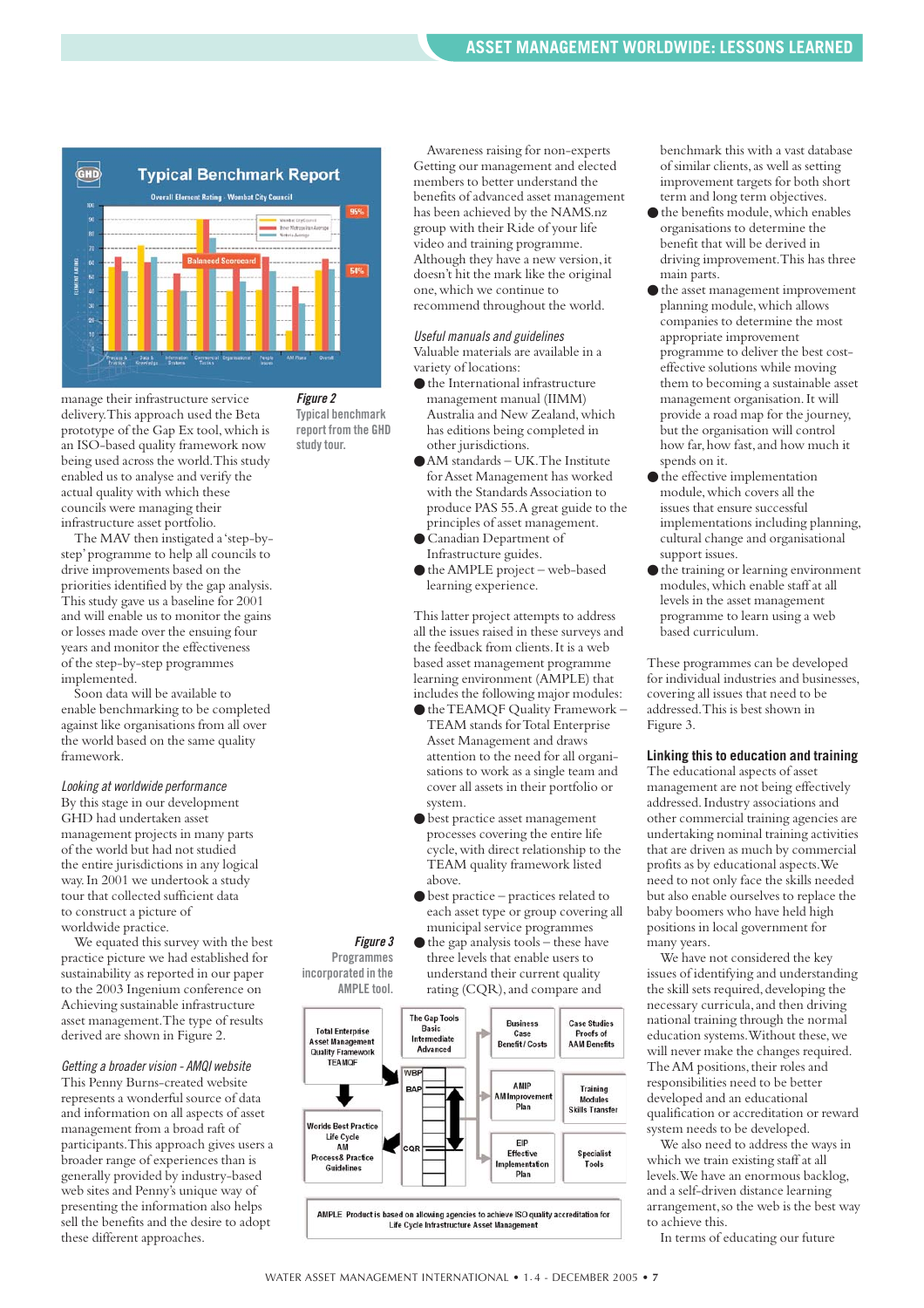manage their infrastructure service delivery. This approach used the Beta prototype of the Gap Ex tool, which is an ISO-based quality framework now being used across the world. This study enabled us to analyse and verify the actual quality with which these councils were managing their infrastructure asset portfolio.

The MAV then instigated a 'step-by-step' programme to help all councils to drive improvements based on the priorities identified by the gap analysis. This study gave us a baseline for 2001 and will enable us to monitor the gains or losses made over the ensuing four years and monitor the effectiveness of the step-by-step programmes implemented.

Soon data will be available to enable benchmarking to be completed against like organisations from all over the world based on the same quality framework.

*Looking at worldwide performance*

By this stage in our development GHD had undertaken asset management projects in many parts of the world but had not studied the entire jurisdictions in any logical way. In 2001 we undertook a study tour that collected sufficient data to construct a picture of worldwide practice.

We equated this survey with the best practice picture we had established for sustainability as reported in our paper to the 2003 Ingenium conference on Achieving sustainable infrastructure asset management. The type of results derived are shown in Figure 2.

*Getting a broader vision - AMQI website*

This Penny Burns-created website represents a wonderful source of data and information on all aspects of asset management from a broad raft of participants. This approach gives users a broader range of experiences than is generally provided by industry-based web sites and Penny's unique way of presenting the information also helps sell the benefits and the desire to adopt these different approaches.

**Figure 2** Typical benchmark report from the GHD study tour.

Awareness raising for non-experts Getting our management and elected members to better understand the benefits of advanced asset management has been achieved by the NAMS.nz group with their Ride of your life video and training programme. Although they have a new version, it doesn't hit the mark like the original one, which we continue to recommend throughout the world.

*Useful manuals and guidelines*

Valuable materials are available in a variety of locations:

- the International infrastructure management manual (IIMM) Australia and New Zealand, which has editions being completed in other jurisdictions.
- AM standards – UK. The Institute for Asset Management has worked with the Standards Association to produce PAS 55. A great guide to the principles of asset management.
- Canadian Department of Infrastructure guides.
- the AMPLE project – web-based learning experience.

This latter project attempts to address all the issues raised in these surveys and the feedback from clients. It is a web based asset management programme learning environment (AMPLE) that includes the following major modules:

- the TEAMQF Quality Framework – TEAM stands for Total Enterprise Asset Management and draws attention to the need for all organisations to work as a single team and cover all assets in their portfolio or system.
- best practice asset management processes covering the entire life cycle, with direct relationship to the TEAM quality framework listed above.
- best practice – practices related to each asset type or group covering all municipal service programmes
- the gap analysis tools – these have three levels that enable users to understand their current quality rating (CQR), and compare and benchmark this with a vast database of similar clients, as well as setting improvement targets for both short term and long term objectives.
- the benefits module, which enables organisations to determine the benefit that will be derived in driving improvement. This has three main parts.
- the asset management improvement planning module, which allows companies to determine the most appropriate improvement programme to deliver the best cost-effective solutions while moving them to becoming a sustainable asset management organisation. It will provide a road map for the journey, but the organisation will control how far, how fast, and how much it spends on it.
- the effective implementation module, which covers all the issues that ensure successful implementations including planning, cultural change and organisational support issues.
- the training or learning environment modules, which enable staff at all levels in the asset management programme to learn using a web based curriculum.

**Figure 3** Programmes incorporated in the AMPLE tool.

These programmes can be developed for individual industries and businesses, covering all issues that need to be addressed. This is best shown in Figure 3.

### Linking this to education and training

The educational aspects of asset management are not being effectively addressed. Industry associations and other commercial training agencies are undertaking national training activities that are driven as much by commercial profits as by educational aspects. We need to not only face the skills needed but also enable ourselves to replace the baby boomers who have held high positions in local government for many years.

We have not considered the key issues of identifying and understanding the skill sets required, developing the necessary curricula, and then driving national training through the normal education systems. Without these, we will never make the changes required. The AM positions, their roles and responsibilities need to be better developed and an educational qualification or accreditation or reward system needs to be developed.

We also need to address the ways in which we train existing staff at all levels. We have an enormous backlog, and a self-driven distance learning arrangement, so the web is the best way to achieve this.

In terms of educating our future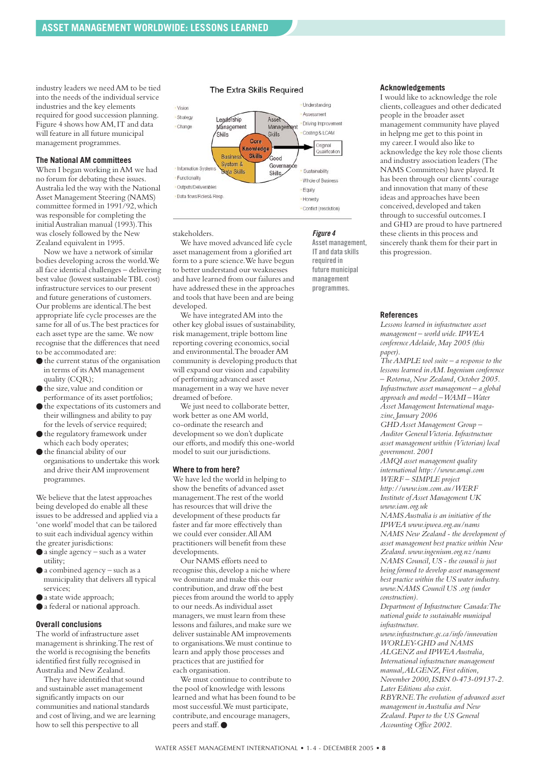industry leaders we need AM to be tied into the needs of the individual service industries and the key elements required for good succession planning. Figure 4 shows how AM, IT and data will feature in all future municipal management programmes.

### The National AM committees

When I began working in AM we had no forum for debating these issues. Australia led the way with the National Asset Management Steering (NAMS) committee formed in 1991/92, which was responsible for completing the initial Australian manual (1993). This was closely followed by the New Zealand equivalent in 1995.

Now we have a network of similar bodies developing across the world. We all face identical challenges – delivering best value (lowest sustainable TBL cost) infrastructure services to our present and future generations of customers. Our problems are identical. The best appropriate life cycle processes are the same for all of us. The best practices for each asset type are the same. We now recognise that the differences that need to be accommodated are:

- the current status of the organisation in terms of its AM management quality (CQR);
- the size, value and condition or performance of its asset portfolios;
- the expectations of its customers and their willingness and ability to pay for the levels of service required;
- the regulatory framework under which each body operates;
- the financial ability of our organisations to undertake this work and drive their AM improvement programmes.

We believe that the latest approaches being developed do enable all these issues to be addressed and applied via a 'one world' model that can be tailored to suit each individual agency within the greater jurisdictions:

- a single agency – such as a water utility;
- a combined agency – such as a municipality that delivers all typical services;
- a state wide approach;
- a federal or national approach.

### Overall conclusions

The world of infrastructure asset management is shrinking. The rest of the world is recognising the benefits identified first fully recognised in Australia and New Zealand.

They have identified that sound and sustainable asset management significantly impacts on our communities and national standards and cost of living, and we are learning how to sell this perspective to all stakeholders.

We have moved advanced life cycle asset management from a glorified art form to a pure science. We have begun to better understand our weaknesses and have learned from our failures and have addressed these in the approaches and tools that have been and are being developed.

We have integrated AM into the other key global issues of sustainability, risk management, triple bottom line reporting covering economics, social and environmental. The broader AM community is developing products that will expand our vision and capability of performing advanced asset management in a way we have never dreamed of before.

We just need to collaborate better, work better as one AM world, co-ordinate the research and development so we don't duplicate our efforts, and modify this one-world model to suit our jurisdictions.

### Where to from here?

We have led the world in helping to show the benefits of advanced asset management. The rest of the world has resources that will drive the development of these products far faster and far more effectively than we could ever consider. All AM practitioners will benefit from these developments.

Our NAMS efforts need to recognise this, develop a niche where we dominate and make this our contribution, and draw off the best pieces from around the world to apply to our needs. As individual asset managers, we must learn from these lessons and failures, and make sure we deliver sustainable AM improvements to organisations. We must continue to learn and apply those processes and practices that are justified for each organisation.

We must continue to contribute to the pool of knowledge with lessons learned and what has been found to be most successful. We must participate, contribute, and encourage managers, peers and staff.

**The Extra Skills Required**

- Vision
- Strategy
- Change

Leadership Management Skills — Asset Management Skills — Core Knowledge Skills — Business System & Data Skills — Good Governance Skills

- Understanding
- Assessment
- Driving Improvement
- Costing & LCAM
- Original Qualification

- Information Systems
- Functionality
- Outputs/Deliverables
- Data flows/Roles& Resp.

- Sustainability
- Whole of Business
- Equity
- Honesty
- Conflict (resolution)

***Figure 4***
**Asset management, IT and data skills required in future municipal management programmes.**

### Acknowledgements

I would like to acknowledge the role clients, colleagues and other dedicated people in the broader asset management community have played in helpng me get to this point in my career. I would also like to acknowledge the key role those clients and industry association leaders (The NAMS Committees) have played. It has been through our clients' courage that many of these ideas and approaches have been conceived, developed and taken through to successful outcomes. I and GHD are proud to have partnered these clients in this process and sincerely thank them for their part in this progression.

### References

*Lessons learned in infrastructure asset management – world wide. IPWEA conference Adelaide, May 2005 (this paper).*

*The AMPLE tool suite – a response to the lessons learned in AM. Ingenium conference – Rotorua, New Zealand, October 2005.*

*Infrastructure asset management – a global approach and model – WAMI – Water Asset Management International magazine, January 2006*

*GHD Asset Management Group – Auditor General Victoria. Infrastructure asset management within (Victorian) local government. 2001*

*AMQI asset management quality international http://www.amqi.com*

*WERF – SIMPLE project http://www.ism.com.au/WERF*

*Institute of Asset Management UK www.iam.org.uk*

*NAMS Australia is an initiative of the IPWEA www.ipwea.org.au/nams*

*NAMS New Zealand - the development of asset management best practice within New Zealand. www.ingenium.org.nz/nams*

*NAMS Council, US - the council is just being formed to develop asset management best practice within the US water industry. www.NAMS Council US .org (under construction).*

*Department of Infrastructure Canada: The national guide to sustainable municipal infrastructure. www.infrastructure.gc.ca/info/innovation*

*WORLEY-GHD and NAMS ALGENZ and IPWEA Australia, International infrastructure management manual, ALGENZ, First edition, November 2000, ISBN 0-473-09137-2. Later Editions also exist.*

*RBYRNE. The evolution of advanced asset management in Australia and New Zealand. Paper to the US General Accounting Office 2002.*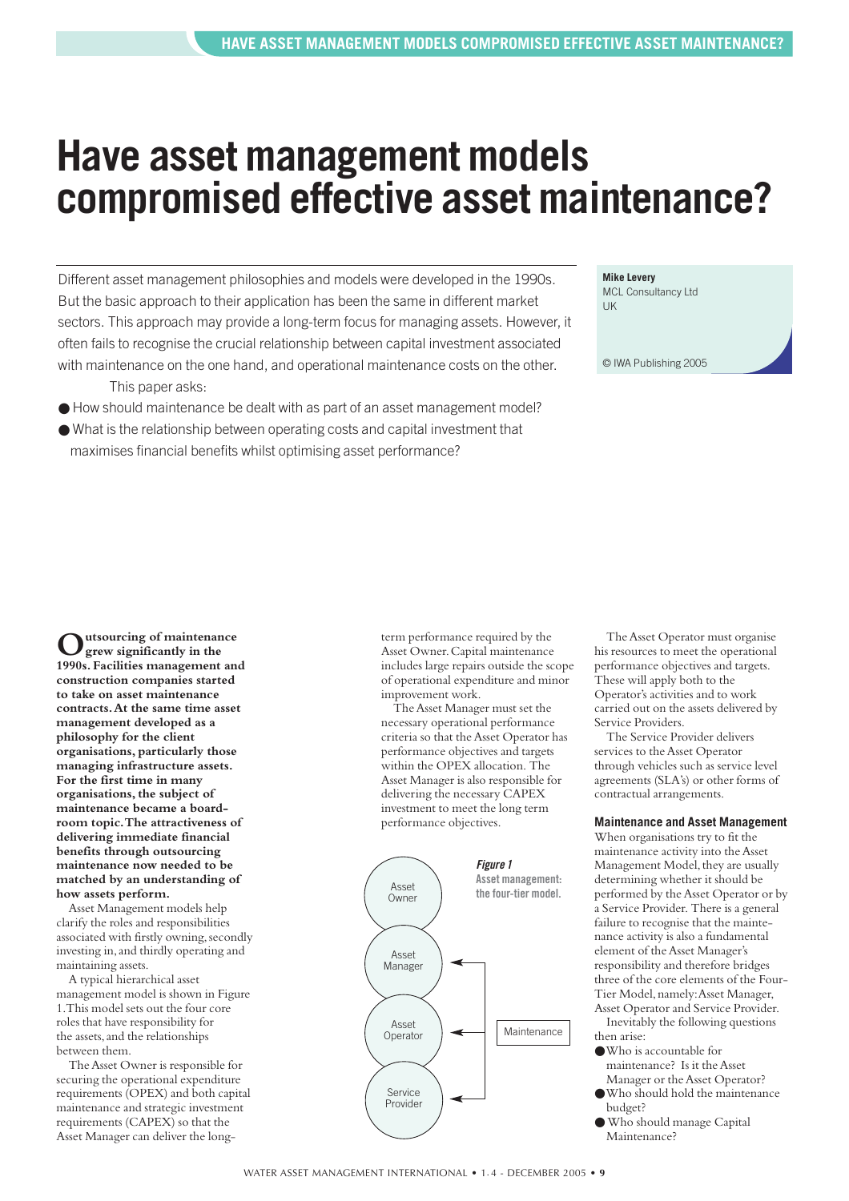# Have asset management models compromised effective asset maintenance?

Different asset management philosophies and models were developed in the 1990s. But the basic approach to their application has been the same in different market sectors. This approach may provide a long-term focus for managing assets. However, it often fails to recognise the crucial relationship between capital investment associated with maintenance on the one hand, and operational maintenance costs on the other.

This paper asks:

- How should maintenance be dealt with as part of an asset management model?
- What is the relationship between operating costs and capital investment that maximises financial benefits whilst optimising asset performance?

**Mike Levery**
MCL Consultancy Ltd
UK

© IWA Publishing 2005

**Outsourcing of maintenance grew significantly in the 1990s. Facilities management and construction companies started to take on asset maintenance contracts. At the same time asset management developed as a philosophy for the client organisations, particularly those managing infrastructure assets. For the first time in many organisations, the subject of maintenance became a board-room topic. The attractiveness of delivering immediate financial benefits through outsourcing maintenance now needed to be matched by an understanding of how assets perform.**

Asset Management models help clarify the roles and responsibilities associated with firstly owning, secondly investing in, and thirdly operating and maintaining assets.

A typical hierarchical asset management model is shown in Figure 1. This model sets out the four core roles that have responsibility for the assets, and the relationships between them.

The Asset Owner is responsible for securing the operational expenditure requirements (OPEX) and both capital maintenance and strategic investment requirements (CAPEX) so that the Asset Manager can deliver the long-term performance required by the Asset Owner. Capital maintenance includes large repairs outside the scope of operational expenditure and minor improvement work.

The Asset Manager must set the necessary operational performance criteria so that the Asset Operator has performance objectives and targets within the OPEX allocation. The Asset Manager is also responsible for delivering the necessary CAPEX investment to meet the long term performance objectives.

Asset Owner

Asset Manager

Asset Operator

Service Provider

Maintenance

***Figure 1*** **Asset management: the four-tier model.**

The Asset Operator must organise his resources to meet the operational performance objectives and targets. These will apply both to the Operator's activities and to work carried out on the assets delivered by Service Providers.

The Service Provider delivers services to the Asset Operator through vehicles such as service level agreements (SLA's) or other forms of contractual arrangements.

### Maintenance and Asset Management

When organisations try to fit the maintenance activity into the Asset Management Model, they are usually determining whether it should be performed by the Asset Operator or by a Service Provider. There is a general failure to recognise that the maintenance activity is also a fundamental element of the Asset Manager's responsibility and therefore bridges three of the core elements of the Four-Tier Model, namely: Asset Manager, Asset Operator and Service Provider.

Inevitably the following questions then arise:

- Who is accountable for maintenance? Is it the Asset Manager or the Asset Operator?
- Who should hold the maintenance budget?
- Who should manage Capital Maintenance?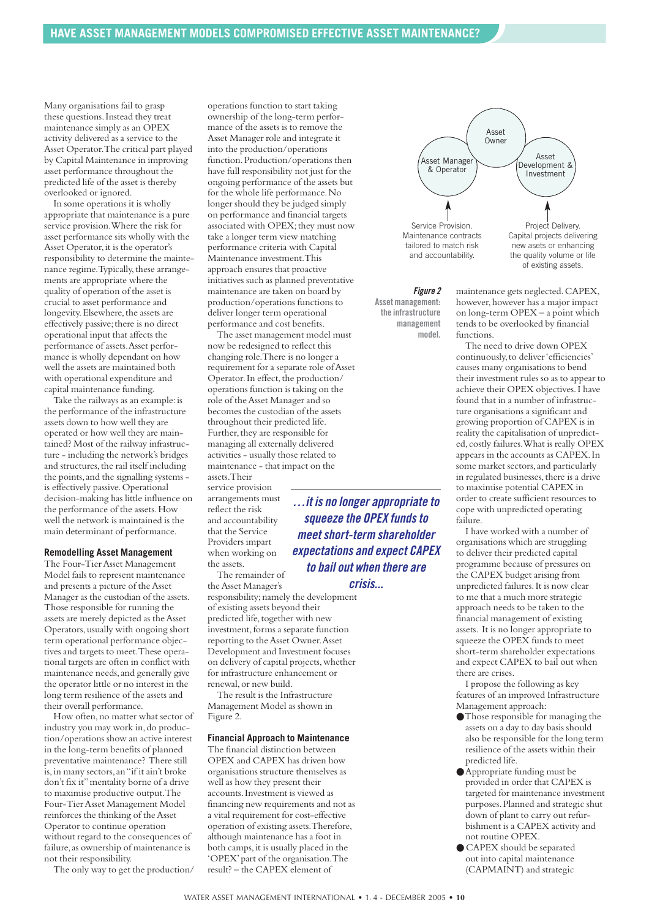Many organisations fail to grasp these questions. Instead they treat maintenance simply as an OPEX activity delivered as a service to the Asset Operator. The critical part played by Capital Maintenance in improving asset performance throughout the predicted life of the asset is thereby overlooked or ignored.

In some operations it is wholly appropriate that maintenance is a pure service provision. Where the risk for asset performance sits wholly with the Asset Operator, it is the operator's responsibility to determine the maintenance regime. Typically, these arrangements are appropriate where the quality of operation of the asset is crucial to asset performance and longevity. Elsewhere, the assets are effectively passive; there is no direct operational input that affects the performance of assets. Asset performance is wholly dependant on how well the assets are maintained both with operational expenditure and capital maintenance funding.

Take the railways as an example: is the performance of the infrastructure assets down to how well they are operated or how well they are maintained? Most of the railway infrastructure - including the network's bridges and structures, the rail itself including the points, and the signalling systems - is effectively passive. Operational decision-making has little influence on the performance of the assets. How well the network is maintained is the main determinant of performance.

### Remodelling Asset Management

The Four-Tier Asset Management Model fails to represent maintenance and presents a picture of the Asset Manager as the custodian of the assets. Those responsible for running the assets are merely depicted as the Asset Operators, usually with ongoing short term operational performance objectives and targets to meet. These operational targets are often in conflict with maintenance needs, and generally give the operator little or no interest in the long term resilience of the assets and their overall performance.

How often, no matter what sector of industry you may work in, do production/operations show an active interest in the long-term benefits of planned preventative maintenance? There still is, in many sectors, an "if it ain't broke don't fix it" mentality borne of a drive to maximise productive output. The Four-Tier Asset Management Model reinforces the thinking of the Asset Operator to continue operation without regard to the consequences of failure, as ownership of maintenance is not their responsibility.

The only way to get the production/operations function to start taking ownership of the long-term performance of the assets is to remove the Asset Manager role and integrate it into the production/operations function. Production/operations then have full responsibility not just for the ongoing performance of the assets but for the whole life performance. No longer should they be judged simply on performance and financial targets associated with OPEX; they must now take a longer term view matching performance criteria with Capital Maintenance investment. This approach ensures that proactive initiatives such as planned preventative maintenance are taken on board by production/operations functions to deliver longer term operational performance and cost benefits.

The asset management model must now be redesigned to reflect this changing role. There is no longer a requirement for a separate role of Asset Operator. In effect, the production/operations function is taking on the role of the Asset Manager and so becomes the custodian of the assets throughout their predicted life. Further, they are responsible for managing all externally delivered activities - usually those related to maintenance - that impact on the assets. Their service provision arrangements must reflect the risk and accountability that the Service Providers impart when working on the assets.

> *...it is no longer appropriate to squeeze the OPEX funds to meet short-term shareholder expectations and expect CAPEX to bail out when there are crisis...*

The remainder of the Asset Manager's responsibility; namely the development of existing assets beyond their predicted life, together with new investment, forms a separate function reporting to the Asset Owner. Asset Development and Investment focuses on delivery of capital projects, whether for infrastructure enhancement or renewal, or new build.

The result is the Infrastructure Management Model as shown in Figure 2.

Asset Owner — Asset Manager & Operator — Asset Development & Investment

Asset Manager & Operator: Service Provision. Maintenance contracts tailored to match risk and accountability.

Asset Development & Investment: Project Delivery. Capital projects delivering new assets or enhancing the quality volume or life of existing assets.

**Figure 2** Asset management: the infrastructure management model.

### Financial Approach to Maintenance

The financial distinction between OPEX and CAPEX has driven how organisations structure themselves as well as how they present their accounts. Investment is viewed as financing new requirements and not as a vital requirement for cost-effective operation of existing assets. Therefore, although maintenance has a foot in both camps, it is usually placed in the 'OPEX' part of the organisation. The result? – the CAPEX element of maintenance gets neglected. CAPEX, however, however has a major impact on long-term OPEX – a point which tends to be overlooked by financial functions.

The need to drive down OPEX continuously, to deliver 'efficiencies' causes many organisations to bend their investment rules so as to appear to achieve their OPEX objectives. I have found that in a number of infrastructure organisations a significant and growing proportion of CAPEX is in reality the capitalisation of unpredicted, costly failures. What is really OPEX appears in the accounts as CAPEX. In some market sectors, and particularly in regulated businesses, there is a drive to maximise potential CAPEX in order to create sufficient resources to cope with unpredicted operating failure.

I have worked with a number of organisations which are struggling to deliver their predicted capital programme because of pressures on the CAPEX budget arising from unpredicted failures. It is now clear to me that a much more strategic approach needs to be taken to the financial management of existing assets. It is no longer appropriate to squeeze the OPEX funds to meet short-term shareholder expectations and expect CAPEX to bail out when there are crises.

I propose the following as key features of an improved Infrastructure Management approach:

- Those responsible for managing the assets on a day to day basis should also be responsible for the long term resilience of the assets within their predicted life.
- Appropriate funding must be provided in order that CAPEX is targeted for maintenance investment purposes. Planned and strategic shut down of plant to carry out refurbishment is a CAPEX activity and not routine OPEX.
- CAPEX should be separated out into capital maintenance (CAPMAINT) and strategic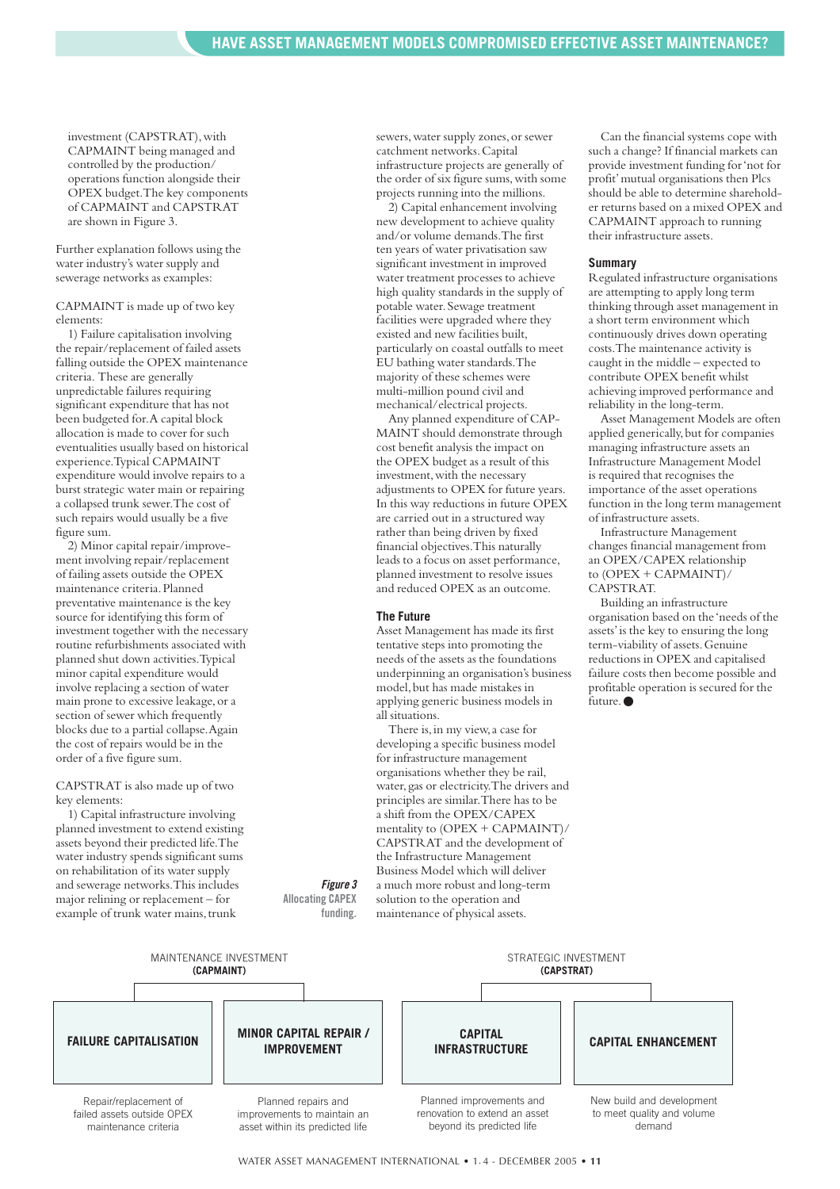investment (CAPSTRAT), with CAPMAINT being managed and controlled by the production/operations function alongside their OPEX budget. The key components of CAPMAINT and CAPSTRAT are shown in Figure 3.

Further explanation follows using the water industry's water supply and sewerage networks as examples:

CAPMAINT is made up of two key elements:

1) Failure capitalisation involving the repair/replacement of failed assets falling outside the OPEX maintenance criteria. These are generally unpredictable failures requiring significant expenditure that has not been budgeted for. A capital block allocation is made to cover for such eventualities usually based on historical experience. Typical CAPMAINT expenditure would involve repairs to a burst strategic water main or repairing a collapsed trunk sewer. The cost of such repairs would usually be a five figure sum.

2) Minor capital repair/improvement involving repair/replacement of failing assets outside the OPEX maintenance criteria. Planned preventative maintenance is the key source for identifying this form of investment together with the necessary routine refurbishments associated with planned shut down activities. Typical minor capital expenditure would involve replacing a section of water main prone to excessive leakage, or a section of sewer which frequently blocks due to a partial collapse. Again the cost of repairs would be in the order of a five figure sum.

CAPSTRAT is also made up of two key elements:

1) Capital infrastructure involving planned investment to extend existing assets beyond their predicted life. The water industry spends significant sums on rehabilitation of its water supply and sewerage networks. This includes major relining or replacement – for example of trunk water mains, trunk sewers, water supply zones, or sewer catchment networks. Capital infrastructure projects are generally of the order of six figure sums, with some projects running into the millions.

2) Capital enhancement involving new development to achieve quality and/or volume demands. The first ten years of water privatisation saw significant investment in improved water treatment processes to achieve high quality standards in the supply of potable water. Sewage treatment facilities were upgraded where they existed and new facilities built, particularly on coastal outfalls to meet EU bathing water standards. The majority of these schemes were multi-million pound civil and mechanical/electrical projects.

Any planned expenditure of CAPMAINT should demonstrate through cost benefit analysis the impact on the OPEX budget as a result of this investment, with the necessary adjustments to OPEX for future years. In this way reductions in future OPEX are carried out in a structured way rather than being driven by fixed financial objectives. This naturally leads to a focus on asset performance, planned investment to resolve issues and reduced OPEX as an outcome.

### The Future

Asset Management has made its first tentative steps into promoting the needs of the assets as the foundations underpinning an organisation's business model, but has made mistakes in applying generic business models in all situations.

There is, in my view, a case for developing a specific business model for infrastructure management organisations whether they be rail, water, gas or electricity. The drivers and principles are similar. There has to be a shift from the OPEX/CAPEX mentality to (OPEX + CAPMAINT)/CAPSTRAT and the development of the Infrastructure Management Business Model which will deliver a much more robust and long-term solution to the operation and maintenance of physical assets.

Can the financial systems cope with such a change? If financial markets can provide investment funding for 'not for profit' mutual organisations then Plcs should be able to determine shareholder returns based on a mixed OPEX and CAPMAINT approach to running their infrastructure assets.

### Summary

Regulated infrastructure organisations are attempting to apply long term thinking through asset management in a short term environment which continuously drives down operating costs. The maintenance activity is caught in the middle – expected to contribute OPEX benefit whilst achieving improved performance and reliability in the long-term.

Asset Management Models are often applied generically, but for companies managing infrastructure assets an Infrastructure Management Model is required that recognises the importance of the asset operations function in the long term management of infrastructure assets.

Infrastructure Management changes financial management from an OPEX/CAPEX relationship to (OPEX + CAPMAINT)/CAPSTRAT.

Building an infrastructure organisation based on the 'needs of the assets' is the key to ensuring the long term-viability of assets. Genuine reductions in OPEX and capitalised failure costs then become possible and profitable operation is secured for the future. ●

| MAINTENANCE INVESTMENT **(CAPMAINT)** | | STRATEGIC INVESTMENT **(CAPSTRAT)** | |
|---|---|---|---|
| **FAILURE CAPITALISATION** | **MINOR CAPITAL REPAIR / IMPROVEMENT** | **CAPITAL INFRASTRUCTURE** | **CAPITAL ENHANCEMENT** |
| Repair/replacement of failed assets outside OPEX maintenance criteria | Planned repairs and improvements to maintain an asset within its predicted life | Planned improvements and renovation to extend an asset beyond its predicted life | New build and development to meet quality and volume demand |

***Figure 3*** **Allocating CAPEX funding.**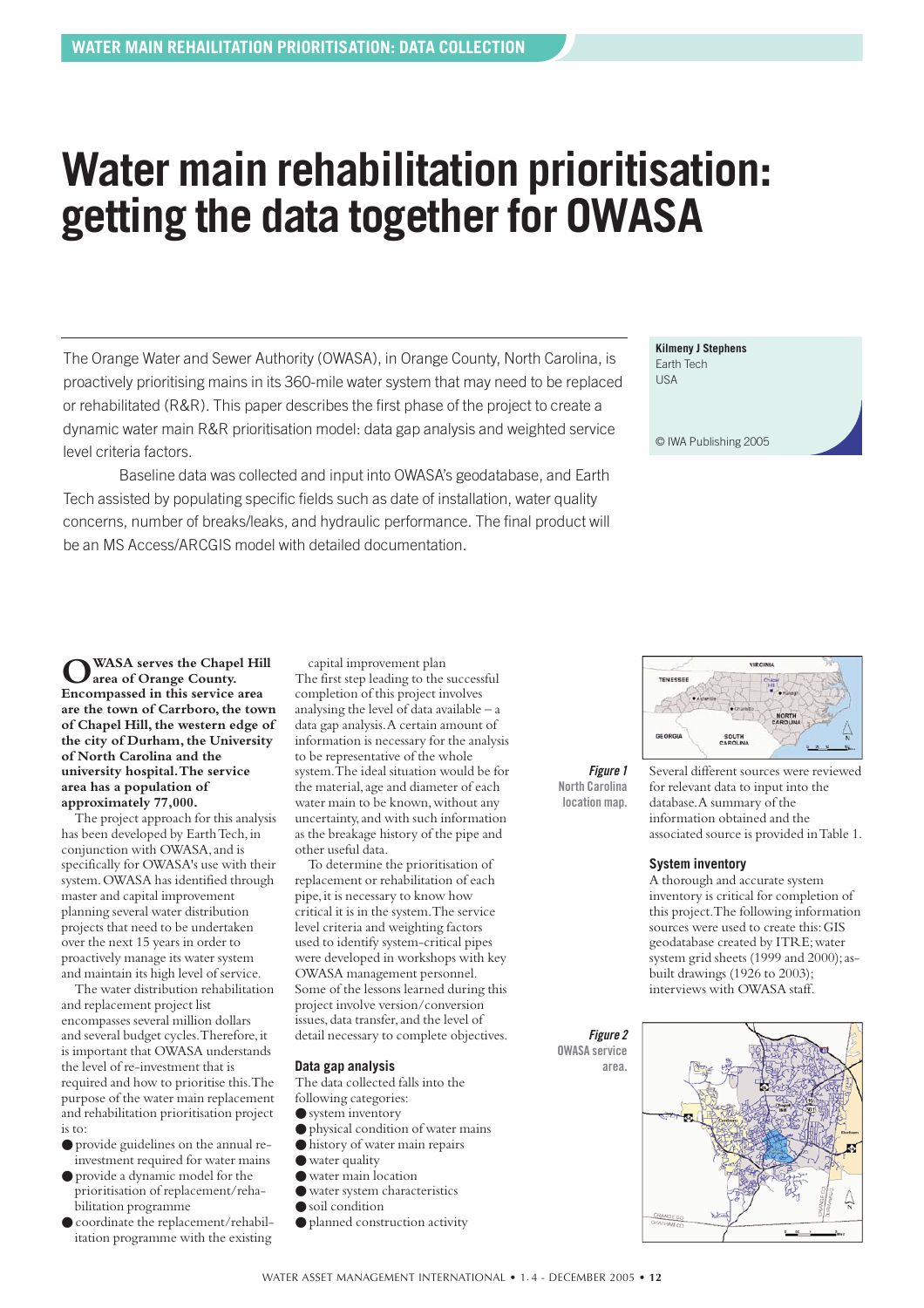# Water main rehabilitation prioritisation: getting the data together for OWASA

The Orange Water and Sewer Authority (OWASA), in Orange County, North Carolina, is proactively prioritising mains in its 360-mile water system that may need to be replaced or rehabilitated (R&R). This paper describes the first phase of the project to create a dynamic water main R&R prioritisation model: data gap analysis and weighted service level criteria factors.

Baseline data was collected and input into OWASA's geodatabase, and Earth Tech assisted by populating specific fields such as date of installation, water quality concerns, number of breaks/leaks, and hydraulic performance. The final product will be an MS Access/ARCGIS model with detailed documentation.

**Kilmeny J Stephens**
Earth Tech
USA

© IWA Publishing 2005

**OWASA serves the Chapel Hill area of Orange County. Encompassed in this service area are the town of Carrboro, the town of Chapel Hill, the western edge of the city of Durham, the University of North Carolina and the university hospital. The service area has a population of approximately 77,000.**

The project approach for this analysis has been developed by Earth Tech, in conjunction with OWASA, and is specifically for OWASA's use with their system. OWASA has identified through master and capital improvement planning several water distribution projects that need to be undertaken over the next 15 years in order to proactively manage its water system and maintain its high level of service.

The water distribution rehabilitation and replacement project list encompasses several million dollars and several budget cycles. Therefore, it is important that OWASA understands the level of re-investment that is required and how to prioritise this. The purpose of the water main replacement and rehabilitation prioritisation project is to:

- provide guidelines on the annual re-investment required for water mains
- provide a dynamic model for the prioritisation of replacement/rehabilitation programme
- coordinate the replacement/rehabilitation programme with the existing capital improvement plan

The first step leading to the successful completion of this project involves analysing the level of data available – a data gap analysis. A certain amount of information is necessary for the analysis to be representative of the whole system. The ideal situation would be for the material, age and diameter of each water main to be known, without any uncertainty, and with such information as the breakage history of the pipe and other useful data.

To determine the prioritisation of replacement or rehabilitation of each pipe, it is necessary to know how critical it is in the system. The service level criteria and weighting factors used to identify system-critical pipes were developed in workshops with key OWASA management personnel. Some of the lessons learned during this project involve version/conversion issues, data transfer, and the level of detail necessary to complete objectives.

### Data gap analysis

The data collected falls into the following categories:

- system inventory
- physical condition of water mains
- history of water main repairs
- water quality
- water main location
- water system characteristics
- soil condition
- planned construction activity

*Figure 1* North Carolina location map.

Several different sources were reviewed for relevant data to input into the database. A summary of the information obtained and the associated source is provided in Table 1.

### System inventory

A thorough and accurate system inventory is critical for completion of this project. The following information sources were used to create this: GIS geodatabase created by ITRE; water system grid sheets (1999 and 2000); as-built drawings (1926 to 2003); interviews with OWASA staff.

*Figure 2* OWASA service area.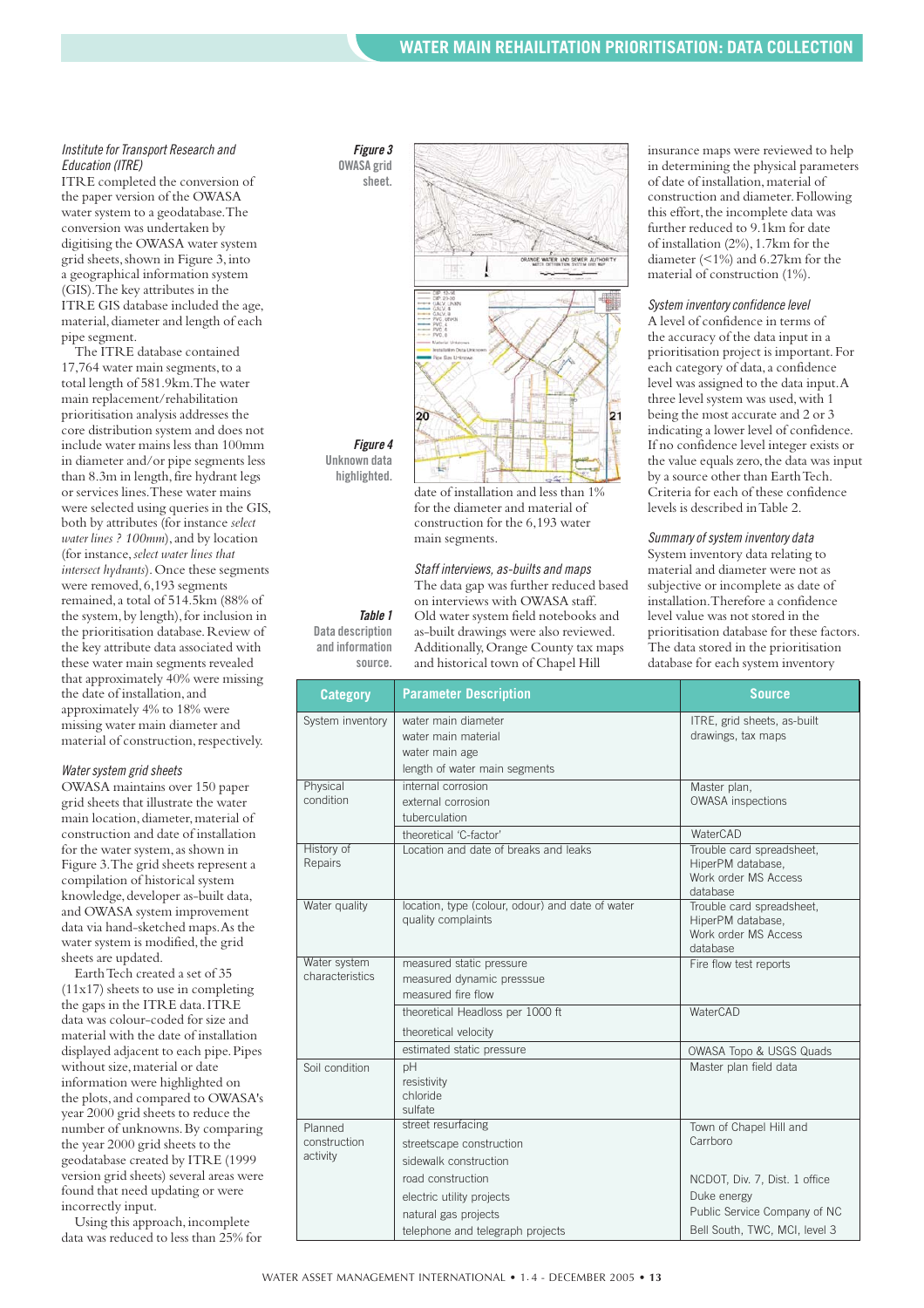### *Institute for Transport Research and Education (ITRE)*

ITRE completed the conversion of the paper version of the OWASA water system to a geodatabase. The conversion was undertaken by digitising the OWASA water system grid sheets, shown in Figure 3, into a geographical information system (GIS). The key attributes in the ITRE GIS database included the age, material, diameter and length of each pipe segment.

The ITRE database contained 17,764 water main segments, to a total length of 581.9km. The water main replacement/rehabilitation prioritisation analysis addresses the core distribution system and does not include water mains less than 100mm in diameter and/or pipe segments less than 8.3m in length, fire hydrant legs or services lines. These water mains were selected using queries in the GIS, both by attributes (for instance *select water lines ? 100mm*), and by location (for instance, *select water lines that intersect hydrants*). Once these segments were removed, 6,193 segments remained, a total of 514.5km (88% of the system, by length), for inclusion in the prioritisation database. Review of the key attribute data associated with these water main segments revealed that approximately 40% were missing the date of installation, and approximately 4% to 18% were missing water main diameter and material of construction, respectively.

### *Water system grid sheets*

OWASA maintains over 150 paper grid sheets that illustrate the water main location, diameter, material of construction and date of installation for the water system, as shown in Figure 3. The grid sheets represent a compilation of historical system knowledge, developer as-built data, and OWASA system improvement data via hand-sketched maps. As the water system is modified, the grid sheets are updated.

Earth Tech created a set of 35 (11x17) sheets to use in completing the gaps in the ITRE data. ITRE data was colour-coded for size and material with the date of installation displayed adjacent to each pipe. Pipes without size, material or date information were highlighted on the plots, and compared to OWASA's year 2000 grid sheets to reduce the number of unknowns. By comparing the year 2000 grid sheets to the geodatabase created by ITRE (1999 version grid sheets) several areas were found that need updating or were incorrectly input.

Using this approach, incomplete data was reduced to less than 25% for date of installation and less than 1% for the diameter and material of construction for the 6,193 water main segments.

**Figure 3** OWASA grid sheet.

**Figure 4** Unknown data highlighted.

### *Staff interviews, as-builts and maps*

The data gap was further reduced based on interviews with OWASA staff. Old water system field notebooks and as-built drawings were also reviewed. Additionally, Orange County tax maps and historical town of Chapel Hill insurance maps were reviewed to help in determining the physical parameters of date of installation, material of construction and diameter. Following this effort, the incomplete data was further reduced to 9.1km for date of installation (2%), 1.7km for the diameter (<1%) and 6.27km for the material of construction (1%).

### *System inventory confidence level*

A level of confidence in terms of the accuracy of the data input in a prioritisation project is important. For each category of data, a confidence level was assigned to the data input. A three level system was used, with 1 being the most accurate and 2 or 3 indicating a lower level of confidence. If no confidence level integer exists or the value equals zero, the data was input by a source other than Earth Tech. Criteria for each of these confidence levels is described in Table 2.

### *Summary of system inventory data*

System inventory data relating to material and diameter were not as subjective or incomplete as date of installation. Therefore a confidence level value was not stored in the prioritisation database for these factors. The data stored in the prioritisation database for each system inventory

**Table 1** Data description and information source.

| Category | Parameter Description | Source |
|---|---|---|
| System inventory | water main diameter<br>water main material<br>water main age<br>length of water main segments | ITRE, grid sheets, as-built drawings, tax maps |
| Physical condition | internal corrosion<br>external corrosion<br>tuberculation | Master plan,<br>OWASA inspections |
| | theoretical 'C-factor' | WaterCAD |
| History of Repairs | Location and date of breaks and leaks | Trouble card spreadsheet, HiperPM database, Work order MS Access database |
| Water quality | location, type (colour, odour) and date of water quality complaints | Trouble card spreadsheet, HiperPM database, Work order MS Access database |
| Water system characteristics | measured static pressure<br>measured dynamic presssue<br>measured fire flow | Fire flow test reports |
| | theoretical Headloss per 1000 ft<br>theoretical velocity | WaterCAD |
| | estimated static pressure | OWASA Topo & USGS Quads |
| Soil condition | pH<br>resistivity<br>chloride<br>sulfate | Master plan field data |
| Planned construction activity | street resurfacing<br>streetscape construction<br>sidewalk construction<br>road construction<br>electric utility projects<br>natural gas projects<br>telephone and telegraph projects | Town of Chapel Hill and Carrboro<br><br>NCDOT, Div. 7, Dist. 1 office<br>Duke energy<br>Public Service Company of NC<br>Bell South, TWC, MCI, level 3 |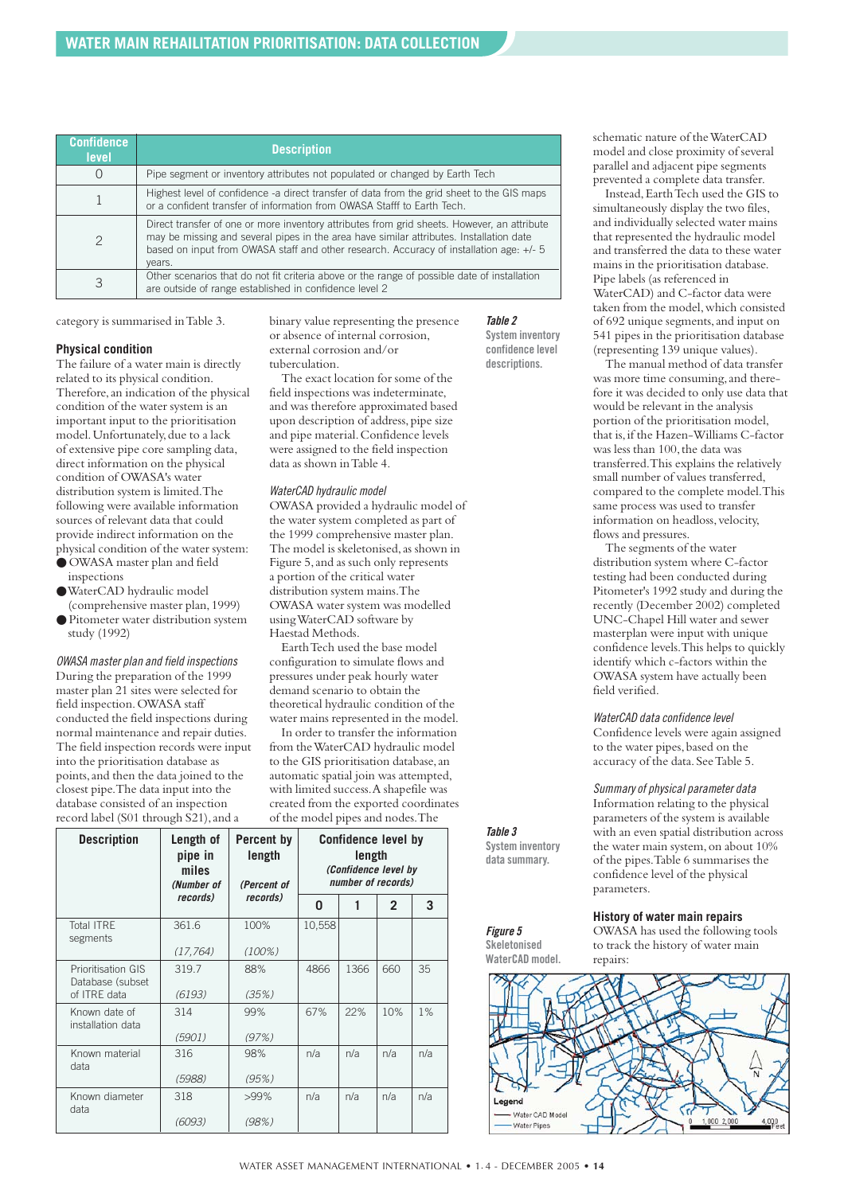| Confidence level | Description |
|---|---|
| 0 | Pipe segment or inventory attributes not populated or changed by Earth Tech |
| 1 | Highest level of confidence -a direct transfer of data from the grid sheet to the GIS maps or a confident transfer of information from OWASA Stafff to Earth Tech. |
| 2 | Direct transfer of one or more inventory attributes from grid sheets. However, an attribute may be missing and several pipes in the area have similar attributes. Installation date based on input from OWASA staff and other research. Accuracy of installation age: +/- 5 years. |
| 3 | Other scenarios that do not fit criteria above or the range of possible date of installation are outside of range established in confidence level 2 |

**Table 2** System inventory confidence level descriptions.

category is summarised in Table 3.

### Physical condition

The failure of a water main is directly related to its physical condition. Therefore, an indication of the physical condition of the water system is an important input to the prioritisation model. Unfortunately, due to a lack of extensive pipe core sampling data, direct information on the physical condition of OWASA's water distribution system is limited. The following were available information sources of relevant data that could provide indirect information on the physical condition of the water system:

- OWASA master plan and field inspections
- WaterCAD hydraulic model (comprehensive master plan, 1999)
- Pitometer water distribution system study (1992)

*OWASA master plan and field inspections*

During the preparation of the 1999 master plan 21 sites were selected for field inspection. OWASA staff conducted the field inspections during normal maintenance and repair duties. The field inspection records were input into the prioritisation database as points, and then the data joined to the closest pipe. The data input into the database consisted of an inspection record label (S01 through S21), and a binary value representing the presence or absence of internal corrosion, external corrosion and/or tuberculation.

The exact location for some of the field inspections was indeterminate, and was therefore approximated based upon description of address, pipe size and pipe material. Confidence levels were assigned to the field inspection data as shown in Table 4.

*WaterCAD hydraulic model*

OWASA provided a hydraulic model of the water system completed as part of the 1999 comprehensive master plan. The model is skeletonised, as shown in Figure 5, and as such only represents a portion of the critical water distribution system mains. The OWASA water system was modelled using WaterCAD software by Haestad Methods.

Earth Tech used the base model configuration to simulate flows and pressures under peak hourly water demand scenario to obtain the theoretical hydraulic condition of the water mains represented in the model.

In order to transfer the information from the WaterCAD hydraulic model to the GIS prioritisation database, an automatic spatial join was attempted, with limited success. A shapefile was created from the exported coordinates of the model pipes and nodes. The schematic nature of the WaterCAD model and close proximity of several parallel and adjacent pipe segments prevented a complete data transfer.

Instead, Earth Tech used the GIS to simultaneously display the two files, and individually selected water mains that represented the hydraulic model and transferred the data to these water mains in the prioritisation database. Pipe labels (as referenced in WaterCAD) and C-factor data were taken from the model, which consisted of 692 unique segments, and input on 541 pipes in the prioritisation database (representing 139 unique values).

The manual method of data transfer was more time consuming, and therefore it was decided to only use data that would be relevant in the analysis portion of the prioritisation model, that is, if the Hazen-Williams C-factor was less than 100, the data was transferred. This explains the relatively small number of values transferred, compared to the complete model. This same process was used to transfer information on headloss, velocity, flows and pressures.

The segments of the water distribution system where C-factor testing had been conducted during Pitometer's 1992 study and during the recently (December 2002) completed UNC-Chapel Hill water and sewer masterplan were input with unique confidence levels. This helps to quickly identify which c-factors within the OWASA system have actually been field verified.

*WaterCAD data confidence level*

Confidence levels were again assigned to the water pipes, based on the accuracy of the data. See Table 5.

*Summary of physical parameter data*

Information relating to the physical parameters of the system is available with an even spatial distribution across the water main system, on about 10% of the pipes. Table 6 summarises the confidence level of the physical parameters.

### History of water main repairs

OWASA has used the following tools to track the history of water main repairs:

| Description | Length of pipe in miles *(Number of records)* | Percent by length *(Percent of records)* | Confidence level by length *(Confidence level by number of records)* | | | |
|---|---|---|---|---|---|---|
| | | | 0 | 1 | 2 | 3 |
| Total ITRE segments | 361.6 *(17,764)* | 100% *(100%)* | 10,558 | | | |
| Prioritisation GIS Database (subset of ITRE data | 319.7 *(6193)* | 88% *(35%)* | 4866 | 1366 | 660 | 35 |
| Known date of installation data | 314 *(5901)* | 99% *(97%)* | 67% | 22% | 10% | 1% |
| Known material data | 316 *(5988)* | 98% *(95%)* | n/a | n/a | n/a | n/a |
| Known diameter data | 318 *(6093)* | >99% *(98%)* | n/a | n/a | n/a | n/a |

**Table 3** System inventory data summary.

**Figure 5** Skeletonised WaterCAD model.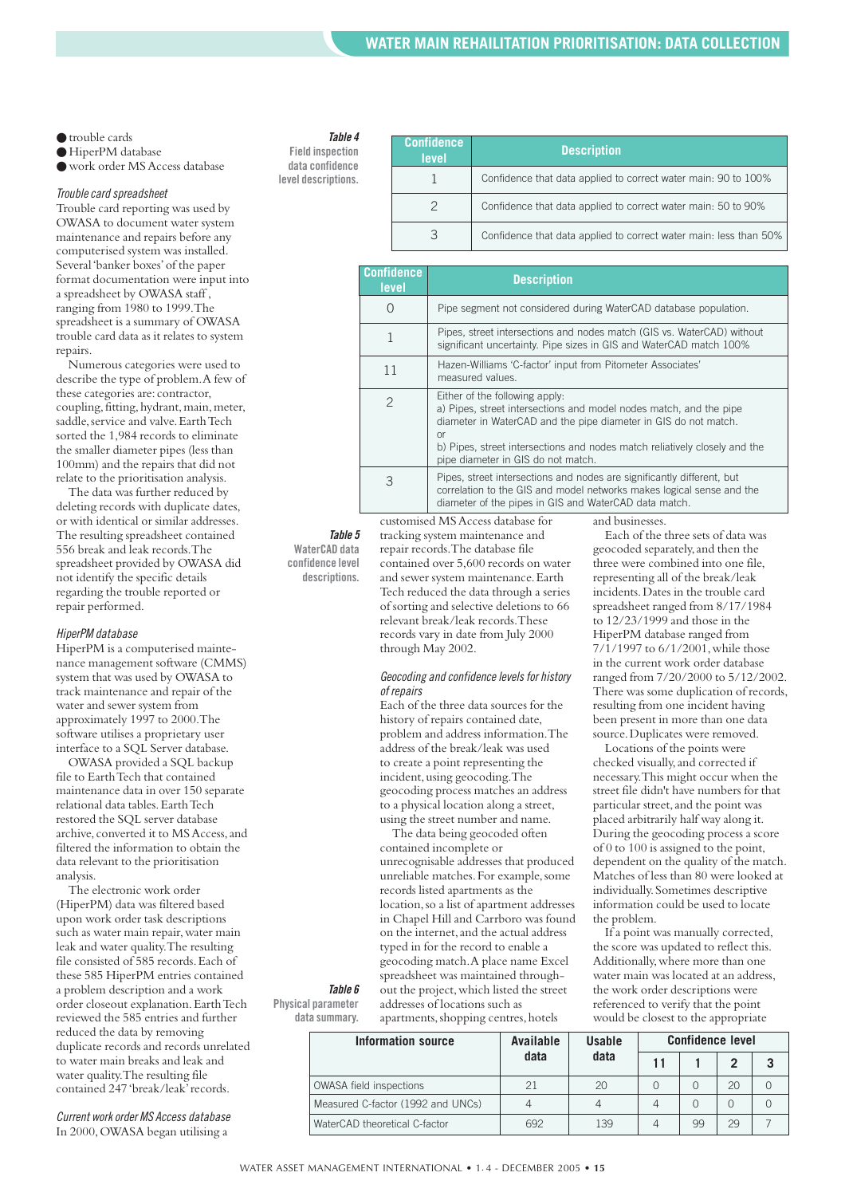- trouble cards
- HiperPM database
- work order MS Access database

*Trouble card spreadsheet*

Trouble card reporting was used by OWASA to document water system maintenance and repairs before any computerised system was installed. Several 'banker boxes' of the paper format documentation were input into a spreadsheet by OWASA staff , ranging from 1980 to 1999. The spreadsheet is a summary of OWASA trouble card data as it relates to system repairs.

Numerous categories were used to describe the type of problem. A few of these categories are: contractor, coupling, fitting, hydrant, main, meter, saddle, service and valve. Earth Tech sorted the 1,984 records to eliminate the smaller diameter pipes (less than 100mm) and the repairs that did not relate to the prioritisation analysis.

The data was further reduced by deleting records with duplicate dates, or with identical or similar addresses. The resulting spreadsheet contained 556 break and leak records. The spreadsheet provided by OWASA did not identify the specific details regarding the trouble reported or repair performed.

*HiperPM database*

HiperPM is a computerised maintenance management software (CMMS) system that was used by OWASA to track maintenance and repair of the water and sewer system from approximately 1997 to 2000. The software utilises a proprietary user interface to a SQL Server database.

OWASA provided a SQL backup file to Earth Tech that contained maintenance data in over 150 separate relational data tables. Earth Tech restored the SQL server database archive, converted it to MS Access, and filtered the information to obtain the data relevant to the prioritisation analysis.

The electronic work order (HiperPM) data was filtered based upon work order task descriptions such as water main repair, water main leak and water quality. The resulting file consisted of 585 records. Each of these 585 HiperPM entries contained a problem description and a work order closeout explanation. Earth Tech reviewed the 585 entries and further reduced the data by removing duplicate records and records unrelated to water main breaks and leak and water quality. The resulting file contained 247 'break/leak' records.

*Current work order MS Access database*

In 2000, OWASA began utilising a customised MS Access database for tracking system maintenance and repair records. The database file contained over 5,600 records on water and sewer system maintenance. Earth Tech reduced the data through a series of sorting and selective deletions to 66 relevant break/leak records. These records vary in date from July 2000 through May 2002.

*Geocoding and confidence levels for history of repairs*

Each of the three data sources for the history of repairs contained date, problem and address information. The address of the break/leak was used to create a point representing the incident, using geocoding. The geocoding process matches an address to a physical location along a street, using the street number and name.

The data being geocoded often contained incomplete or unrecognisable addresses that produced unreliable matches. For example, some records listed apartments as the location, so a list of apartment addresses in Chapel Hill and Carrboro was found on the internet, and the actual address typed in for the record to enable a geocoding match. A place name Excel spreadsheet was maintained throughout the project, which listed the street addresses of locations such as apartments, shopping centres, hotels and businesses.

Each of the three sets of data was geocoded separately, and then the three were combined into one file, representing all of the break/leak incidents. Dates in the trouble card spreadsheet ranged from 8/17/1984 to 12/23/1999 and those in the HiperPM database ranged from 7/1/1997 to 6/1/2001, while those in the current work order database ranged from 7/20/2000 to 5/12/2002. There was some duplication of records, resulting from one incident having been present in more than one data source. Duplicates were removed.

Locations of the points were checked visually, and corrected if necessary. This might occur when the street file didn't have numbers for that particular street, and the point was placed arbitrarily half way along it. During the geocoding process a score of 0 to 100 is assigned to the point, dependent on the quality of the match. Matches of less than 80 were looked at individually. Sometimes descriptive information could be used to locate the problem.

If a point was manually corrected, the score was updated to reflect this. Additionally, where more than one water main was located at an address, the work order descriptions were referenced to verify that the point would be closest to the appropriate

**Table 4** Field inspection data confidence level descriptions.

| Confidence level | Description |
|---|---|
| 1 | Confidence that data applied to correct water main: 90 to 100% |
| 2 | Confidence that data applied to correct water main: 50 to 90% |
| 3 | Confidence that data applied to correct water main: less than 50% |

**Table 5** WaterCAD data confidence level descriptions.

| Confidence level | Description |
|---|---|
| 0 | Pipe segment not considered during WaterCAD database population. |
| 1 | Pipes, street intersections and nodes match (GIS vs. WaterCAD) without significant uncertainty. Pipe sizes in GIS and WaterCAD match 100% |
| 11 | Hazen-Williams 'C-factor' input from Pitometer Associates' measured values. |
| 2 | Either of the following apply: a) Pipes, street intersections and model nodes match, and the pipe diameter in WaterCAD and the pipe diameter in GIS do not match. or b) Pipes, street intersections and nodes match relatively closely and the pipe diameter in GIS do not match. |
| 3 | Pipes, street intersections and nodes are significantly different, but correlation to the GIS and model networks makes logical sense and the diameter of the pipes in GIS and WaterCAD data match. |

**Table 6** Physical parameter data summary.

| Information source | Available data | Usable data | Confidence level | | | |
|---|---|---|---|---|---|---|
| | | | 11 | 1 | 2 | 3 |
| OWASA field inspections | 21 | 20 | 0 | 0 | 20 | 0 |
| Measured C-factor (1992 and UNCs) | 4 | 4 | 4 | 0 | 0 | 0 |
| WaterCAD theoretical C-factor | 692 | 139 | 4 | 99 | 29 | 7 |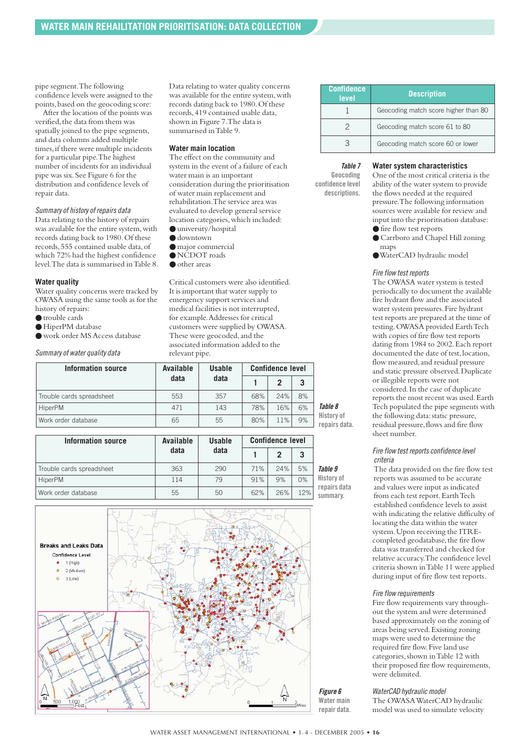pipe segment. The following confidence levels were assigned to the points, based on the geocoding score:

After the location of the points was verified, the data from them was spatially joined to the pipe segments, and data columns added multiple times, if there were multiple incidents for a particular pipe. The highest number of incidents for an individual pipe was six. See Figure 6 for the distribution and confidence levels of repair data.

*Summary of history of repairs data*

Data relating to the history of repairs was available for the entire system, with records dating back to 1980. Of these records, 555 contained usable data, of which 72% had the highest confidence level. The data is summarised in Table 8.

### Water quality

Water quality concerns were tracked by OWASA using the same tools as for the history of repairs:

- trouble cards
- HiperPM database
- work order MS Access database

*Summary of water quality data*

Data relating to water quality concerns was available for the entire system, with records dating back to 1980. Of these records, 419 contained usable data, shown in Figure 7. The data is summarised in Table 9.

### Water main location

The effect on the community and system in the event of a failure of each water main is an important consideration during the prioritisation of water main replacement and rehabilitation. The service area was evaluated to develop general service location categories, which included:

- university/hospital
- downtown
- major commercial
- NCDOT roads
- other areas

Critical customers were also identified. It is important that water supply to emergency support services and medical facilities is not interrupted, for example. Addresses for critical customers were supplied by OWASA. These were geocoded, and the associated information added to the relevant pipe.

| Confidence level | Description |
|---|---|
| 1 | Geocoding match score higher than 80 |
| 2 | Geocoding match score 61 to 80 |
| 3 | Geocoding match score 60 or lower |

**Table 7** Geocoding confidence level descriptions.

| Information source | Available data | Usable data | Confidence level | | |
|---|---|---|---|---|---|
| | | | 1 | 2 | 3 |
| Trouble cards spreadsheet | 553 | 357 | 68% | 24% | 8% |
| HiperPM | 471 | 143 | 78% | 16% | 6% |
| Work order database | 65 | 55 | 80% | 11% | 9% |

**Table 8** History of repairs data.

| Information source | Available data | Usable data | Confidence level | | |
|---|---|---|---|---|---|
| | | | 1 | 2 | 3 |
| Trouble cards spreadsheet | 363 | 290 | 71% | 24% | 5% |
| HiperPM | 114 | 79 | 91% | 9% | 0% |
| Work order database | 55 | 50 | 62% | 26% | 12% |

**Table 9** History of repairs data summary.

**Figure 6** Water main repair data.

### Water system characteristics

One of the most critical criteria is the ability of the water system to provide the flows needed at the required pressure. The following information sources were available for review and input into the prioritisation database:

- fire flow test reports
- Carrboro and Chapel Hill zoning maps
- WaterCAD hydraulic model

*Fire flow test reports*

The OWASA water system is tested periodically to document the available fire hydrant flow and the associated water system pressures. Fire hydrant test reports are prepared at the time of testing. OWASA provided Earth Tech with copies of fire flow test reports dating from 1984 to 2002. Each report documented the date of test, location, flow measured, and residual pressure and static pressure observed. Duplicate or illegible reports were not considered. In the case of duplicate reports the most recent was used. Earth Tech populated the pipe segments with the following data: static pressure, residual pressure, flows and fire flow sheet number.

*Fire flow test reports confidence level criteria*

The data provided on the fire flow test reports was assumed to be accurate and values were input as indicated from each test report. Earth Tech established confidence levels to assist with indicating the relative difficulty of locating the data within the water system. Upon receiving the ITRE-completed geodatabase, the fire flow data was transferred and checked for relative accuracy. The confidence level criteria shown in Table 11 were applied during input of fire flow test reports.

*Fire flow requirements*

Fire flow requirements vary throughout the system and were determined based approximately on the zoning of areas being served. Existing zoning maps were used to determine the required fire flow. Five land use categories, shown in Table 12 with their proposed fire flow requirements, were delimited.

*WaterCAD hydraulic model*

The OWASA WaterCAD hydraulic model was used to simulate velocity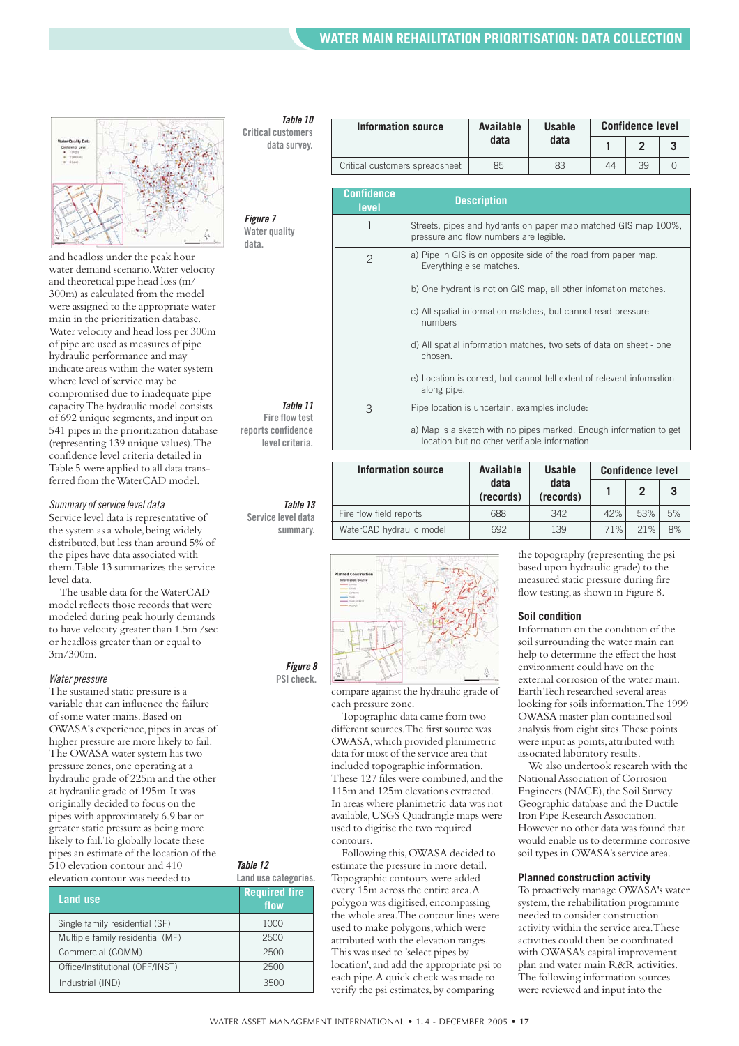and headloss under the peak hour water demand scenario. Water velocity and theoretical pipe head loss (m/300m) as calculated from the model were assigned to the appropriate water main in the prioritization database. Water velocity and head loss per 300m of pipe are used as measures of pipe hydraulic performance and may indicate areas within the water system where level of service may be compromised due to inadequate pipe capacity The hydraulic model consists of 692 unique segments, and input on 541 pipes in the prioritization database (representing 139 unique values). The confidence level criteria detailed in Table 5 were applied to all data transferred from the WaterCAD model.

*Summary of service level data*

Service level data is representative of the system as a whole, being widely distributed, but less than around 5% of the pipes have data associated with them. Table 13 summarizes the service level data.

The usable data for the WaterCAD model reflects those records that were modeled during peak hourly demands to have velocity greater than 1.5m /sec or headloss greater than or equal to 3m/300m.

*Water pressure*

The sustained static pressure is a variable that can influence the failure of some water mains. Based on OWASA's experience, pipes in areas of higher pressure are more likely to fail. The OWASA water system has two pressure zones, one operating at a hydraulic grade of 225m and the other at hydraulic grade of 195m. It was originally decided to focus on the pipes with approximately 6.9 bar or greater static pressure as being more likely to fail. To globally locate these pipes an estimate of the location of the 510 elevation contour and 410 elevation contour was needed to compare against the hydraulic grade of each pressure zone.

Topographic data came from two different sources. The first source was OWASA, which provided planimetric data for most of the service area that included topographic information. These 127 files were combined, and the 115m and 125m elevations extracted. In areas where planimetric data was not available, USGS Quadrangle maps were used to digitise the two required contours.

Following this, OWASA decided to estimate the pressure in more detail. Topographic contours were added every 15m across the entire area. A polygon was digitised, encompassing the whole area. The contour lines were used to make polygons, which were attributed with the elevation ranges. This was used to 'select pipes by location', and add the appropriate psi to each pipe. A quick check was made to verify the psi estimates, by comparing the topography (representing the psi based upon hydraulic grade) to the measured static pressure during fire flow testing, as shown in Figure 8.

### Soil condition

Information on the condition of the soil surrounding the water main can help to determine the effect the host environment could have on the external corrosion of the water main. EarthTech researched several areas looking for soils information. The 1999 OWASA master plan contained soil analysis from eight sites. These points were input as points, attributed with associated laboratory results.

We also coordinated research with the National Association of Corrosion Engineers (NACE), the Soil Survey Geographic database and the Ductile Iron Pipe Research Association. However no other data was found that would enable us to determine corrosive soil types in OWASA's service area.

### Planned construction activity

To proactively manage OWASA's water system, the rehabilitation programme needed to consider construction activity within the service area. These activities could then be coordinated with OWASA's capital improvement plan and water main R&R activities. The following information sources were reviewed and input into the

*Table 10* Critical customers data survey.

| Information source | Available data | Usable data | Confidence level | | |
|---|---|---|---|---|---|
| | | | 1 | 2 | 3 |
| Critical customers spreadsheet | 85 | 83 | 44 | 39 | 0 |

*Figure 7* Water quality data.

*Table 11* Fire flow test reports confidence level criteria.

| Confidence level | Description |
|---|---|
| 1 | Streets, pipes and hydrants on paper map matched GIS map 100%, pressure and flow numbers are legible. |
| 2 | a) Pipe in GIS is on opposite side of the road from paper map. Everything else matches.<br>b) One hydrant is not on GIS map, all other infomation matches.<br>c) All spatial information matches, but cannot read pressure numbers<br>d) All spatial information matches, two sets of data on sheet - one chosen.<br>e) Location is correct, but cannot tell extent of relevent information along pipe. |
| 3 | Pipe location is uncertain, examples include:<br>a) Map is a sketch with no pipes marked. Enough information to get location but no other verifiable information |

*Table 13* Service level data summary.

| Information source | Available data (records) | Usable data (records) | Confidence level | | |
|---|---|---|---|---|---|
| | | | 1 | 2 | 3 |
| Fire flow field reports | 688 | 342 | 42% | 53% | 5% |
| WaterCAD hydraulic model | 692 | 139 | 71% | 21% | 8% |

*Figure 8* PSI check.

*Table 12* Land use categories.

| Land use | Required fire flow |
|---|---|
| Single family residential (SF) | 1000 |
| Multiple family residential (MF) | 2500 |
| Commercial (COMM) | 2500 |
| Office/Institutional (OFF/INST) | 2500 |
| Industrial (IND) | 3500 |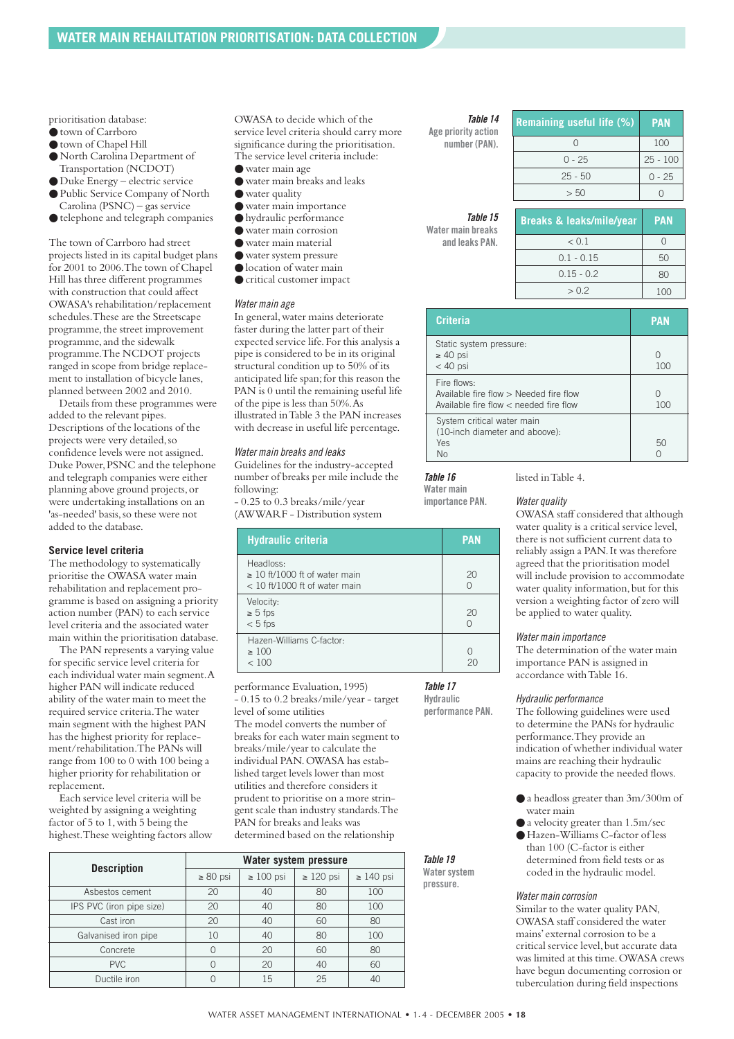## WATER MAIN REHAILITATION PRIORITISATION: DATA COLLECTION

prioritisation database:

- town of Carrboro
- town of Chapel Hill
- North Carolina Department of Transportation (NCDOT)
- Duke Energy – electric service
- Public Service Company of North Carolina (PSNC) – gas service
- telephone and telegraph companies

The town of Carrboro had street projects listed in its capital budget plans for 2001 to 2006. The town of Chapel Hill has three different programmes with construction that could affect OWASA's rehabilitation/replacement schedules. These are the Streetscape programme, the street improvement programme, and the sidewalk programme. The NCDOT projects ranged in scope from bridge replacement to installation of bicycle lanes, planned between 2002 and 2010.

Details from these programmes were added to the relevant pipes. Descriptions of the locations of the projects were very detailed, so confidence levels were not assigned. Duke Power, PSNC and the telephone and telegraph companies were either planning above ground projects, or were undertaking installations on an 'as-needed' basis, so these were not added to the database.

### Service level criteria

The methodology to systematically prioritise the OWASA water main rehabilitation and replacement programme is based on assigning a priority action number (PAN) to each service level criteria and the associated water main within the prioritisation database.

The PAN represents a varying value for specific service level criteria for each individual water main segment. A higher PAN will indicate reduced ability of the water main to meet the required service criteria. The water main segment with the highest PAN has the highest priority for replacement/rehabilitation. The PANs will range from 100 to 0 with 100 being a higher priority for rehabilitation or replacement.

Each service level criteria will be weighted by assigning a weighting factor of 5 to 1, with 5 being the highest. These weighting factors allow OWASA to decide which of the service level criteria should carry more significance during the prioritisation. The service level criteria include:

- water main age
- water main breaks and leaks
- water quality
- water main importance
- hydraulic performance
- water main corrosion
- water main material
- water system pressure
- location of water main
- critical customer impact

*Water main age*

In general, water mains deteriorate faster during the latter part of their expected service life. For this analysis a pipe is considered to be in its original structural condition up to 50% of its anticipated life span; for this reason the PAN is 0 until the remaining useful life of the pipe is less than 50%. As illustrated in Table 3 the PAN increases with decrease in useful life percentage.

*Water main breaks and leaks*

Guidelines for the industry-accepted number of breaks per mile include the following:

- 0.25 to 0.3 breaks/mile/year (AWWARF - Distribution system performance Evaluation, 1995)
- 0.15 to 0.2 breaks/mile/year - target level of some utilities

The model converts the number of breaks for each water main segment to breaks/mile/year to calculate the individual PAN. OWASA has established target levels lower than most utilities and therefore considers it prudent to prioritise on a more stringent scale than industry standards. The PAN for breaks and leaks was determined based on the relationship listed in Table 4.

**Table 14** Age priority action number (PAN).

| Remaining useful life (%) | PAN |
|---|---|
| 0 | 100 |
| 0 - 25 | 25 - 100 |
| 25 - 50 | 0 - 25 |
| > 50 | 0 |

**Table 15** Water main breaks and leaks PAN.

| Breaks & leaks/mile/year | PAN |
|---|---|
| < 0.1 | 0 |
| 0.1 - 0.15 | 50 |
| 0.15 - 0.2 | 80 |
| > 0.2 | 100 |

**Table 16** Water main importance PAN.

| Criteria | PAN |
|---|---|
| Static system pressure:<br>≥ 40 psi<br>< 40 psi | <br>0<br>100 |
| Fire flows:<br>Available fire flow > Needed fire flow<br>Available fire flow < needed fire flow | <br>0<br>100 |
| System critical water main (10-inch diameter and above):<br>Yes<br>No | <br><br>50<br>0 |

**Table 17** Hydraulic performance PAN.

| Hydraulic criteria | PAN |
|---|---|
| Headloss:<br>≥ 10 ft/1000 ft of water main<br>< 10 ft/1000 ft of water main | <br>20<br>0 |
| Velocity:<br>≥ 5 fps<br>< 5 fps | <br>20<br>0 |
| Hazen-Williams C-factor:<br>≥ 100<br>< 100 | <br>0<br>20 |

**Table 19** Water system pressure.

| Description | Water system pressure | | | |
|---|---|---|---|---|
| | ≥ 80 psi | ≥ 100 psi | ≥ 120 psi | ≥ 140 psi |
| Asbestos cement | 20 | 40 | 80 | 100 |
| IPS PVC (iron pipe size) | 20 | 40 | 80 | 100 |
| Cast iron | 20 | 40 | 60 | 80 |
| Galvanised iron pipe | 10 | 40 | 80 | 100 |
| Concrete | 0 | 20 | 60 | 80 |
| PVC | 0 | 20 | 40 | 60 |
| Ductile iron | 0 | 15 | 25 | 40 |

*Water quality*

OWASA staff considered that although water quality is a critical service level, there is not sufficient current data to reliably assign a PAN. It was therefore agreed that the prioritisation model will include provision to accommodate water quality information, but for this version a weighting factor of zero will be applied to water quality.

*Water main importance*

The determination of the water main importance PAN is assigned in accordance with Table 16.

*Hydraulic performance*

The following guidelines were used to determine the PANs for hydraulic performance. They provide an indication of whether individual water mains are reaching their hydraulic capacity to provide the needed flows.

- a headloss greater than 3m/300m of water main
- a velocity greater than 1.5m/sec
- Hazen-Williams C-factor of less than 100 (C-factor is either determined from field tests or as coded in the hydraulic model.

*Water main corrosion*

Similar to the water quality PAN, OWASA staff considered the water mains' external corrosion to be a critical service level, but accurate data was limited at this time. OWASA crews have begun documenting corrosion or tuberculation during field inspections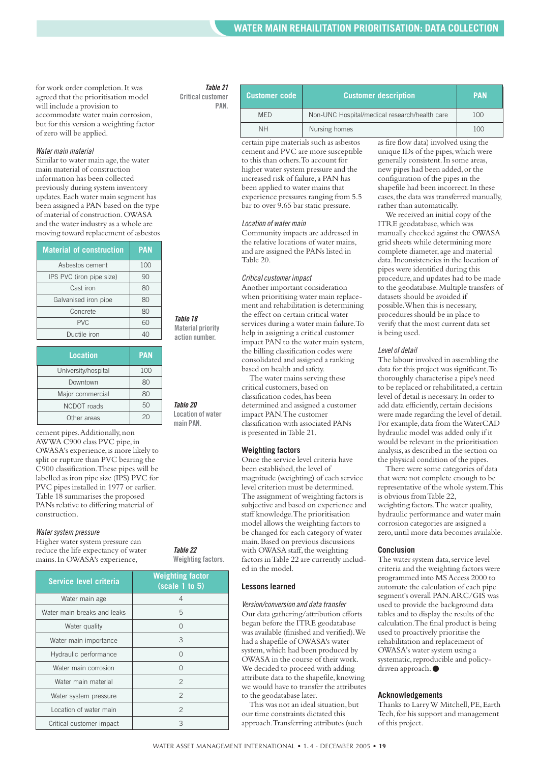for work order completion. It was agreed that the prioritisation model will include a provision to accommodate water main corrosion, but for this version a weighting factor of zero will be applied.

*Water main material*

Similar to water main age, the water main material of construction information has been collected previously during system inventory updates. Each water main segment has been assigned a PAN based on the type of material of construction. OWASA and the water industry as a whole are moving toward replacement of asbestos cement pipes. Additionally, non AWWA C900 class PVC pipe, in OWASA's experience, is more likely to split or rupture than PVC bearing the C900 classification. These pipes will be labelled as iron pipe size (IPS) PVC for PVC pipes installed in 1977 or earlier. Table 18 summarises the proposed PANs relative to differing material of construction.

**Table 18** Material priority action number.

| Material of construction | PAN |
|---|---|
| Asbestos cement | 100 |
| IPS PVC (iron pipe size) | 90 |
| Cast iron | 80 |
| Galvanised iron pipe | 80 |
| Concrete | 80 |
| PVC | 60 |
| Ductile iron | 40 |

**Table 20** Location of water main PAN.

| Location | PAN |
|---|---|
| University/hospital | 100 |
| Downtown | 80 |
| Major commercial | 80 |
| NCDOT roads | 50 |
| Other areas | 20 |

*Water system pressure*

Higher water system pressure can reduce the life expectancy of water mains. In OWASA's experience, certain pipe materials such as asbestos cement and PVC are more susceptible to this than others. To account for higher water system pressure and the increased risk of failure, a PAN has been applied to water mains that experience pressures ranging from 5.5 bar to over 9.65 bar static pressure.

*Location of water main*

Community impacts are addressed in the relative locations of water mains, and are assigned the PANs listed in Table 20.

*Critical customer impact*

Another important consideration when prioritising water main replacement and rehabilitation is determining the effect on certain critical water services during a water main failure. To help in assigning a critical customer impact PAN to the water main system, the billing classification codes were consolidated and assigned a ranking based on health and safety.

The water mains serving these critical customers, based on classification codes, has been determined and assigned a customer impact PAN. The customer classification with associated PANs is presented in Table 21.

**Table 21** Critical customer PAN.

| Customer code | Customer description | PAN |
|---|---|---|
| MED | Non-UNC Hospital/medical research/health care | 100 |
| NH | Nursing homes | 100 |

### Weighting factors

Once the service level criteria have been established, the level of magnitude (weighting) of each service level criterion must be determined. The assignment of weighting factors is subjective and based on experience and staff knowledge. The prioritisation model allows the weighting factors to be changed for each category of water main. Based on previous discussions with OWASA staff, the weighting factors in Table 22 are currently included in the model.

**Table 22** Weighting factors.

| Service level criteria | Weighting factor (scale 1 to 5) |
|---|---|
| Water main age | 4 |
| Water main breaks and leaks | 5 |
| Water quality | 0 |
| Water main importance | 3 |
| Hydraulic performance | 0 |
| Water main corrosion | 0 |
| Water main material | 2 |
| Water system pressure | 2 |
| Location of water main | 2 |
| Critical customer impact | 3 |

### Lessons learned

*Version/conversion and data transfer*

Our data gathering/attribution efforts began before the ITRE geodatabase was available (finished and verified). We had a shapefile of OWASA's water system, which had been produced by OWASA in the course of their work. We decided to proceed with adding attribute data to the shapefile, knowing we would have to transfer the attributes to the geodatabase later.

This was not an ideal situation, but our time constraints dictated this approach. Transferring attributes (such as fire flow data) involved using the unique IDs of the pipes, which were generally consistent. In some areas, new pipes had been added, or the configuration of the pipes in the shapefile had been incorrect. In these cases, the data was transferred manually, rather than automatically.

We received an initial copy of the ITRE geodatabase, which was manually checked against the OWASA grid sheets while determining more complete diameter, age and material data. Inconsistencies in the location of pipes were identified during this procedure, and updates had to be made to the geodatabase. Multiple transfers of datasets should be avoided if possible. When this is necessary, procedures should be in place to verify that the most current data set is being used.

*Level of detail*

The labour involved in assembling the data for this project was significant. To thoroughly characterise a pipe's need to be replaced or rehabilitated, a certain level of detail is necessary. In order to add data efficiently, certain decisions were made regarding the level of detail. For example, data from the WaterCAD hydraulic model was added only if it would be relevant in the prioritisation analysis, as described in the section on the physical condition of the pipes.

There were some categories of data that were not complete enough to be representative of the whole system. This is obvious from Table 22, weighting factors. The water quality, hydraulic performance and water main corrosion categories are assigned a zero, until more data becomes available.

### Conclusion

The water system data, service level criteria and the weighting factors were programmed into MS Access 2000 to automate the calculation of each pipe segment's overall PAN. ARC/GIS was used to provide the background data tables and to display the results of the calculation. The final product is being used to proactively prioritise the rehabilitation and replacement of OWASA's water system using a systematic, reproducible and policy-driven approach. ●

### Acknowledgements

Thanks to Larry W Mitchell, PE, Earth Tech, for his support and management of this project.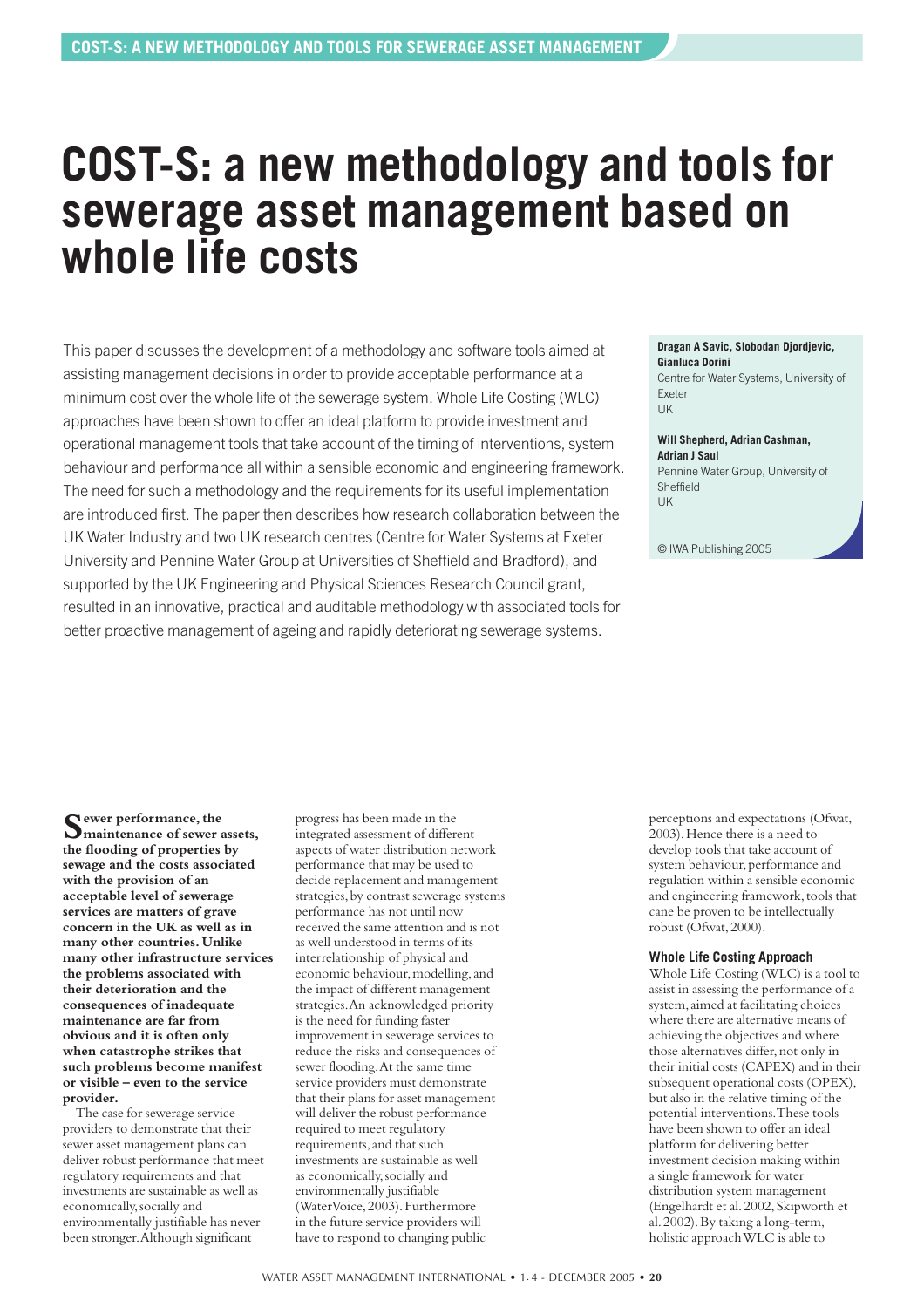# COST-S: a new methodology and tools for sewerage asset management based on whole life costs

This paper discusses the development of a methodology and software tools aimed at assisting management decisions in order to provide acceptable performance at a minimum cost over the whole life of the sewerage system. Whole Life Costing (WLC) approaches have been shown to offer an ideal platform to provide investment and operational management tools that take account of the timing of interventions, system behaviour and performance all within a sensible economic and engineering framework. The need for such a methodology and the requirements for its useful implementation are introduced first. The paper then describes how research collaboration between the UK Water Industry and two UK research centres (Centre for Water Systems at Exeter University and Pennine Water Group at Universities of Sheffield and Bradford), and supported by the UK Engineering and Physical Sciences Research Council grant, resulted in an innovative, practical and auditable methodology with associated tools for better proactive management of ageing and rapidly deteriorating sewerage systems.

**Dragan A Savic, Slobodan Djordjevic, Gianluca Dorini**
Centre for Water Systems, University of Exeter
UK

**Will Shepherd, Adrian Cashman, Adrian J Saul**
Pennine Water Group, University of Sheffield
UK

© IWA Publishing 2005

**Sewer performance, the maintenance of sewer assets, the flooding of properties by sewage and the costs associated with the provision of an acceptable level of sewerage services are matters of grave concern in the UK as well as in many other countries. Unlike many other infrastructure services the problems associated with their deterioration and the consequences of inadequate maintenance are far from obvious and it is often only when catastrophe strikes that such problems become manifest or visible – even to the service provider.**

The case for sewerage service providers to demonstrate that their sewer asset management plans can deliver robust performance that meet regulatory requirements and that investments are sustainable as well as economically, socially and environmentally justifiable has never been stronger. Although significant progress has been made in the integrated assessment of different aspects of water distribution network performance that may be used to decide replacement and management strategies, by contrast sewerage systems performance has not until now received the same attention and is not as well understood in terms of its interrelationship of physical and economic behaviour, modelling, and the impact of different management strategies. An acknowledged priority is the need for funding faster improvement in sewerage services to reduce the risks and consequences of sewer flooding. At the same time service providers must demonstrate that their plans for asset management will deliver the robust performance required to meet regulatory requirements, and that such investments are sustainable as well as economically, socially and environmentally justifiable (WaterVoice, 2003). Furthermore in the future service providers will have to respond to changing public perceptions and expectations (Ofwat, 2003). Hence there is a need to develop tools that take account of system behaviour, performance and regulation within a sensible economic and engineering framework, tools that cane be proven to be intellectually robust (Ofwat, 2000).

### Whole Life Costing Approach

Whole Life Costing (WLC) is a tool to assist in assessing the performance of a system, aimed at facilitating choices where there are alternative means of achieving the objectives and where those alternatives differ, not only in their initial costs (CAPEX) and in their subsequent operational costs (OPEX), but also in the relative timing of the potential interventions. These tools have been shown to offer an ideal platform for delivering better investment decision making within a single framework for water distribution system management (Engelhardt et al. 2002, Skipworth et al. 2002). By taking a long-term, holistic approach WLC is able to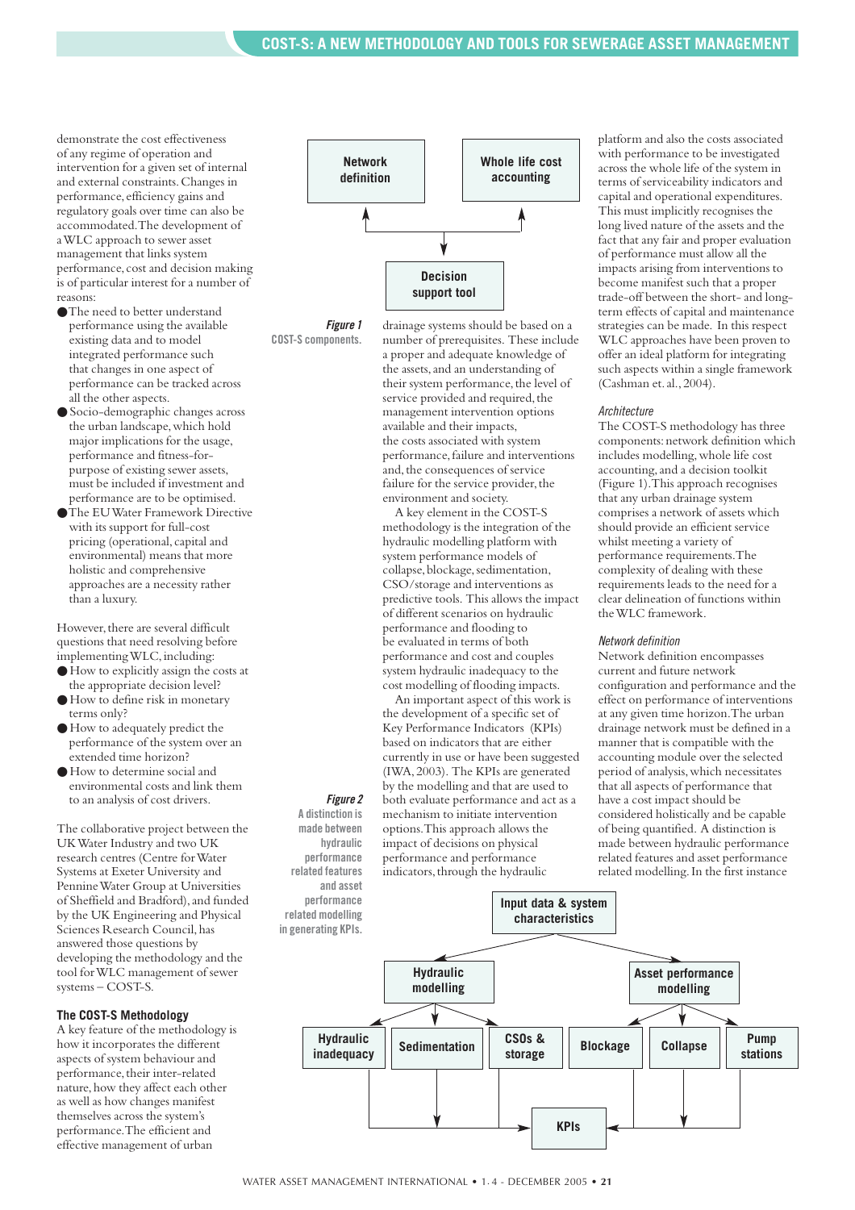demonstrate the cost effectiveness of any regime of operation and intervention for a given set of internal and external constraints. Changes in performance, efficiency gains and regulatory goals over time can also be accommodated. The development of a WLC approach to sewer asset management that links system performance, cost and decision making is of particular interest for a number of reasons:

- The need to better understand performance using the available existing data and to model integrated performance such that changes in one aspect of performance can be tracked across all the other aspects.
- Socio-demographic changes across the urban landscape, which hold major implications for the usage, performance and fitness-for-purpose of existing sewer assets, must be included if investment and performance are to be optimised.
- The EU Water Framework Directive with its support for full-cost pricing (operational, capital and environmental) means that more holistic and comprehensive approaches are a necessity rather than a luxury.

However, there are several difficult questions that need resolving before implementing WLC, including:

- How to explicitly assign the costs at the appropriate decision level?
- How to define risk in monetary terms only?
- How to adequately predict the performance of the system over an extended time horizon?
- How to determine social and environmental costs and link them to an analysis of cost drivers.

The collaborative project between the UK Water Industry and two UK research centres (Centre for Water Systems at Exeter University and Pennine Water Group at Universities of Sheffield and Bradford), and funded by the UK Engineering and Physical Sciences Research Council, has answered those questions by developing the methodology and the tool for WLC management of sewer systems – COST-S.

## The COST-S Methodology

A key feature of the methodology is how it incorporates the different aspects of system behaviour and performance, their inter-related nature, how they affect each other as well as how changes manifest themselves across the system's performance. The efficient and effective management of urban drainage systems should be based on a number of prerequisites. These include a proper and adequate knowledge of the assets, and an understanding of their system performance, the level of service provided and required, the management intervention options available and their impacts, the costs associated with system performance, failure and interventions and, the consequences of service failure for the service provider, the environment and society.

A key element in the COST-S methodology is the integration of the hydraulic modelling platform with system performance models of collapse, blockage, sedimentation, CSO/storage and interventions as predictive tools. This allows the impact of different scenarios on hydraulic performance and flooding to be evaluated in terms of both performance and cost and couples system hydraulic inadequacy to the cost modelling of flooding impacts.

An important aspect of this work is the development of a specific set of Key Performance Indicators (KPIs) based on indicators that are either currently in use or have been suggested (IWA, 2003). The KPIs are generated by the modelling and that are used to both evaluate performance and act as a mechanism to initiate intervention options. This approach allows the impact of decisions on physical performance and performance indicators, through the hydraulic platform and also the costs associated with performance to be investigated across the whole life of the system in terms of serviceability indicators and capital and operational expenditures. This must implicitly recognises the long lived nature of the assets and the fact that any fair and proper evaluation of performance must allow all the impacts arising from interventions to become manifest such that a proper trade-off between the short- and long-term effects of capital and maintenance strategies can be made. In this respect WLC approaches have been proven to offer an ideal platform for integrating such aspects within a single framework (Cashman et. al., 2004).

*Figure 1* COST-S components.

*Figure 2* A distinction is made between hydraulic performance related features and asset performance related modelling in generating KPIs.

### *Architecture*

The COST-S methodology has three components: network definition which includes modelling, whole life cost accounting, and a decision toolkit (Figure 1). This approach recognises that any urban drainage system comprises a network of assets which should provide an efficient service whilst meeting a variety of performance requirements. The complexity of dealing with these requirements leads to the need for a clear delineation of functions within the WLC framework.

### *Network definition*

Network definition encompasses current and future network configuration and performance and the effect on performance of interventions at any given time horizon. The urban drainage network must be defined in a manner that is compatible with the accounting module over the selected period of analysis, which necessitates that all aspects of performance that have a cost impact should be considered holistically and be capable of being quantified. A distinction is made between hydraulic performance related features and asset performance related modelling. In the first instance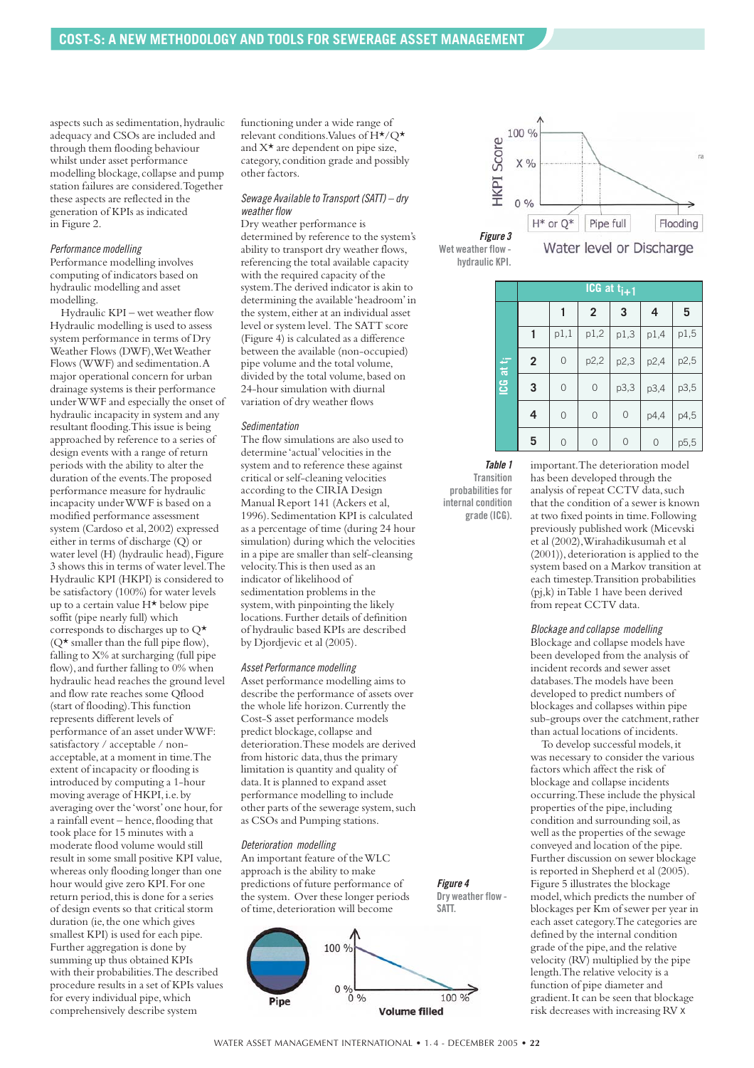aspects such as sedimentation, hydraulic adequacy and CSOs are included and through them flooding behaviour whilst under asset performance modelling blockage, collapse and pump station failures are considered. Together these aspects are reflected in the generation of KPIs as indicated in Figure 2.

### Performance modelling

Performance modelling involves computing of indicators based on hydraulic modelling and asset modelling.

Hydraulic KPI – wet weather flow Hydraulic modelling is used to assess system performance in terms of Dry Weather Flows (DWF), Wet Weather Flows (WWF) and sedimentation. A major operational concern for urban drainage systems is their performance under WWF and especially the onset of hydraulic incapacity in system and any resultant flooding. This issue is being approached by reference to a series of design events with a range of return periods with the ability to alter the duration of the events. The proposed performance measure for hydraulic incapacity under WWF is based on a modified performance assessment system (Cardoso et al, 2002) expressed either in terms of discharge (Q) or water level (H) (hydraulic head), Figure 3 shows this in terms of water level. The Hydraulic KPI (HKPI) is considered to be satisfactory (100%) for water levels up to a certain value H* below pipe soffit (pipe nearly full) which corresponds to discharges up to Q* (Q* smaller than the full pipe flow), falling to X% at surcharging (full pipe flow), and further falling to 0% when hydraulic head reaches the ground level and flow rate reaches some Qflood (start of flooding). This function represents different levels of performance of an asset under WWF: satisfactory / acceptable / non-acceptable, at a moment in time. The extent of incapacity or flooding is introduced by computing a 1-hour moving average of HKPI, i.e. by averaging over the 'worst' one hour, for a rainfall event – hence, flooding that took place for 15 minutes with a moderate flood volume would still result in some small positive KPI value, whereas only flooding longer than one hour would give zero KPI. For one return period, this is done for a series of design events so that critical storm duration (ie, the one which gives smallest KPI) is used for each pipe. Further aggregation is done by summing up thus obtained KPIs with their probabilities. The described procedure results in a set of KPIs values for every individual pipe, which comprehensively describe system functioning under a wide range of relevant conditions. Values of H*/Q* and X* are dependent on pipe size, category, condition grade and possibly other factors.

### Sewage Available to Transport (SATT) – dry weather flow

Dry weather performance is determined by reference to the system's ability to transport dry weather flows, referencing the total available capacity with the required capacity of the system. The derived indicator is akin to determining the available 'headroom' in the system, either at an individual asset level or system level. The SATT score (Figure 4) is calculated as a difference between the available (non-occupied) pipe volume and the total volume, divided by the total volume, based on 24-hour simulation with diurnal variation of dry weather flows

### Sedimentation

The flow simulations are also used to determine 'actual' velocities in the system and to reference these against critical or self-cleaning velocities according to the CIRIA Design Manual Report 141 (Ackers et al, 1996). Sedimentation KPI is calculated as a percentage of time (during 24 hour simulation) during which the velocities in a pipe are smaller than self-cleansing velocity. This is then used as an indicator of likelihood of sedimentation problems in the system, with pinpointing the likely locations. Further details of definition of hydraulic based KPIs are described by Djordjevic et al (2005).

### Asset Performance modelling

Asset performance modelling aims to describe the performance of assets over the whole life horizon. Currently the Cost-S asset performance models predict blockage, collapse and deterioration. These models are derived from historic data, thus the primary limitation is quantity and quality of data. It is planned to expand asset performance modelling to include other parts of the sewerage system, such as CSOs and Pumping stations.

### Deterioration modelling

An important feature of the WLC approach is the ability to make predictions of future performance of the system. Over these longer periods of time, deterioration will become important. The deterioration model has been developed through the analysis of repeat CCTV data, such that the condition of a sewer is known at two fixed points in time. Following previously published work (Micevski et al (2002), Wirahadikusumah et al (2001)), deterioration is applied to the system based on a Markov transition at each timestep. Transition probabilities (pj,k) in Table 1 have been derived from repeat CCTV data.

**Figure 3** Wet weather flow - hydraulic KPI.

**Figure 4** Dry weather flow - SATT.

| | | ICG at $t_{i+1}$ | | | | |
|---|---|---|---|---|---|---|
| | | 1 | 2 | 3 | 4 | 5 |
| ICG at $t_i$ | 1 | p1,1 | p1,2 | p1,3 | p1,4 | p1,5 |
| | 2 | 0 | p2,2 | p2,3 | p2,4 | p2,5 |
| | 3 | 0 | 0 | p3,3 | p3,4 | p3,5 |
| | 4 | 0 | 0 | 0 | p4,4 | p4,5 |
| | 5 | 0 | 0 | 0 | 0 | p5,5 |

**Table 1** Transition probabilities for internal condition grade (ICG).

### Blockage and collapse modelling

Blockage and collapse models have been developed from the analysis of incident records and sewer asset databases. The models have been developed to predict numbers of blockages and collapses within pipe sub-groups over the catchment, rather than actual locations of incidents.

To develop successful models, it was necessary to consider the various factors which affect the risk of blockage and collapse incidents occurring. These include the physical properties of the pipe, including condition and surrounding soil, as well as the properties of the sewage conveyed and location of the pipe. Further discussion on sewer blockage is reported in Shepherd et al (2005). Figure 5 illustrates the blockage model, which predicts the number of blockages per Km of sewer per year in each asset category. The categories are defined by the internal condition grade of the pipe, and the relative velocity (RV) multiplied by the pipe length. The relative velocity is a function of pipe diameter and gradient. It can be seen that blockage risk decreases with increasing RV x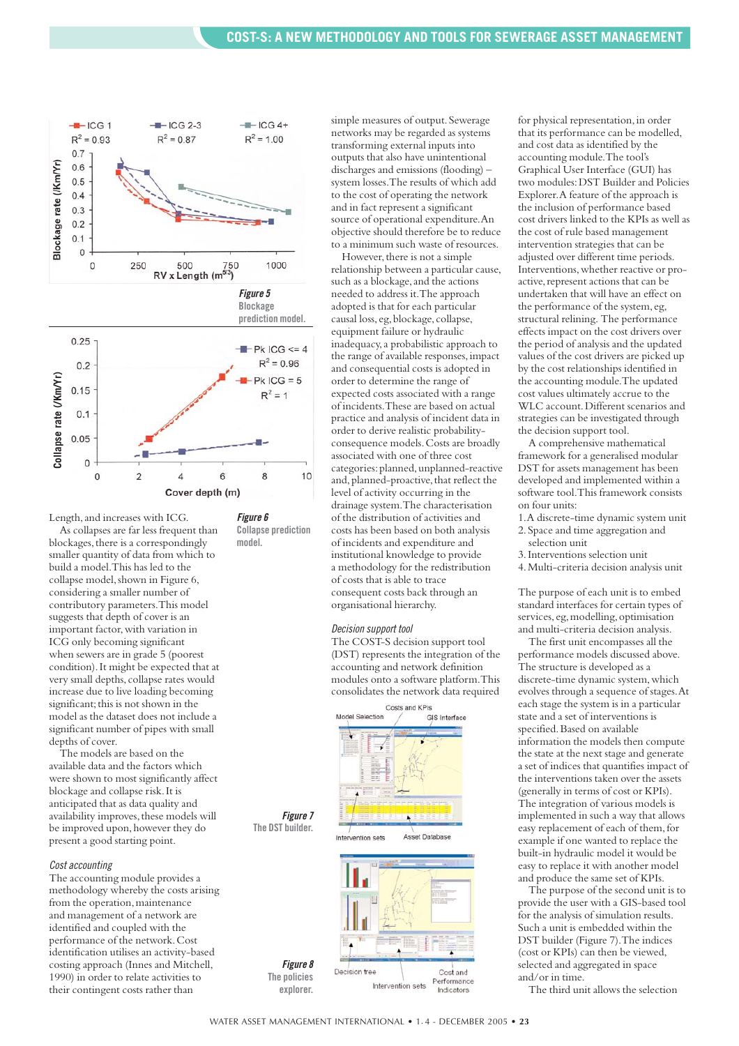Figure 5
Blockage prediction model.

Figure 6
Collapse prediction model.

Length, and increases with ICG.

As collapses are far less frequent than blockages, there is a correspondingly smaller quantity of data from which to build a model. This has led to the collapse model, shown in Figure 6, considering a smaller number of contributory parameters. This model suggests that depth of cover is an important factor, with variation in ICG only becoming significant when sewers are in grade 5 (poorest condition). It might be expected that at very small depths, collapse rates would increase due to live loading becoming significant; this is not shown in the model as the dataset does not include a significant number of pipes with small depths of cover.

The models are based on the available data and the factors which were shown to most significantly affect blockage and collapse risk. It is anticipated that as data quality and availability improves, these models will be improved upon, however they do present a good starting point.

### *Cost accounting*

The accounting module provides a methodology whereby the costs arising from the operation, maintenance and management of a network are identified and coupled with the performance of the network. Cost identification utilises an activity-based costing approach (Innes and Mitchell, 1990) in order to relate activities to their contingent costs rather than simple measures of output. Sewerage networks may be regarded as systems transforming external inputs into outputs that also have unintentional discharges and emissions (flooding) – system losses. The results of which add to the cost of operating the network and in fact represent a significant source of operational expenditure. An objective should therefore be to reduce to a minimum such waste of resources.

However, there is not a simple relationship between a particular cause, such as a blockage, and the actions needed to address it. The approach adopted is that for each particular causal loss, eg, blockage, collapse, equipment failure or hydraulic inadequacy, a probabilistic approach to the range of available responses, impact and consequential costs is adopted in order to determine the range of expected costs associated with a range of incidents. These are based on actual practice and analysis of incident data in order to derive realistic probability-consequence models. Costs are broadly associated with one of three cost categories: planned, unplanned-reactive and, planned-proactive, that reflect the level of activity occurring in the drainage system. The characterisation of the distribution of activities and costs has been based on both analysis of incidents and expenditure and institutional knowledge to provide a methodology for the redistribution of costs that is able to trace consequent costs back through an organisational hierarchy.

### *Decision support tool*

The COST-S decision support tool (DST) represents the integration of the accounting and network definition modules onto a software platform. This consolidates the network data required for physical representation, in order that its performance can be modelled, and cost data as identified by the accounting module. The tool's Graphical User Interface (GUI) has two modules: DST Builder and Policies Explorer. A feature of the approach is the inclusion of performance based cost drivers linked to the KPIs as well as the cost of rule based management intervention strategies that can be adjusted over different time periods. Interventions, whether reactive or pro-active, represent actions that can be undertaken that will have an effect on the performance of the system, eg, structural relining. The performance effects impact on the cost drivers over the period of analysis and the updated values of the cost drivers are picked up by the cost relationships identified in the accounting module. The updated cost values ultimately accrue to the WLC account. Different scenarios and strategies can be investigated through the decision support tool.

Figure 7
The DST builder.

Figure 8
The policies explorer.

A comprehensive mathematical framework for a generalised modular DST for assets management has been developed and implemented within a software tool. This framework consists on four units:

1. A discrete-time dynamic system unit
2. Space and time aggregation and selection unit
3. Interventions selection unit
4. Multi-criteria decision analysis unit

The purpose of each unit is to embed standard interfaces for certain types of services, eg, modelling, optimisation and multi-criteria decision analysis.

The first unit encompasses all the performance models discussed above. The structure is developed as a discrete-time dynamic system, which evolves through a sequence of stages. At each stage the system is in a particular state and a set of interventions is specified. Based on available information the models then compute the state at the next stage and generate a set of indices that quantifies impact of the interventions taken over the assets (generally in terms of cost or KPIs). The integration of various models is implemented in such a way that allows easy replacement of each of them, for example if one wanted to replace the built-in hydraulic model it would be easy to replace it with another model and produce the same set of KPIs.

The purpose of the second unit is to provide the user with a GIS-based tool for the analysis of simulation results. Such a unit is embedded within the DST builder (Figure 7). The indices (cost or KPIs) can then be viewed, selected and aggregated in space and/or in time.

The third unit allows the selection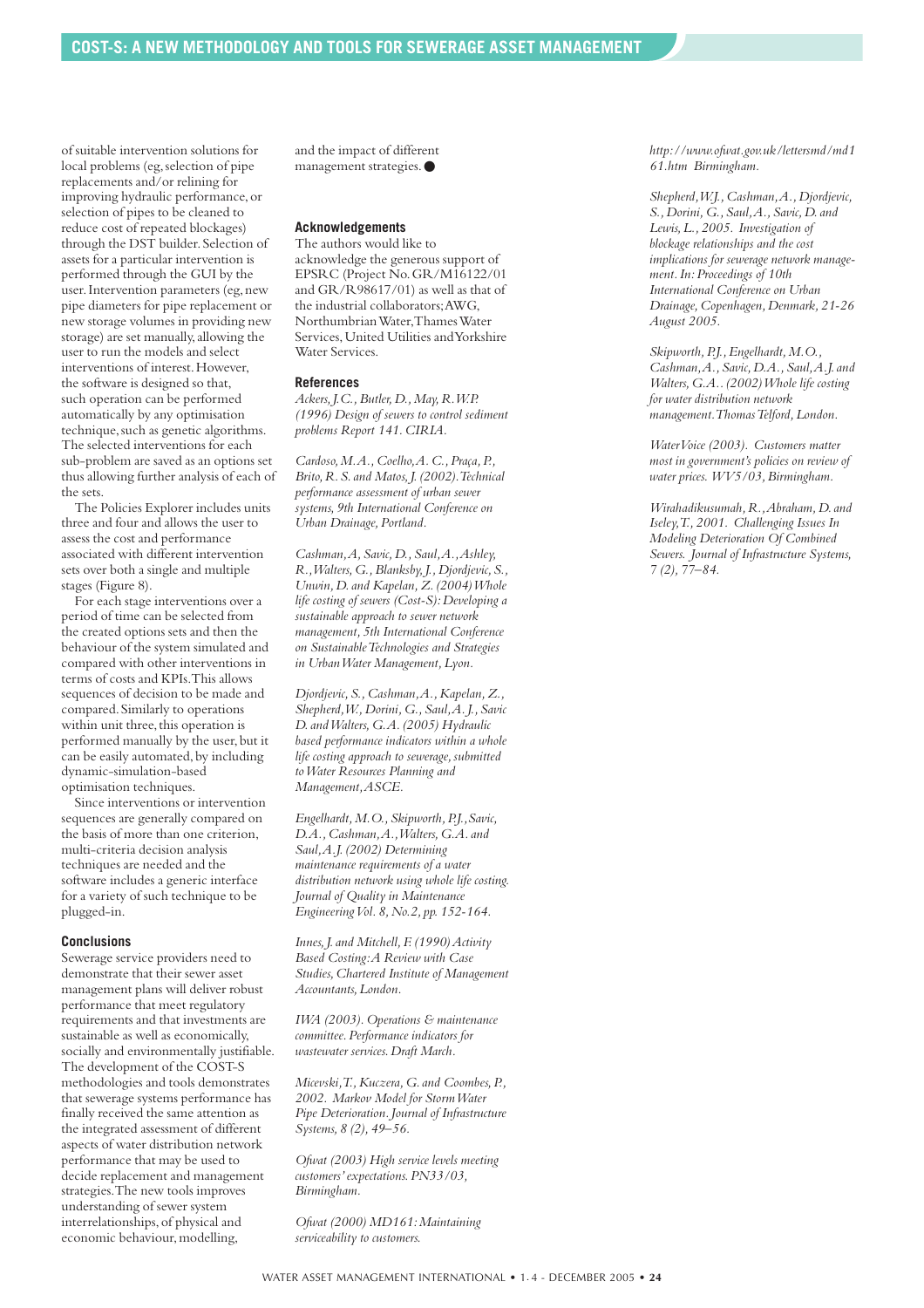of suitable intervention solutions for local problems (eg, selection of pipe replacements and/or relining for improving hydraulic performance, or selection of pipes to be cleaned to reduce cost of repeated blockages) through the DST builder. Selection of assets for a particular intervention is performed through the GUI by the user. Intervention parameters (eg, new pipe diameters for pipe replacement or new storage volumes in providing new storage) are set manually, allowing the user to run the models and select interventions of interest. However, the software is designed so that, such operation can be performed automatically by any optimisation technique, such as genetic algorithms. The selected interventions for each sub-problem are saved as an options set thus allowing further analysis of each of the sets.

The Policies Explorer includes units three and four and allows the user to assess the cost and performance associated with different intervention sets over both a single and multiple stages (Figure 8).

For each stage interventions over a period of time can be selected from the created options sets and then the behaviour of the system simulated and compared with other interventions in terms of costs and KPIs. This allows sequences of decision to be made and compared. Similarly to operations within unit three, this operation is performed manually by the user, but it can be easily automated, by including dynamic-simulation-based optimisation techniques.

Since interventions or intervention sequences are generally compared on the basis of more than one criterion, multi-criteria decision analysis techniques are needed and the software includes a generic interface for a variety of such technique to be plugged-in.

### Conclusions

Sewerage service providers need to demonstrate that their sewer asset management plans will deliver robust performance that meet regulatory requirements and that investments are sustainable as well as economically, socially and environmentally justifiable. The development of the COST-S methodologies and tools demonstrates that sewerage systems performance has finally received the same attention as the integrated assessment of different aspects of water distribution network performance that may be used to decide replacement and management strategies. The new tools improves understanding of sewer system interrelationships, of physical and economic behaviour, modelling, and the impact of different management strategies. ●

### Acknowledgements

The authors would like to acknowledge the generous support of EPSRC (Project No. GR/M16122/01 and GR/R98617/01) as well as that of the industrial collaborators; AWG, Northumbrian Water, Thames Water Services, United Utilities and Yorkshire Water Services.

### References

*Ackers, J.C., Butler, D., May, R.W.P. (1996) Design of sewers to control sediment problems Report 141. CIRIA.*

*Cardoso, M.A., Coelho, A. C., Praça, P., Brito, R. S. and Matos, J. (2002). Technical performance assessment of urban sewer systems, 9th International Conference on Urban Drainage, Portland.*

*Cashman, A, Savic, D., Saul, A., Ashley, R., Walters, G., Blanksby, J., Djordjevic, S., Unwin, D. and Kapelan, Z. (2004) Whole life costing of sewers (Cost-S): Developing a sustainable approach to sewer network management, 5th International Conference on Sustainable Technologies and Strategies in Urban Water Management, Lyon.*

*Djordjevic, S., Cashman, A., Kapelan, Z., Shepherd, W., Dorini, G., Saul, A. J., Savic D. and Walters, G.A. (2005) Hydraulic based performance indicators within a whole life costing approach to sewerage, submitted to Water Resources Planning and Management, ASCE.*

*Engelhardt, M.O., Skipworth, P.J., Savic, D.A., Cashman, A., Walters, G.A. and Saul, A.J. (2002) Determining maintenance requirements of a water distribution network using whole life costing. Journal of Quality in Maintenance Engineering Vol. 8, No.2, pp. 152-164.*

*Innes, J. and Mitchell, F. (1990) Activity Based Costing: A Review with Case Studies, Chartered Institute of Management Accountants, London.*

*IWA (2003). Operations & maintenance committee. Performance indicators for wastewater services. Draft March.*

*Micevski, T., Kuczera, G. and Coombes, P., 2002. Markov Model for Storm Water Pipe Deterioration. Journal of Infrastructure Systems, 8 (2), 49–56.*

*Ofwat (2003) High service levels meeting customers' expectations. PN33/03, Birmingham.*

*Ofwat (2000) MD161: Maintaining serviceability to customers. http://www.ofwat.gov.uk/lettersmd/md161.htm Birmingham.*

*Shepherd, W.J., Cashman, A., Djordjevic, S., Dorini, G., Saul, A., Savic, D. and Lewis, L., 2005. Investigation of blockage relationships and the cost implications for sewerage network management. In: Proceedings of 10th International Conference on Urban Drainage, Copenhagen, Denmark, 21-26 August 2005.*

*Skipworth, P.J., Engelhardt, M.O., Cashman, A., Savic, D.A., Saul, A.J. and Walters, G.A.. (2002) Whole life costing for water distribution network management. Thomas Telford, London.*

*WaterVoice (2003). Customers matter most in government's policies on review of water prices. WV5/03, Birmingham.*

*Wirahadikusumah, R., Abraham, D. and Iseley, T., 2001. Challenging Issues In Modeling Deterioration Of Combined Sewers. Journal of Infrastructure Systems, 7 (2), 77–84.*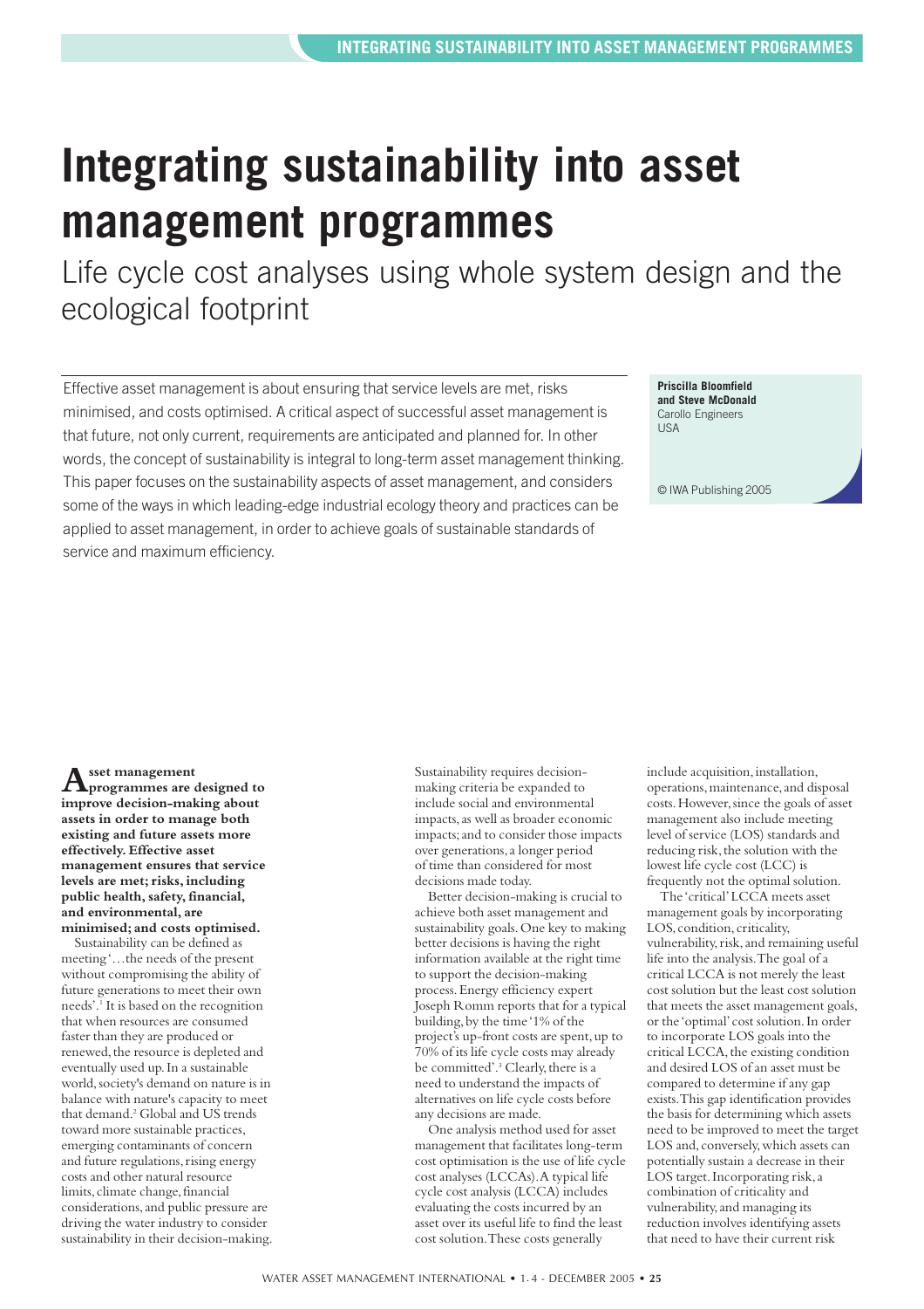# Integrating sustainability into asset management programmes

## Life cycle cost analyses using whole system design and the ecological footprint

Effective asset management is about ensuring that service levels are met, risks minimised, and costs optimised. A critical aspect of successful asset management is that future, not only current, requirements are anticipated and planned for. In other words, the concept of sustainability is integral to long-term asset management thinking. This paper focuses on the sustainability aspects of asset management, and considers some of the ways in which leading-edge industrial ecology theory and practices can be applied to asset management, in order to achieve goals of sustainable standards of service and maximum efficiency.

**Priscilla Bloomfield and Steve McDonald**
Carollo Engineers
USA

© IWA Publishing 2005

**Asset management programmes are designed to improve decision-making about assets in order to manage both existing and future assets more effectively. Effective asset management ensures that service levels are met; risks, including public health, safety, financial, and environmental, are minimised; and costs optimised.**

Sustainability can be defined as meeting '…the needs of the present without compromising the ability of future generations to meet their own needs'.[1] It is based on the recognition that when resources are consumed faster than they are produced or renewed, the resource is depleted and eventually used up. In a sustainable world, society's demand on nature is in balance with nature's capacity to meet that demand.[2] Global and US trends toward more sustainable practices, emerging contaminants of concern and future regulations, rising energy costs and other natural resource limits, climate change, financial considerations, and public pressure are driving the water industry to consider sustainability in their decision-making. Sustainability requires decision-making criteria be expanded to include social and environmental impacts, as well as broader economic impacts; and to consider those impacts over generations, a longer period of time than considered for most decisions made today.

Better decision-making is crucial to achieve both asset management and sustainability goals. One key to making better decisions is having the right information available at the right time to support the decision-making process. Energy efficiency expert Joseph Romm reports that for a typical building, by the time '1% of the project's up-front costs are spent, up to 70% of its life cycle costs may already be committed'.[3] Clearly, there is a need to understand the impacts of alternatives on life cycle costs before any decisions are made.

One analysis method used for asset management that facilitates long-term cost optimisation is the use of life cycle cost analyses (LCCAs). A typical life cycle cost analysis (LCCA) includes evaluating the costs incurred by an asset over its useful life to find the least cost solution. These costs generally include acquisition, installation, operations, maintenance, and disposal costs. However, since the goals of asset management also include meeting level of service (LOS) standards and reducing risk, the solution with the lowest life cycle cost (LCC) is frequently not the optimal solution.

The 'critical' LCCA meets asset management goals by incorporating LOS, condition, criticality, vulnerability, risk, and remaining useful life into the analysis. The goal of a critical LCCA is not merely the least cost solution but the least cost solution that meets the asset management goals, or the 'optimal' cost solution. In order to incorporate LOS goals into the critical LCCA, the existing condition and desired LOS of an asset must be compared to determine if any gap exists. This gap identification provides the basis for determining which assets need to be improved to meet the target LOS and, conversely, which assets can potentially sustain a decrease in their LOS target. Incorporating risk, a combination of criticality and vulnerability, and managing its reduction involves identifying assets that need to have their current risk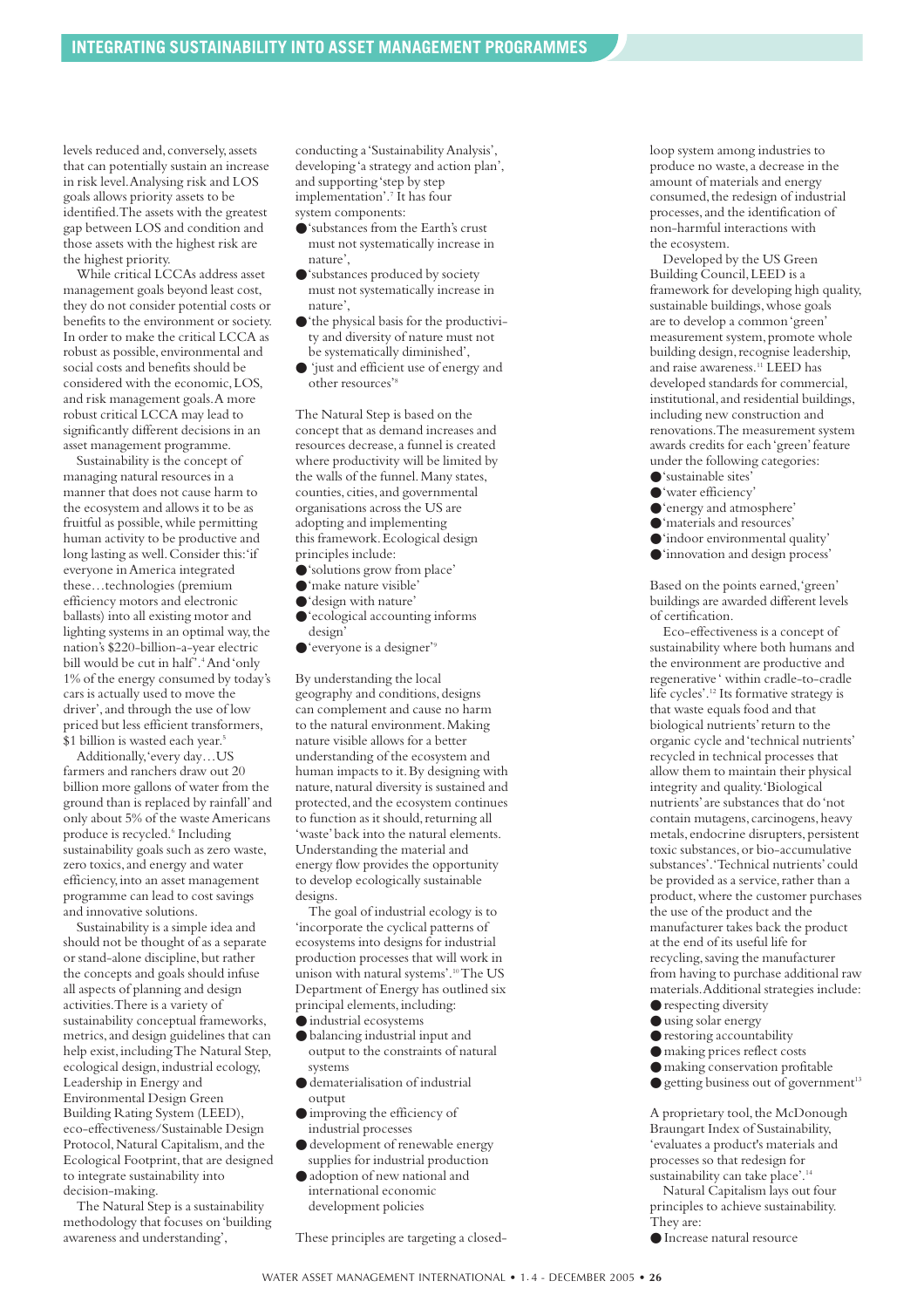levels reduced and, conversely, assets that can potentially sustain an increase in risk level. Analysing risk and LOS goals allows priority assets to be identified. The assets with the greatest gap between LOS and condition and those assets with the highest risk are the highest priority.

While critical LCCAs address asset management goals beyond least cost, they do not consider potential costs or benefits to the environment or society. In order to make the critical LCCA as robust as possible, environmental and social costs and benefits should be considered with the economic, LOS, and risk management goals. A more robust critical LCCA may lead to significantly different decisions in an asset management programme.

Sustainability is the concept of managing natural resources in a manner that does not cause harm to the ecosystem and allows it to be as fruitful as possible, while permitting human activity to be productive and long lasting as well. Consider this: 'if everyone in America integrated these…technologies (premium efficiency motors and electronic ballasts) into all existing motor and lighting systems in an optimal way, the nation's $220-billion-a-year electric bill would be cut in half'.[4] And 'only 1% of the energy consumed by today's cars is actually used to move the driver', and through the use of low priced but less efficient transformers, $1 billion is wasted each year.[5]

Additionally, 'every day…US farmers and ranchers draw out 20 billion more gallons of water from the ground than is replaced by rainfall' and only about 5% of the waste Americans produce is recycled.[6] Including sustainability goals such as zero waste, zero toxics, and energy and water efficiency, into an asset management programme can lead to cost savings and innovative solutions.

Sustainability is a simple idea and should not be thought of as a separate or stand-alone discipline, but rather the concepts and goals should infuse all aspects of planning and design activities. There is a variety of sustainability conceptual frameworks, metrics, and design guidelines that can help exist, including The Natural Step, ecological design, industrial ecology, Leadership in Energy and Environmental Design Green Building Rating System (LEED), eco-effectiveness/Sustainable Design Protocol, Natural Capitalism, and the Ecological Footprint, that are designed to integrate sustainability into decision-making.

The Natural Step is a sustainability methodology that focuses on 'building awareness and understanding', conducting a 'Sustainability Analysis', developing 'a strategy and action plan', and supporting 'step by step implementation'.[7] It has four system components:

- 'substances from the Earth's crust must not systematically increase in nature',
- 'substances produced by society must not systematically increase in nature',
- 'the physical basis for the productivity and diversity of nature must not be systematically diminished',
- 'just and efficient use of energy and other resources'[8]

The Natural Step is based on the concept that as demand increases and resources decrease, a funnel is created where productivity will be limited by the walls of the funnel. Many states, counties, cities, and governmental organisations across the US are adopting and implementing this framework. Ecological design principles include:

- 'solutions grow from place'
- 'make nature visible'
- 'design with nature'
- 'ecological accounting informs design'
- 'everyone is a designer'[9]

By understanding the local geography and conditions, designs can complement and cause no harm to the natural environment. Making nature visible allows for a better understanding of the ecosystem and human impacts to it. By designing with nature, natural diversity is sustained and protected, and the ecosystem continues to function as it should, returning all 'waste' back into the natural elements. Understanding the material and energy flow provides the opportunity to develop ecologically sustainable designs.

The goal of industrial ecology is to 'incorporate the cyclical patterns of ecosystems into designs for industrial production processes that will work in unison with natural systems'.[10] The US Department of Energy has outlined six principal elements, including:

- industrial ecosystems
- balancing industrial input and output to the constraints of natural systems
- dematerialisation of industrial output
- improving the efficiency of industrial processes
- development of renewable energy supplies for industrial production
- adoption of new national and international economic development policies

These principles are targeting a closed-loop system among industries to produce no waste, a decrease in the amount of materials and energy consumed, the redesign of industrial processes, and the identification of non-harmful interactions with the ecosystem.

Developed by the US Green Building Council, LEED is a framework for developing high quality, sustainable buildings, whose goals are to develop a common 'green' measurement system, promote whole building design, recognise leadership, and raise awareness.[11] LEED has developed standards for commercial, institutional, and residential buildings, including new construction and renovations. The measurement system awards credits for each 'green' feature under the following categories:

- 'sustainable sites'
- 'water efficiency'
- 'energy and atmosphere'
- 'materials and resources'
- 'indoor environmental quality'
- 'innovation and design process'

Based on the points earned, 'green' buildings are awarded different levels of certification.

Eco-effectiveness is a concept of sustainability where both humans and the environment are productive and regenerative ' within cradle-to-cradle life cycles'.[12] Its formative strategy is that waste equals food and that biological nutrients' return to the organic cycle and 'technical nutrients' recycled in technical processes that allow them to maintain their physical integrity and quality. 'Biological nutrients' are substances that do 'not contain mutagens, carcinogens, heavy metals, endocrine disrupters, persistent toxic substances, or bio-accumulative substances'. 'Technical nutrients' could be provided as a service, rather than a product, where the customer purchases the use of the product and the manufacturer takes back the product at the end of its useful life for recycling, saving the manufacturer from having to purchase additional raw materials. Additional strategies include:

- respecting diversity
- using solar energy
- restoring accountability
- making prices reflect costs
- making conservation profitable
- getting business out of government[13]

A proprietary tool, the McDonough Braungart Index of Sustainability, 'evaluates a product's materials and processes so that redesign for sustainability can take place'.[14]

Natural Capitalism lays out four principles to achieve sustainability. They are:

- Increase natural resource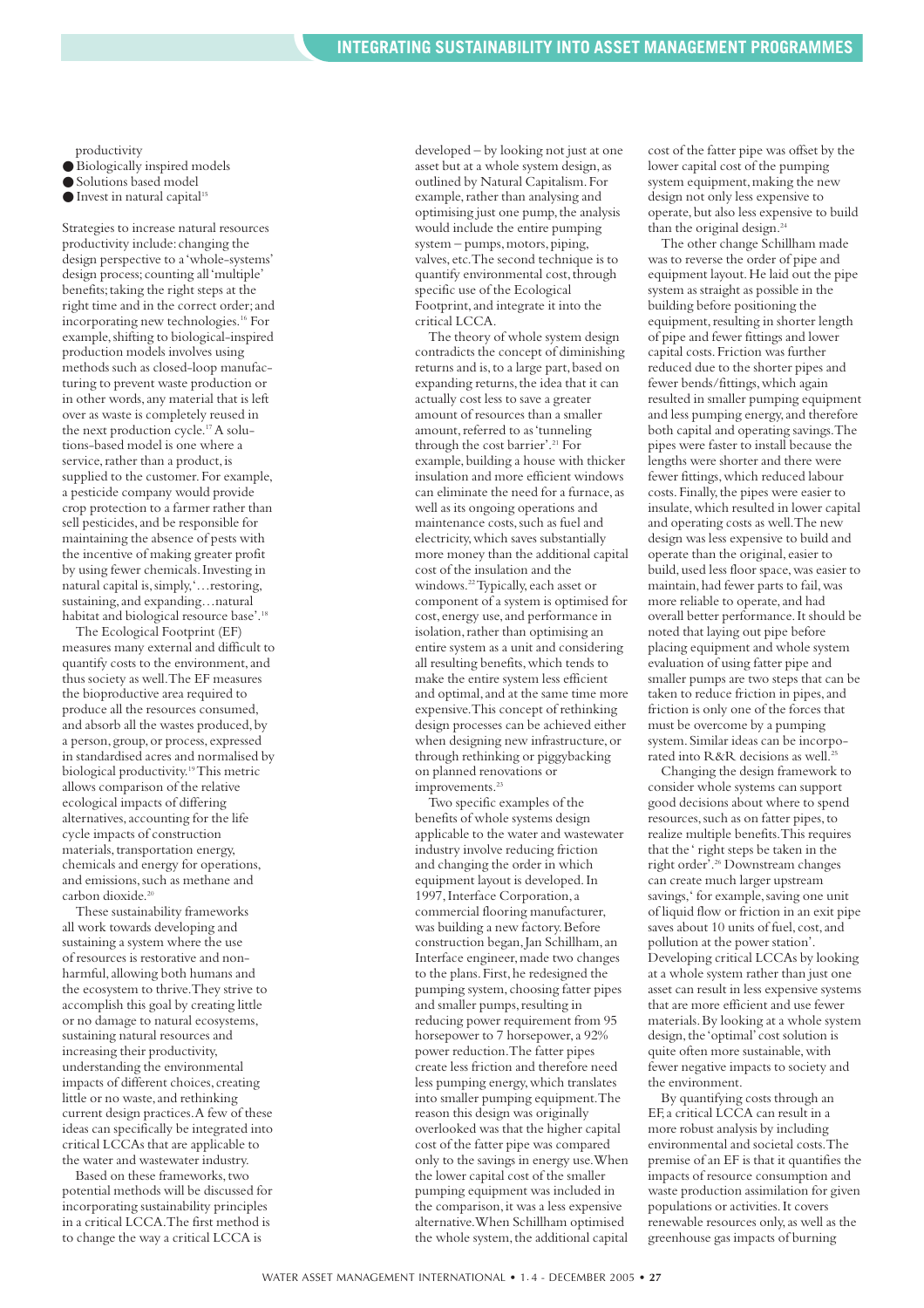productivity

- Biologically inspired models
- Solutions based model
- Invest in natural capital[15]

Strategies to increase natural resources productivity include: changing the design perspective to a 'whole-systems' design process; counting all 'multiple' benefits; taking the right steps at the right time and in the correct order; and incorporating new technologies.[16] For example, shifting to biological-inspired production models involves using methods such as closed-loop manufacturing to prevent waste production or in other words, any material that is left over as waste is completely reused in the next production cycle.[17] A solutions-based model is one where a service, rather than a product, is supplied to the customer. For example, a pesticide company would provide crop protection to a farmer rather than sell pesticides, and be responsible for maintaining the absence of pests with the incentive of making greater profit by using fewer chemicals. Investing in natural capital is, simply, '…restoring, sustaining, and expanding…natural habitat and biological resource base'.[18]

The Ecological Footprint (EF) measures many external and difficult to quantify costs to the environment, and thus society as well. The EF measures the bioproductive area required to produce all the resources consumed, and absorb all the wastes produced, by a person, group, or process, expressed in standardised acres and normalised by biological productivity.[19] This metric allows comparison of the relative ecological impacts of differing alternatives, accounting for the life cycle impacts of construction materials, transportation energy, chemicals and energy for operations, and emissions, such as methane and carbon dioxide.[20]

These sustainability frameworks all work towards developing and sustaining a system where the use of resources is restorative and non-harmful, allowing both humans and the ecosystem to thrive. They strive to accomplish this goal by creating little or no damage to natural ecosystems, sustaining natural resources and increasing their productivity, understanding the environmental impacts of different choices, creating little or no waste, and rethinking current design practices. A few of these ideas can specifically be integrated into critical LCCAs that are applicable to the water and wastewater industry.

Based on these frameworks, two potential methods will be discussed for incorporating sustainability principles in a critical LCCA. The first method is to change the way a critical LCCA is developed – by looking not just at one asset but at a whole system design, as outlined by Natural Capitalism. For example, rather than analysing and optimising just one pump, the analysis would include the entire pumping system – pumps, motors, piping, valves, etc. The second technique is to quantify environmental cost, through specific use of the Ecological Footprint, and integrate it into the critical LCCA.

The theory of whole system design contradicts the concept of diminishing returns and is, to a large part, based on expanding returns, the idea that it can actually cost less to save a greater amount of resources than a smaller amount, referred to as 'tunneling through the cost barrier'.[21] For example, building a house with thicker insulation and more efficient windows can eliminate the need for a furnace, as well as its ongoing operations and maintenance costs, such as fuel and electricity, which saves substantially more money than the additional capital cost of the insulation and the windows.[22] Typically, each asset or component of a system is optimised for cost, energy use, and performance in isolation, rather than optimising an entire system as a unit and considering all resulting benefits, which tends to make the entire system less efficient and optimal, and at the same time more expensive. This concept of rethinking design processes can be achieved either when designing new infrastructure, or through rethinking or piggybacking on planned renovations or improvements.[23]

Two specific examples of the benefits of whole systems design applicable to the water and wastewater industry involve reducing friction and changing the order in which equipment layout is developed. In 1997, Interface Corporation, a commercial flooring manufacturer, was building a new factory. Before construction began, Jan Schillham, an Interface engineer, made two changes to the plans. First, he redesigned the pumping system, choosing fatter pipes and smaller pumps, resulting in reducing power requirement from 95 horsepower to 7 horsepower, a 92% power reduction. The fatter pipes create less friction and therefore need less pumping energy, which translates into smaller pumping equipment. The reason this design was originally overlooked was that the higher capital cost of the fatter pipe was compared only to the savings in energy use. When the lower capital cost of the smaller pumping equipment was included in the comparison, it was a less expensive alternative. When Schillham optimised the whole system, the additional capital cost of the fatter pipe was offset by the lower capital cost of the pumping system equipment, making the new design not only less expensive to operate, but also less expensive to build than the original design.[24]

The other change Schillham made was to reverse the order of pipe and equipment layout. He laid out the pipe system as straight as possible in the building before positioning the equipment, resulting in shorter length of pipe and fewer fittings and lower capital costs. Friction was further reduced due to the shorter pipes and fewer bends/fittings, which again resulted in smaller pumping equipment and less pumping energy, and therefore both capital and operating savings. The pipes were faster to install because the lengths were shorter and there were fewer fittings, which reduced labour costs. Finally, the pipes were easier to insulate, which resulted in lower capital and operating costs as well. The new design was less expensive to build and operate than the original, easier to build, used less floor space, was easier to maintain, had fewer parts to fail, was more reliable to operate, and had overall better performance. It should be noted that laying out pipe before placing equipment and whole system evaluation of using fatter pipe and smaller pumps are two steps that can be taken to reduce friction in pipes, and friction is only one of the forces that must be overcome by a pumping system. Similar ideas can be incorporated into R&R decisions as well.[25]

Changing the design framework to consider whole systems can support good decisions about where to spend resources, such as on fatter pipes, to realize multiple benefits. This requires that the ' right steps be taken in the right order'.[26] Downstream changes can create much larger upstream savings,' for example, saving one unit of liquid flow or friction in an exit pipe saves about 10 units of fuel, cost, and pollution at the power station'. Developing critical LCCAs by looking at a whole system rather than just one asset can result in less expensive systems that are more efficient and use fewer materials. By looking at a whole system design, the 'optimal' cost solution is quite often more sustainable, with fewer negative impacts to society and the environment.

By quantifying costs through an EF, a critical LCCA can result in a more robust analysis by including environmental and societal costs. The premise of an EF is that it quantifies the impacts of resource consumption and waste production assimilation for given populations or activities. It covers renewable resources only, as well as the greenhouse gas impacts of burning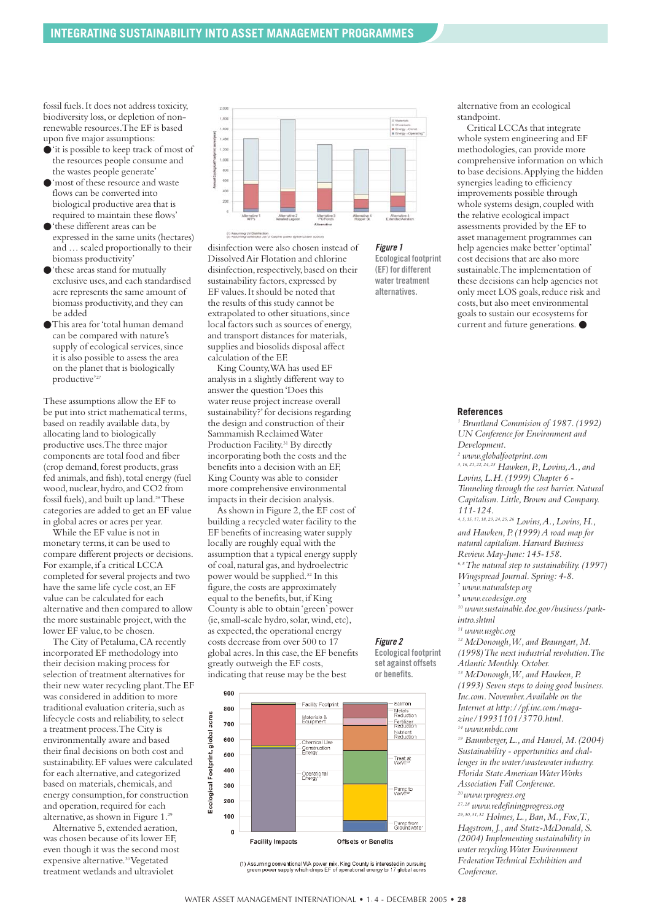fossil fuels. It does not address toxicity, biodiversity loss, or depletion of non-renewable resources. The EF is based upon five major assumptions:

- 'it is possible to keep track of most of the resources people consume and the wastes people generate'
- 'most of these resource and waste flows can be converted into biological productive area that is required to maintain these flows'
- 'these different areas can be expressed in the same units (hectares) and … scaled proportionally to their biomass productivity'
- 'these areas stand for mutually exclusive uses, and each standardised acre represents the same amount of biomass productivity, and they can be added
- This area for 'total human demand can be compared with nature's supply of ecological services, since it is also possible to assess the area on the planet that is biologically productive'[27]

These assumptions allow the EF to be put into strict mathematical terms, based on readily available data, by allocating land to biologically productive uses. The three major components are total food and fiber (crop demand, forest products, grass fed animals, and fish), total energy (fuel wood, nuclear, hydro, and CO2 from fossil fuels), and built up land.[28] These categories are added to get an EF value in global acres or acres per year.

While the EF value is not in monetary terms, it can be used to compare different projects or decisions. For example, if a critical LCCA completed for several projects and two have the same life cycle cost, an EF value can be calculated for each alternative and then compared to allow the more sustainable project, with the lower EF value, to be chosen.

The City of Petaluma, CA recently incorporated EF methodology into their decision making process for selection of treatment alternatives for their new water recycling plant. The EF was considered in addition to more traditional evaluation criteria, such as lifecycle costs and reliability, to select a treatment process. The City is environmentally aware and based their final decisions on both cost and sustainability. EF values were calculated for each alternative, and categorized based on materials, chemicals, and energy consumption, for construction and operation, required for each alternative, as shown in Figure 1.[29]

Alternative 5, extended aeration, was chosen because of its lower EF, even though it was the second most expensive alternative.[30] Vegetated treatment wetlands and ultraviolet disinfection were also chosen instead of Dissolved Air Flotation and chlorine disinfection, respectively, based on their sustainability factors, expressed by EF values. It should be noted that the results of this study cannot be extrapolated to other situations, since local factors such as sources of energy, and transport distances for materials, supplies and biosolids disposal affect calculation of the EF.

King County, WA has used EF analysis in a slightly different way to answer the question 'Does this water reuse project increase overall sustainability?' for decisions regarding the design and construction of their Sammamish Reclaimed Water Production Facility.[31] By directly incorporating both the costs and the benefits into a decision with an EF, King County was able to consider more comprehensive environmental impacts in their decision analysis.

As shown in Figure 2, the EF cost of building a recycled water facility to the EF benefits of increasing water supply locally are roughly equal with the assumption that a typical energy supply of coal, natural gas, and hydroelectric power would be supplied.[32] In this figure, the costs are approximately equal to the benefits, but, if King County is able to obtain 'green' power (ie, small-scale hydro, solar, wind, etc), as expected, the operational energy costs decrease from over 500 to 17 global acres. In this case, the EF benefits greatly outweigh the EF costs, indicating that reuse may be the best alternative from an ecological standpoint.

**Figure 1**
Ecological footprint (EF) for different water treatment alternatives.

**Figure 2**
Ecological footprint set against offsets or benefits.

(1) Assuming conventional WA power mix. King County is interested in pursuing green power supply which drops EF of operational energy to 17 global acres

Critical LCCAs that integrate whole system engineering and EF methodologies, can provide more comprehensive information on which to base decisions. Applying the hidden synergies leading to efficiency improvements possible through whole systems design, coupled with the relative ecological impact assessments provided by the EF to asset management programmes can help agencies make better 'optimal' cost decisions that are also more sustainable. The implementation of these decisions can help agencies not only meet LOS goals, reduce risk and costs, but also meet environmental goals to sustain our ecosystems for current and future generations. ●

## References

[1] *Bruntland Commision of 1987. (1992) UN Conference for Environment and Development.*

[2] *www.globalfootprint.com*

[3, 16, 21, 22, 24, 25] *Hawken, P., Lovins, A., and Lovins, L.H. (1999) Chapter 6 - Tunneling through the cost barrier. Natural Capitalism. Little, Brown and Company. 111-124.*

[4, 5, 15, 17, 18, 23, 24, 25, 26] *Lovins, A., Lovins, H., and Hawken, P. (1999) A road map for natural capitalism. Harvard Business Review. May-June: 145-158.*

[6, 8] *The natural step to sustainability. (1997) Wingspread Journal. Spring: 4-8.*

[7] *www.naturalstep.org*

[9] *www.ecodesign.org*

[10] *www.sustainable.doe.gov/business/park-intro.shtml*

[11] *www.usgbc.org*

[12] *McDonough, W., and Braungart, M. (1998) The next industrial revolution. The Atlantic Monthly. October.*

[13] *McDonough, W., and Hawken, P. (1993) Seven steps to doing good business. Inc.com. November. Available on the Internet at http://pf.inc.com/magazine/19931101/3770.html.*

[14] *www.mbdc.com*

[19] *Baumberger, L., and Hansel, M. (2004) Sustainability - opportunities and challenges in the water/wastewater industry. Florida State American Water Works Association Fall Conference.*

[20] *www.rprogress.org*

[27, 28] *www.redefiningprogress.org*

[29, 30, 31, 32] *Holmes, L., Ban, M., Fox, T., Hagstrom, J., and Stutz-McDonald, S. (2004) Implementing sustainability in water recycling. Water Environment Federation Technical Exhibition and Conference.*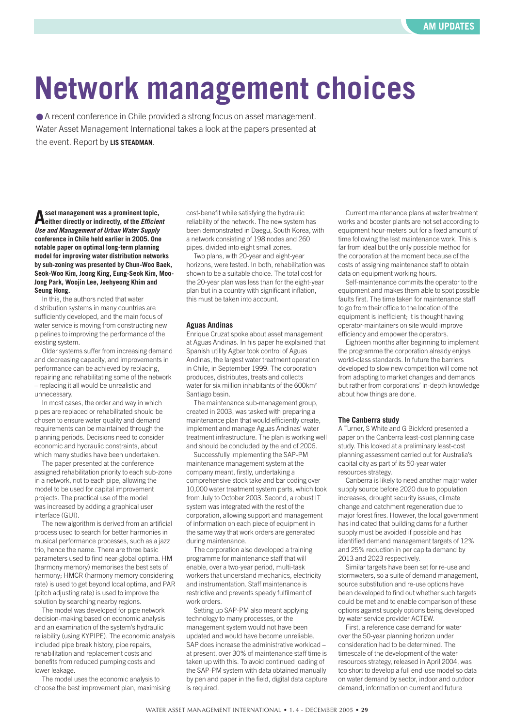# Network management choices

● A recent conference in Chile provided a strong focus on asset management. Water Asset Management International takes a look at the papers presented at the event. Report by **LIS STEADMAN**.

**Asset management was a prominent topic, either directly or indirectly, of the *Efficient Use and Management of Urban Water Supply* conference in Chile held earlier in 2005. One notable paper on optimal long-term planning model for improving water distribution networks by sub-zoning was presented by Chun-Woo Baek, Seok-Woo Kim, Joong King, Eung-Seok Kim, Moo-Jong Park, Woojin Lee, Jeehyeong Khim and Seung Hong.**

In this, the authors noted that water distribution systems in many countries are sufficiently developed, and the main focus of water service is moving from constructing new pipelines to improving the performance of the existing system.

Older systems suffer from increasing demand and decreasing capacity, and improvements in performance can be achieved by replacing, repairing and rehabilitating some of the network – replacing it all would be unrealistic and unnecessary.

In most cases, the order and way in which pipes are replaced or rehabilitated should be chosen to ensure water quality and demand requirements can be maintained through the planning periods. Decisions need to consider economic and hydraulic constraints, about which many studies have been undertaken.

The paper presented at the conference assigned rehabilitation priority to each sub-zone in a network, not to each pipe, allowing the model to be used for capital improvement projects. The practical use of the model was increased by adding a graphical user interface (GUI).

The new algorithm is derived from an artificial process used to search for better harmonies in musical performance processes, such as a jazz trio, hence the name. There are three basic parameters used to find near-global optima. HM (harmony memory) memorises the best sets of harmony; HMCR (harmony memory considering rate) is used to get beyond local optima, and PAR (pitch adjusting rate) is used to improve the solution by searching nearby regions.

The model was developed for pipe network decision-making based on economic analysis and an examination of the system's hydraulic reliability (using KYPIPE). The economic analysis included pipe break history, pipe repairs, rehabilitation and replacement costs and benefits from reduced pumping costs and lower leakage.

The model uses the economic analysis to choose the best improvement plan, maximising cost-benefit while satisfying the hydraulic reliability of the network. The new system has been demonstrated in Daegu, South Korea, with a network consisting of 198 nodes and 260 pipes, divided into eight small zones.

Two plans, with 20-year and eight-year horizons, were tested. In both, rehabilitation was shown to be a suitable choice. The total cost for the 20-year plan was less than for the eight-year plan but in a country with significant inflation, this must be taken into account.

### Aguas Andinas

Enrique Cruzat spoke about asset management at Aguas Andinas. In his paper he explained that Spanish utility Agbar took control of Aguas Andinas, the largest water treatment operation in Chile, in September 1999. The corporation produces, distributes, treats and collects water for six million inhabitants of the 600km$^2$ Santiago basin.

The maintenance sub-management group, created in 2003, was tasked with preparing a maintenance plan that would efficiently create, implement and manage Aguas Andinas' water treatment infrastructure. The plan is working well and should be concluded by the end of 2006.

Successfully implementing the SAP-PM maintenance management system at the company meant, firstly, undertaking a comprehensive stock take and bar coding over 10,000 water treatment system parts, which took from July to October 2003. Second, a robust IT system was integrated with the rest of the corporation, allowing support and management of information on each piece of equipment in the same way that work orders are generated during maintenance.

The corporation also developed a training programme for maintenance staff that will enable, over a two-year period, multi-task workers that understand mechanics, electricity and instrumentation. Staff maintenance is restrictive and prevents speedy fulfilment of work orders.

Setting up SAP-PM also meant applying technology to many processes, or the management system would not have been updated and would have become unreliable. SAP does increase the administrative workload – at present, over 30% of maintenance staff time is taken up with this. To avoid continued loading of the SAP-PM system with data obtained manually by pen and paper in the field, digital data capture is required.

Current maintenance plans at water treatment works and booster plants are not set according to equipment hour-meters but for a fixed amount of time following the last maintenance work. This is far from ideal but the only possible method for the corporation at the moment because of the costs of assigning maintenance staff to obtain data on equipment working hours.

Self-maintenance commits the operator to the equipment and makes them able to spot possible faults first. The time taken for maintenance staff to go from their office to the location of the equipment is inefficient; it is thought having operator-maintainers on site would improve efficiency and empower the operators.

Eighteen months after beginning to implement the programme the corporation already enjoys world-class standards. In future the barriers developed to slow new competition will come not from adapting to market changes and demands but rather from corporations' in-depth knowledge about how things are done.

### The Canberra study

A Turner, S White and G Bickford presented a paper on the Canberra least-cost planning case study. This looked at a preliminary least-cost planning assessment carried out for Australia's capital city as part of its 50-year water resources strategy.

Canberra is likely to need another major water supply source before 2020 due to population increases, drought security issues, climate change and catchment regeneration due to major forest fires. However, the local government has indicated that building dams for a further supply must be avoided if possible and has identified demand management targets of 12% and 25% reduction in per capita demand by 2013 and 2023 respectively.

Similar targets have been set for re-use and stormwaters, so a suite of demand management, source substitution and re-use options have been developed to find out whether such targets could be met and to enable comparison of these options against supply options being developed by water service provider ACTEW.

First, a reference case demand for water over the 50-year planning horizon under consideration had to be determined. The timescale of the development of the water resources strategy, released in April 2004, was too short to develop a full end-use model so data on water demand by sector, indoor and outdoor demand, information on current and future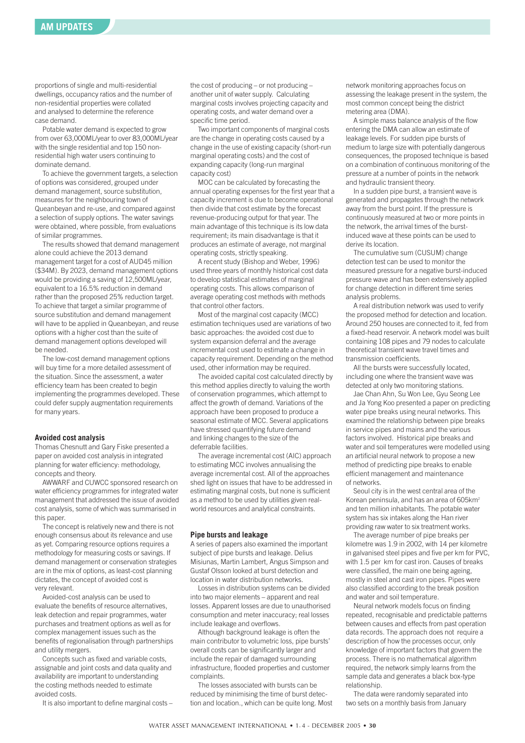proportions of single and multi-residential dwellings, occupancy ratios and the number of non-residential properties were collated and analysed to determine the reference case demand.

Potable water demand is expected to grow from over 63,000ML/year to over 83,000ML/year with the single residential and top 150 non-residential high water users continuing to dominate demand.

To achieve the government targets, a selection of options was considered, grouped under demand management, source substitution, measures for the neighbouring town of Queanbeyan and re-use, and compared against a selection of supply options. The water savings were obtained, where possible, from evaluations of similar programmes.

The results showed that demand management alone could achieve the 2013 demand management target for a cost of AUD45 million ($34M). By 2023, demand management options would be providing a saving of 12,500ML/year, equivalent to a 16.5% reduction in demand rather than the proposed 25% reduction target. To achieve that target a similar programme of source substitution and demand management will have to be applied in Queanbeyan, and reuse options with a higher cost than the suite of demand management options developed will be needed.

The low-cost demand management options will buy time for a more detailed assessment of the situation. Since the assessment, a water efficiency team has been created to begin implementing the programmes developed. These could defer supply augmentation requirements for many years.

### Avoided cost analysis

Thomas Chesnutt and Gary Fiske presented a paper on avoided cost analysis in integrated planning for water efficiency: methodology, concepts and theory.

AWWARF and CUWCC sponsored research on water efficiency programmes for integrated water management that addressed the issue of avoided cost analysis, some of which was summarised in this paper.

The concept is relatively new and there is not enough consensus about its relevance and use as yet. Comparing resource options requires a methodology for measuring costs or savings. If demand management or conservation strategies are in the mix of options, as least-cost planning dictates, the concept of avoided cost is very relevant.

Avoided-cost analysis can be used to evaluate the benefits of resource alternatives, leak detection and repair programmes, water purchases and treatment options as well as for complex management issues such as the benefits of regionalisation through partnerships and utility mergers.

Concepts such as fixed and variable costs, assignable and joint costs and data quality and availability are important to understanding the costing methods needed to estimate avoided costs.

It is also important to define marginal costs – the cost of producing – or not producing – another unit of water supply. Calculating marginal costs involves projecting capacity and operating costs, and water demand over a specific time period.

Two important components of marginal costs are the change in operating costs caused by a change in the use of existing capacity (short-run marginal operating costs) and the cost of expanding capacity (long-run marginal capacity cost)

MOC can be calculated by forecasting the annual operating expenses for the first year that a capacity increment is due to become operational then divide that cost estimate by the forecast revenue-producing output for that year. The main advantage of this technique is its low data requirement; its main disadvantage is that it produces an estimate of average, not marginal operating costs, strictly speaking.

A recent study (Bishop and Weber, 1996) used three years of monthly historical cost data to develop statistical estimates of marginal operating costs. This allows comparison of average operating cost methods with methods that control other factors.

Most of the marginal cost capacity (MCC) estimation techniques used are variations of two basic approaches: the avoided cost due to system expansion deferral and the average incremental cost used to estimate a change in capacity requirement. Depending on the method used, other information may be required.

The avoided capital cost calculated directly by this method applies directly to valuing the worth of conservation programmes, which attempt to affect the growth of demand. Variations of the approach have been proposed to produce a seasonal estimate of MCC. Several applications have stressed quantifying future demand and linking changes to the size of the deferrable facilities.

The average incremental cost (AIC) approach to estimating MCC involves annualising the average incremental cost. All of the approaches shed light on issues that have to be addressed in estimating marginal costs, but none is sufficient as a method to be used by utilities given real-world resources and analytical constraints.

### Pipe bursts and leakage

A series of papers also examined the important subject of pipe bursts and leakage. Delius Misiunas, Martin Lambert, Angus Simpson and Gustaf Olsson looked at burst detection and location in water distribution networks.

Losses in distribution systems can be divided into two major elements – apparent and real losses. Apparent losses are due to unauthorised consumption and meter inaccuracy; real losses include leakage and overflows.

Although background leakage is often the main contributor to volumetric loss, pipe bursts' overall costs can be significantly larger and include the repair of damaged surrounding infrastructure, flooded properties and customer complaints.

The losses associated with bursts can be reduced by minimising the time of burst detection and location., which can be quite long. Most network monitoring approaches focus on assessing the leakage present in the system, the most common concept being the district metering area (DMA).

A simple mass balance analysis of the flow entering the DMA can allow an estimate of leakage levels. For sudden pipe bursts of medium to large size with potentially dangerous consequences, the proposed technique is based on a combination of continuous monitoring of the pressure at a number of points in the network and hydraulic transient theory.

In a sudden pipe burst, a transient wave is generated and propagates through the network away from the burst point. If the pressure is continuously measured at two or more points in the network, the arrival times of the burst-induced wave at these points can be used to derive its location.

The cumulative sum (CUSUM) change detection test can be used to monitor the measured pressure for a negative burst-induced pressure wave and has been extensively applied for change detection in different time series analysis problems.

A real distribution network was used to verify the proposed method for detection and location. Around 250 houses are connected to it, fed from a fixed-head reservoir. A network model was built containing 108 pipes and 79 nodes to calculate theoretical transient wave travel times and transmission coefficients.

All the bursts were successfully located, including one where the transient wave was detected at only two monitoring stations.

Jae Chan Ahn, Su Won Lee, Gyu Seong Lee and Ja Yong Koo presented a paper on predicting water pipe breaks using neural networks. This examined the relationship between pipe breaks in service pipes and mains and the various factors involved. Historical pipe breaks and water and soil temperatures were modelled using an artificial neural network to propose a new method of predicting pipe breaks to enable efficient management and maintenance of networks.

Seoul city is in the west central area of the Korean peninsula, and has an area of 605km$^2$ and ten million inhabitants. The potable water system has six intakes along the Han river providing raw water to six treatment works.

The average number of pipe breaks per kilometre was 1.9 in 2002, with 14 per kilometre in galvanised steel pipes and five per km for PVC, with 1.5 per km for cast iron. Causes of breaks were classified, the main one being ageing, mostly in steel and cast iron pipes. Pipes were also classified according to the break position and water and soil temperature.

Neural network models focus on finding repeated, recognisable and predictable patterns between causes and effects from past operation data records. The approach does not require a description of how the processes occur, only knowledge of important factors that govern the process. There is no mathematical algorithm required, the network simply learns from the sample data and generates a black box-type relationship.

The data were randomly separated into two sets on a monthly basis from January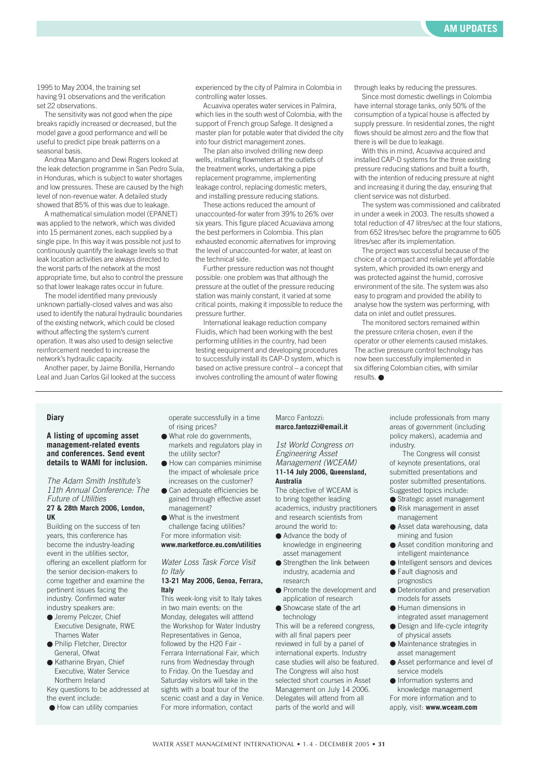1995 to May 2004, the training set having 91 observations and the verification set 22 observations.

The sensitivity was not good when the pipe breaks rapidly increased or decreased, but the model gave a good performance and will be useful to predict pipe break patterns on a seasonal basis.

Andrea Mangano and Dewi Rogers looked at the leak detection programme in San Pedro Sula, in Honduras, which is subject to water shortages and low pressures. These are caused by the high level of non-revenue water. A detailed study showed that 85% of this was due to leakage.

A mathematical simulation model (EPANET) was applied to the network, which was divided into 15 permanent zones, each supplied by a single pipe. In this way it was possible not just to continuously quantify the leakage levels so that leak location activities are always directed to the worst parts of the network at the most appropriate time, but also to control the pressure so that lower leakage rates occur in future.

The model identified many previously unknown partially-closed valves and was also used to identify the natural hydraulic boundaries of the existing network, which could be closed without affecting the system's current operation. It was also used to design selective reinforcement needed to increase the network's hydraulic capacity.

Another paper, by Jaime Bonilla, Hernando Leal and Juan Carlos Gil looked at the success experienced by the city of Palmira in Colombia in controlling water losses.

Acuaviva operates water services in Palmira, which lies in the south west of Colombia, with the support of French group Safege. It designed a master plan for potable water that divided the city into four district management zones.

The plan also involved drilling new deep wells, installing flowmeters at the outlets of the treatment works, undertaking a pipe replacement programme, implementing leakage control, replacing domestic meters, and installing pressure reducing stations.

These actions reduced the amount of unaccounted-for water from 39% to 26% over six years. This figure placed Acuaviava among the best performers in Colombia. This plan exhausted economic alternatives for improving the level of unaccounted-for water, at least on the technical side.

Further pressure reduction was not thought possible: one problem was that although the pressure at the outlet of the pressure reducing station was mainly constant, it varied at some critical points, making it impossible to reduce the pressure further.

International leakage reduction company Fluidis, which had been working with the best performing utilities in the country, had been testing equipment and developing procedures to successfully install its CAP-D system, which is based on active pressure control – a concept that involves controlling the amount of water flowing through leaks by reducing the pressures.

Since most domestic dwellings in Colombia have internal storage tanks, only 50% of the consumption of a typical house is affected by supply pressure. In residential zones, the night flows should be almost zero and the flow that there is will be due to leakage.

With this in mind, Acuaviva acquired and installed CAP-D systems for the three existing pressure reducing stations and built a fourth, with the intention of reducing pressure at night and increasing it during the day, ensuring that client service was not disturbed.

The system was commissioned and calibrated in under a week in 2003. The results showed a total reduction of 47 litres/sec at the four stations, from 652 litres/sec before the programme to 605 litres/sec after its implementation.

The project was successful because of the choice of a compact and reliable yet affordable system, which provided its own energy and was protected against the humid, corrosive environment of the site. The system was also easy to program and provided the ability to analyse how the system was performing, with data on inlet and outlet pressures.

The monitored sectors remained within the pressure criteria chosen, even if the operator or other elements caused mistakes. The active pressure control technology has now been successfully implemented in six differing Colombian cities, with similar results. ●

## Diary

**A listing of upcoming asset management-related events and conferences. Send event details to WAMI for inclusion.**

*The Adam Smith Institute's 11th Annual Conference: The Future of Utilities*
**27 & 28th March 2006, London, UK**

Building on the success of ten years, this conference has become the industry-leading event in the utilities sector, offering an excellent platform for the senior decision-makers to come together and examine the pertinent issues facing the industry. Confirmed water industry speakers are:

- Jeremy Pelczer, Chief Executive Designate, RWE Thames Water
- Philip Fletcher, Director General, Ofwat
- Katharine Bryan, Chief Executive, Water Service Northern Ireland

Key questions to be addressed at the event include:

- How can utility companies operate successfully in a time of rising prices?
- What role do governments, markets and regulators play in the utility sector?
- How can companies minimise the impact of wholesale price increases on the customer?
- Can adequate efficiencies be gained through effective asset management?
- What is the investment challenge facing utilities?

For more information visit:
**www.marketforce.eu.com/utilities**

*Water Loss Task Force Visit to Italy*
**13-21 May 2006, Genoa, Ferrara, Italy**

This week-long visit to Italy takes in two main events: on the Monday, delegates will atttend the Workshop for Water Industry Representatives in Genoa, followed by the H2O Fair - Ferrara International Fair, which runs from Wednesday through to Friday. On the Tuesday and Saturday visitors will take in the sights with a boat tour of the scenic coast and a day in Venice. For more information, contact Marco Fantozzi:
**marco.fantozzi@email.it**

*1st World Congress on Engineering Asset Management (WCEAM)*
**11-14 July 2006, Queensland, Australia**

The objective of WCEAM is to bring together leading academics, industry practitioners and research scientists from around the world to:

- Advance the body of knowledge in engineering asset management
- Strengthen the link between industry, academia and research
- Promote the development and application of research
- Showcase state of the art technology

This will be a refereed congress, with all final papers peer reviewed in full by a panel of international experts. Industry case studies will also be featured. The Congress will also host selected short courses in Asset Management on July 14 2006. Delegates will attend from all parts of the world and will include professionals from many areas of government (including policy makers), academia and industry.

The Congress will consist of keynote presentations, oral submitted presentations and poster submitted presentations. Suggested topics include:

- Strategic asset management
- Risk management in asset management
- Asset data warehousing, data mining and fusion
- Asset condition monitoring and intelligent maintenance
- Intelligent sensors and devices
- Fault diagnosis and prognostics
- Deterioration and preservation models for assets
- Human dimensions in integrated asset management
- Design and life-cycle integrity of physical assets
- Maintenance strategies in asset management
- Asset performance and level of service models
- Information systems and knowledge management

For more information and to apply, visit: **www.wceam.com**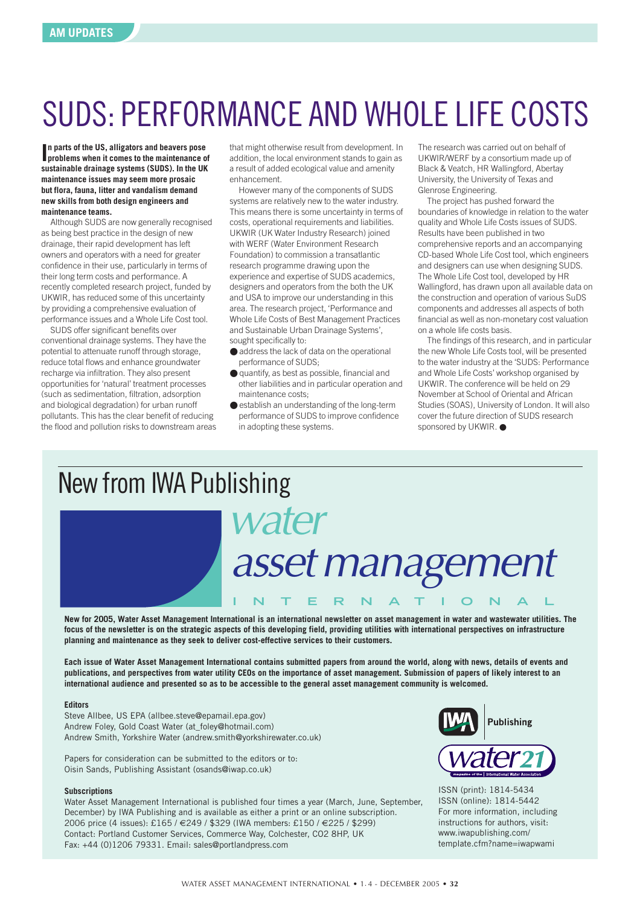AM UPDATES

# SUDS: PERFORMANCE AND WHOLE LIFE COSTS

**In parts of the US, alligators and beavers pose problems when it comes to the maintenance of sustainable drainage systems (SUDS). In the UK maintenance issues may seem more prosaic but flora, fauna, litter and vandalism demand new skills from both design engineers and maintenance teams.**

Although SUDS are now generally recognised as being best practice in the design of new drainage, their rapid development has left owners and operators with a need for greater confidence in their use, particularly in terms of their long term costs and performance. A recently completed research project, funded by UKWIR, has reduced some of this uncertainty by providing a comprehensive evaluation of performance issues and a Whole Life Cost tool.

SUDS offer significant benefits over conventional drainage systems. They have the potential to attenuate runoff through storage, reduce total flows and enhance groundwater recharge via infiltration. They also present opportunities for 'natural' treatment processes (such as sedimentation, filtration, adsorption and biological degradation) for urban runoff pollutants. This has the clear benefit of reducing the flood and pollution risks to downstream areas that might otherwise result from development. In addition, the local environment stands to gain as a result of added ecological value and amenity enhancement.

However many of the components of SUDS systems are relatively new to the water industry. This means there is some uncertainty in terms of costs, operational requirements and liabilities. UKWIR (UK Water Industry Research) joined with WERF (Water Environment Research Foundation) to commission a transatlantic research programme drawing upon the experience and expertise of SUDS academics, designers and operators from the both the UK and USA to improve our understanding in this area. The research project, 'Performance and Whole Life Costs of Best Management Practices and Sustainable Urban Drainage Systems', sought specifically to:

- address the lack of data on the operational performance of SUDS;
- quantify, as best as possible, financial and other liabilities and in particular operation and maintenance costs;
- establish an understanding of the long-term performance of SUDS to improve confidence in adopting these systems.

The research was carried out on behalf of UKWIR/WERF by a consortium made up of Black & Veatch, HR Wallingford, Abertay University, the University of Texas and Glenrose Engineering.

The project has pushed forward the boundaries of knowledge in relation to the water quality and Whole Life Costs issues of SUDS. Results have been published in two comprehensive reports and an accompanying CD-based Whole Life Cost tool, which engineers and designers can use when designing SUDS. The Whole Life Cost tool, developed by HR Wallingford, has drawn upon all available data on the construction and operation of various SuDS components and addresses all aspects of both financial as well as non-monetary cost valuation on a whole life costs basis.

The findings of this research, and in particular the new Whole Life Costs tool, will be presented to the water industry at the 'SUDS: Performance and Whole Life Costs' workshop organised by UKWIR. The conference will be held on 29 November at School of Oriental and African Studies (SOAS), University of London. It will also cover the future direction of SUDS research sponsored by UKWIR.

## New from IWA Publishing

*water asset management* INTERNATIONAL

**New for 2005, Water Asset Management International is an international newsletter on asset management in water and wastewater utilities. The focus of the newsletter is on the strategic aspects of this developing field, providing utilities with international perspectives on infrastructure planning and maintenance as they seek to deliver cost-effective services to their customers.**

**Each issue of Water Asset Management International contains submitted papers from around the world, along with news, details of events and publications, and perspectives from water utility CEOs on the importance of asset management. Submission of papers of likely interest to an international audience and presented so as to be accessible to the general asset management community is welcomed.**

**Editors**
Steve Allbee, US EPA (allbee.steve@epamail.epa.gov)
Andrew Foley, Gold Coast Water (at_foley@hotmail.com)
Andrew Smith, Yorkshire Water (andrew.smith@yorkshirewater.co.uk)

Papers for consideration can be submitted to the editors or to:
Oisin Sands, Publishing Assistant (osands@iwap.co.uk)

**Subscriptions**
Water Asset Management International is published four times a year (March, June, September, December) by IWA Publishing and is available as either a print or an online subscription.
2006 price (4 issues): £165 / €249 / $329 (IWA members: £150 / €225 / $299)
Contact: Portland Customer Services, Commerce Way, Colchester, CO2 8HP, UK
Fax: +44 (0)1206 79331. Email: sales@portlandpress.com

IWA Publishing

water21

ISSN (print): 1814-5434
ISSN (online): 1814-5442
For more information, including instructions for authors, visit:
www.iwapublishing.com/template.cfm?name=iwapwami